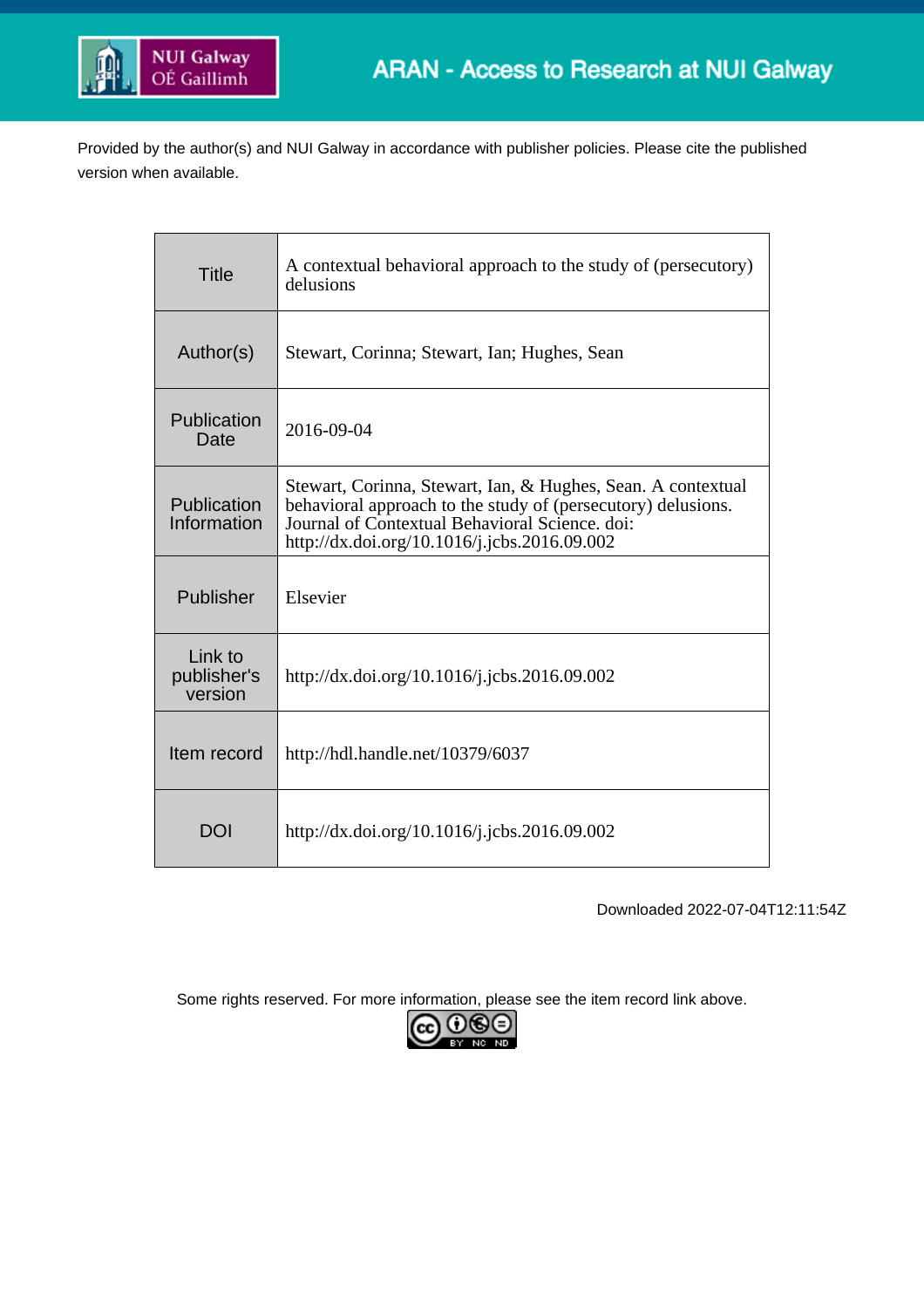ARAN - Access to Research at NUI Galway

Provided by the author(s) and NUI Galway in accordance with publisher policies. Please cite the published version when available.

| | |
|---|---|
| Title | A contextual behavioral approach to the study of (persecutory) delusions |
| Author(s) | Stewart, Corinna; Stewart, Ian; Hughes, Sean |
| Publication Date | 2016-09-04 |
| Publication Information | Stewart, Corinna, Stewart, Ian, & Hughes, Sean. A contextual behavioral approach to the study of (persecutory) delusions. Journal of Contextual Behavioral Science. doi: http://dx.doi.org/10.1016/j.jcbs.2016.09.002 |
| Publisher | Elsevier |
| Link to publisher's version | http://dx.doi.org/10.1016/j.jcbs.2016.09.002 |
| Item record | http://hdl.handle.net/10379/6037 |
| DOI | http://dx.doi.org/10.1016/j.jcbs.2016.09.002 |

Downloaded 2022-07-04T12:11:54Z

Some rights reserved. For more information, please see the item record link above.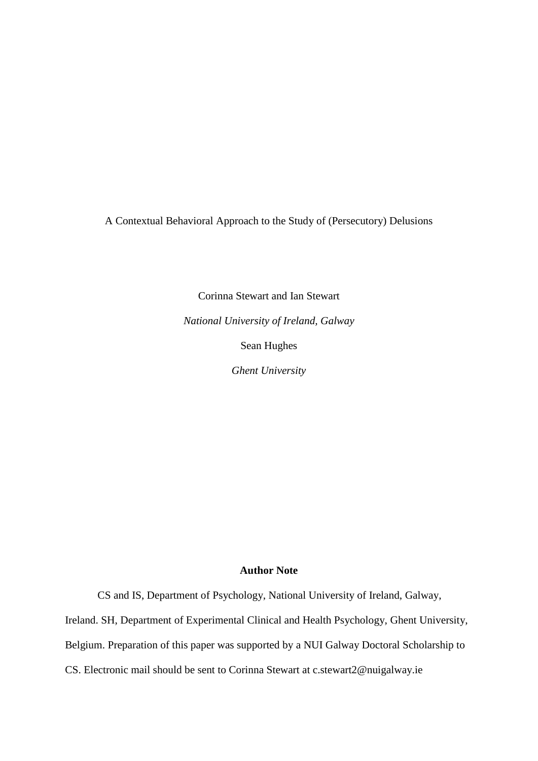A Contextual Behavioral Approach to the Study of (Persecutory) Delusions

Corinna Stewart and Ian Stewart

*National University of Ireland, Galway*

Sean Hughes

*Ghent University*

**Author Note**

CS and IS, Department of Psychology, National University of Ireland, Galway, Ireland. SH, Department of Experimental Clinical and Health Psychology, Ghent University, Belgium. Preparation of this paper was supported by a NUI Galway Doctoral Scholarship to CS. Electronic mail should be sent to Corinna Stewart at c.stewart2@nuigalway.ie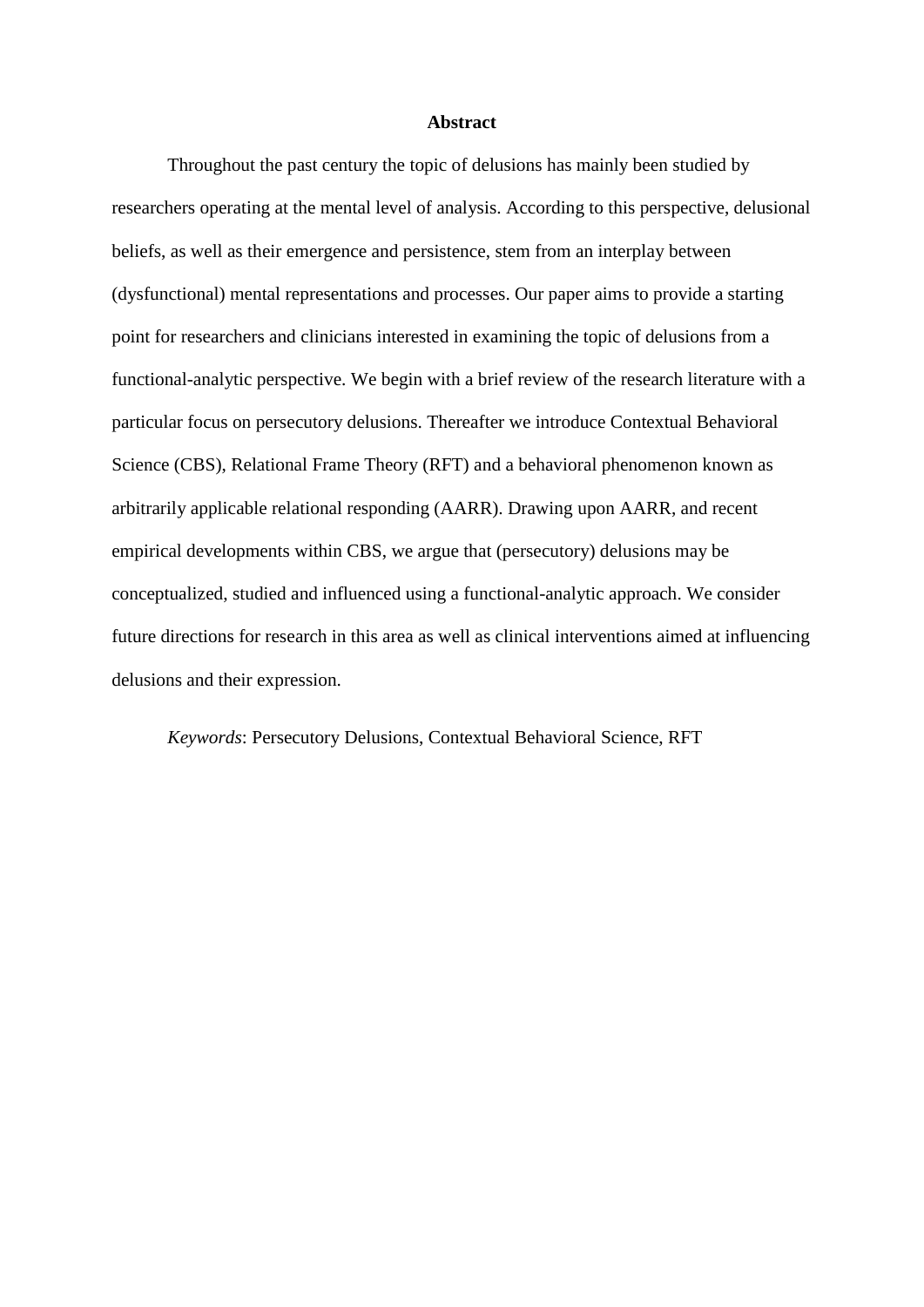# Abstract

Throughout the past century the topic of delusions has mainly been studied by researchers operating at the mental level of analysis. According to this perspective, delusional beliefs, as well as their emergence and persistence, stem from an interplay between (dysfunctional) mental representations and processes. Our paper aims to provide a starting point for researchers and clinicians interested in examining the topic of delusions from a functional-analytic perspective. We begin with a brief review of the research literature with a particular focus on persecutory delusions. Thereafter we introduce Contextual Behavioral Science (CBS), Relational Frame Theory (RFT) and a behavioral phenomenon known as arbitrarily applicable relational responding (AARR). Drawing upon AARR, and recent empirical developments within CBS, we argue that (persecutory) delusions may be conceptualized, studied and influenced using a functional-analytic approach. We consider future directions for research in this area as well as clinical interventions aimed at influencing delusions and their expression.

*Keywords*: Persecutory Delusions, Contextual Behavioral Science, RFT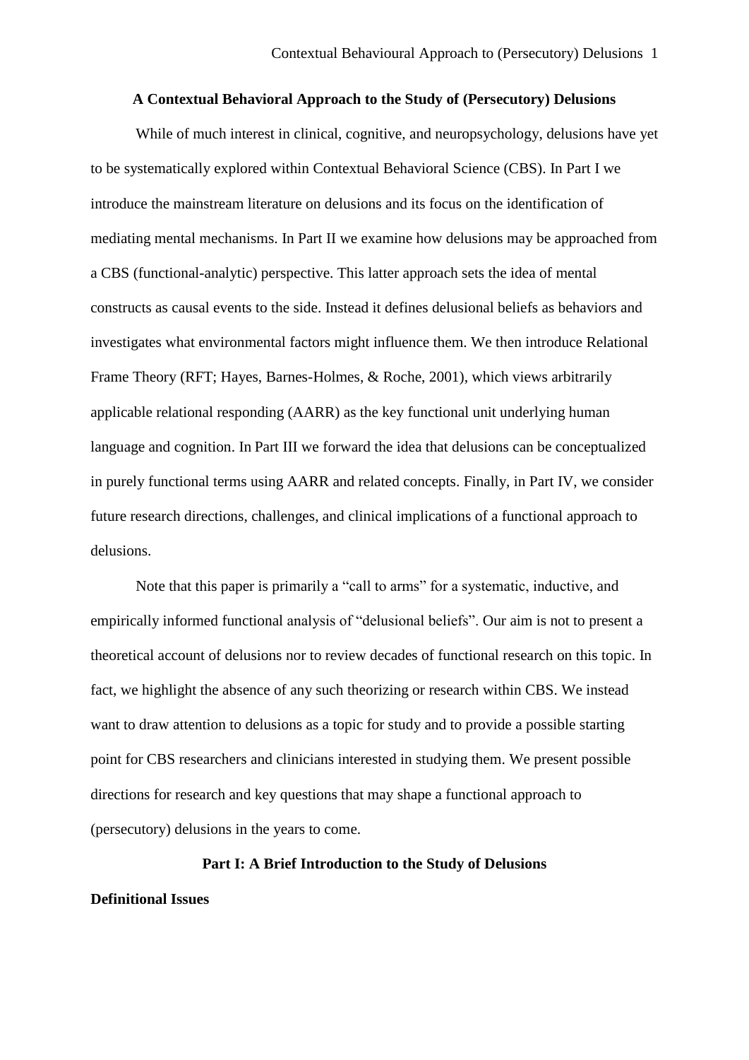## A Contextual Behavioral Approach to the Study of (Persecutory) Delusions

While of much interest in clinical, cognitive, and neuropsychology, delusions have yet to be systematically explored within Contextual Behavioral Science (CBS). In Part I we introduce the mainstream literature on delusions and its focus on the identification of mediating mental mechanisms. In Part II we examine how delusions may be approached from a CBS (functional-analytic) perspective. This latter approach sets the idea of mental constructs as causal events to the side. Instead it defines delusional beliefs as behaviors and investigates what environmental factors might influence them. We then introduce Relational Frame Theory (RFT; Hayes, Barnes-Holmes, & Roche, 2001), which views arbitrarily applicable relational responding (AARR) as the key functional unit underlying human language and cognition. In Part III we forward the idea that delusions can be conceptualized in purely functional terms using AARR and related concepts. Finally, in Part IV, we consider future research directions, challenges, and clinical implications of a functional approach to delusions.

Note that this paper is primarily a "call to arms" for a systematic, inductive, and empirically informed functional analysis of "delusional beliefs". Our aim is not to present a theoretical account of delusions nor to review decades of functional research on this topic. In fact, we highlight the absence of any such theorizing or research within CBS. We instead want to draw attention to delusions as a topic for study and to provide a possible starting point for CBS researchers and clinicians interested in studying them. We present possible directions for research and key questions that may shape a functional approach to (persecutory) delusions in the years to come.

## Part I: A Brief Introduction to the Study of Delusions

### Definitional Issues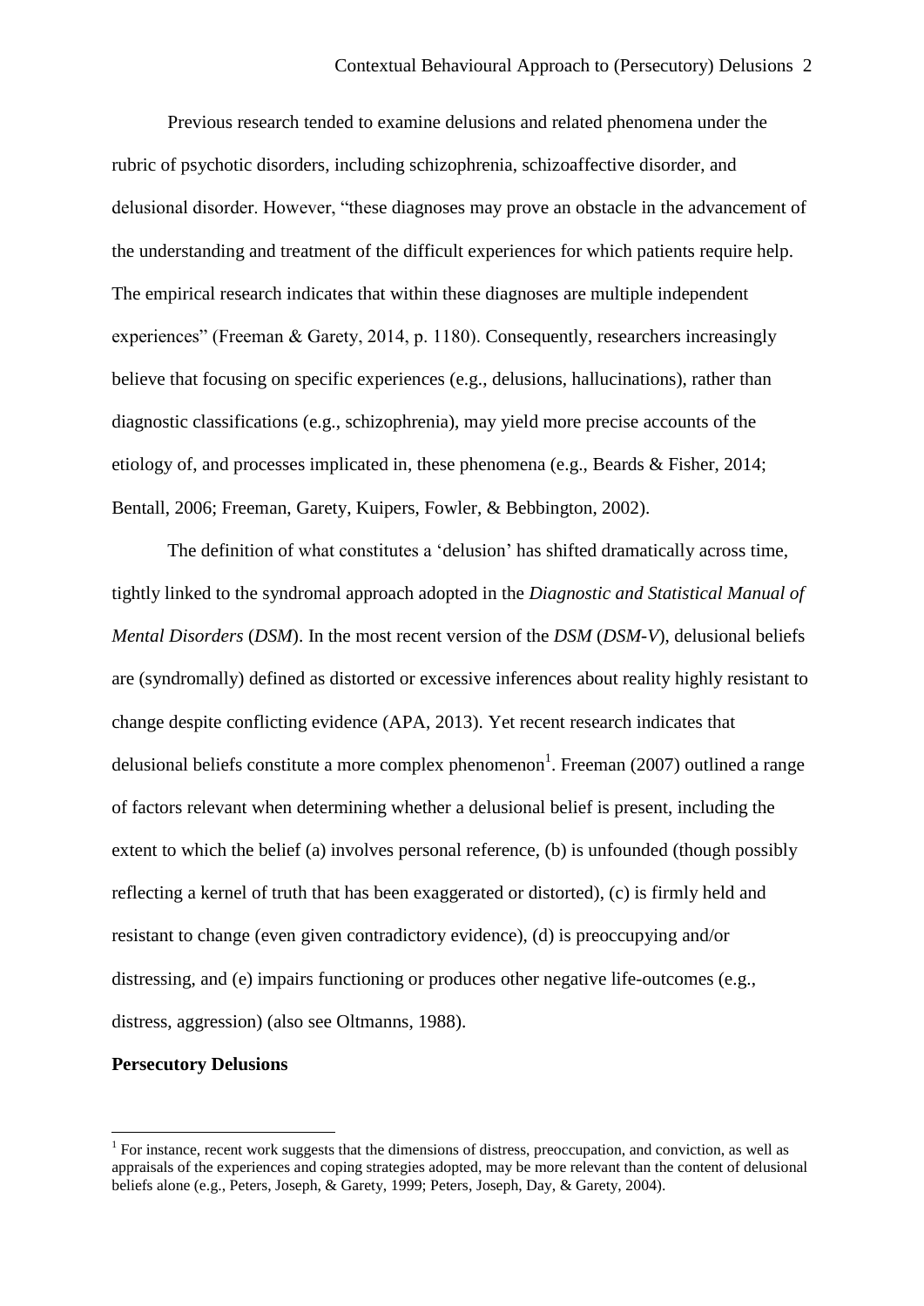Previous research tended to examine delusions and related phenomena under the rubric of psychotic disorders, including schizophrenia, schizoaffective disorder, and delusional disorder. However, "these diagnoses may prove an obstacle in the advancement of the understanding and treatment of the difficult experiences for which patients require help. The empirical research indicates that within these diagnoses are multiple independent experiences" (Freeman & Garety, 2014, p. 1180). Consequently, researchers increasingly believe that focusing on specific experiences (e.g., delusions, hallucinations), rather than diagnostic classifications (e.g., schizophrenia), may yield more precise accounts of the etiology of, and processes implicated in, these phenomena (e.g., Beards & Fisher, 2014; Bentall, 2006; Freeman, Garety, Kuipers, Fowler, & Bebbington, 2002).

The definition of what constitutes a 'delusion' has shifted dramatically across time, tightly linked to the syndromal approach adopted in the *Diagnostic and Statistical Manual of Mental Disorders* (*DSM*). In the most recent version of the *DSM* (*DSM-V*), delusional beliefs are (syndromally) defined as distorted or excessive inferences about reality highly resistant to change despite conflicting evidence (APA, 2013). Yet recent research indicates that delusional beliefs constitute a more complex phenomenon[1]. Freeman (2007) outlined a range of factors relevant when determining whether a delusional belief is present, including the extent to which the belief (a) involves personal reference, (b) is unfounded (though possibly reflecting a kernel of truth that has been exaggerated or distorted), (c) is firmly held and resistant to change (even given contradictory evidence), (d) is preoccupying and/or distressing, and (e) impairs functioning or produces other negative life-outcomes (e.g., distress, aggression) (also see Oltmanns, 1988).

**Persecutory Delusions**

[1] For instance, recent work suggests that the dimensions of distress, preoccupation, and conviction, as well as appraisals of the experiences and coping strategies adopted, may be more relevant than the content of delusional beliefs alone (e.g., Peters, Joseph, & Garety, 1999; Peters, Joseph, Day, & Garety, 2004).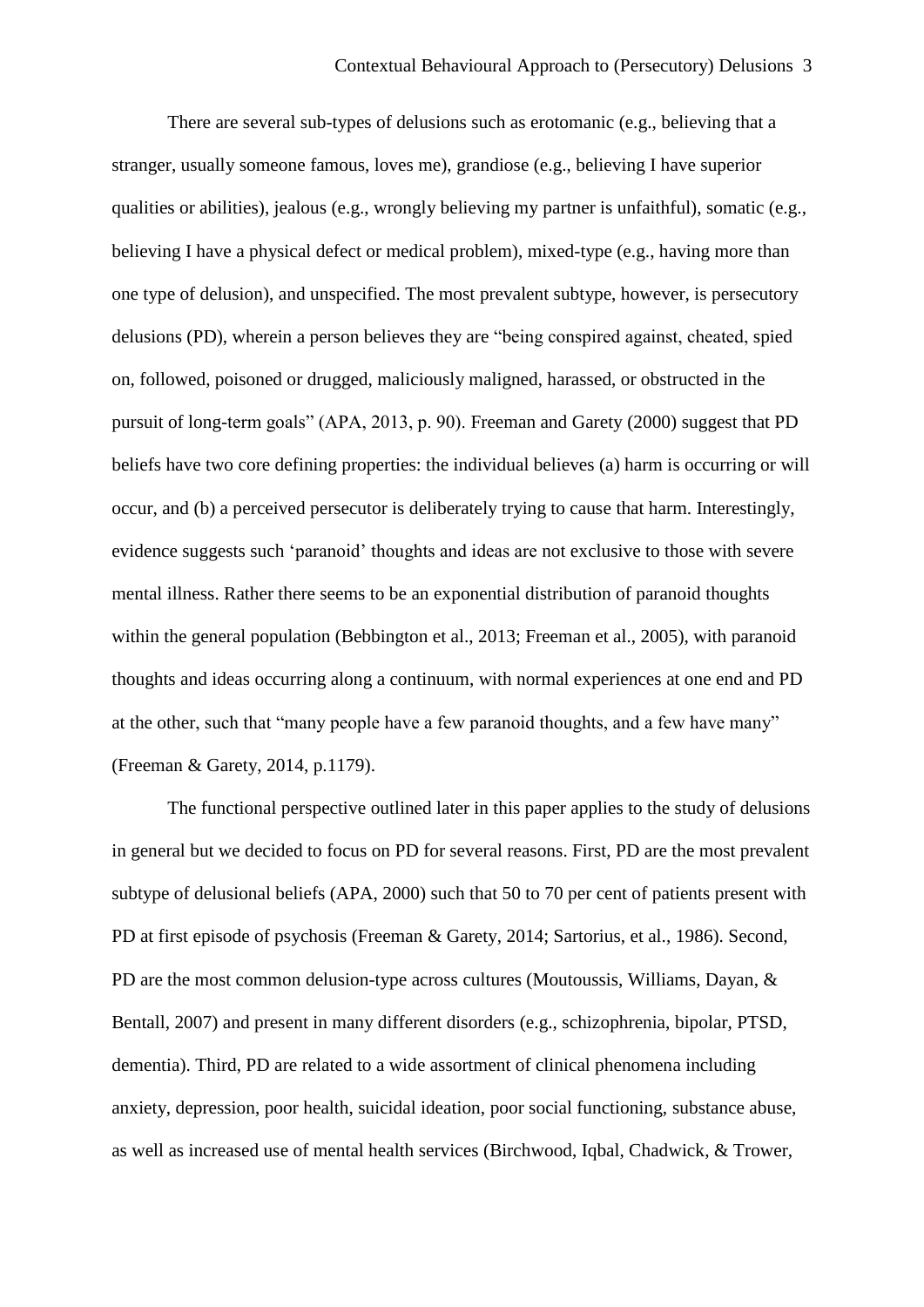There are several sub-types of delusions such as erotomanic (e.g., believing that a stranger, usually someone famous, loves me), grandiose (e.g., believing I have superior qualities or abilities), jealous (e.g., wrongly believing my partner is unfaithful), somatic (e.g., believing I have a physical defect or medical problem), mixed-type (e.g., having more than one type of delusion), and unspecified. The most prevalent subtype, however, is persecutory delusions (PD), wherein a person believes they are "being conspired against, cheated, spied on, followed, poisoned or drugged, maliciously maligned, harassed, or obstructed in the pursuit of long-term goals" (APA, 2013, p. 90). Freeman and Garety (2000) suggest that PD beliefs have two core defining properties: the individual believes (a) harm is occurring or will occur, and (b) a perceived persecutor is deliberately trying to cause that harm. Interestingly, evidence suggests such 'paranoid' thoughts and ideas are not exclusive to those with severe mental illness. Rather there seems to be an exponential distribution of paranoid thoughts within the general population (Bebbington et al., 2013; Freeman et al., 2005), with paranoid thoughts and ideas occurring along a continuum, with normal experiences at one end and PD at the other, such that "many people have a few paranoid thoughts, and a few have many" (Freeman & Garety, 2014, p.1179).

The functional perspective outlined later in this paper applies to the study of delusions in general but we decided to focus on PD for several reasons. First, PD are the most prevalent subtype of delusional beliefs (APA, 2000) such that 50 to 70 per cent of patients present with PD at first episode of psychosis (Freeman & Garety, 2014; Sartorius, et al., 1986). Second, PD are the most common delusion-type across cultures (Moutoussis, Williams, Dayan, & Bentall, 2007) and present in many different disorders (e.g., schizophrenia, bipolar, PTSD, dementia). Third, PD are related to a wide assortment of clinical phenomena including anxiety, depression, poor health, suicidal ideation, poor social functioning, substance abuse, as well as increased use of mental health services (Birchwood, Iqbal, Chadwick, & Trower,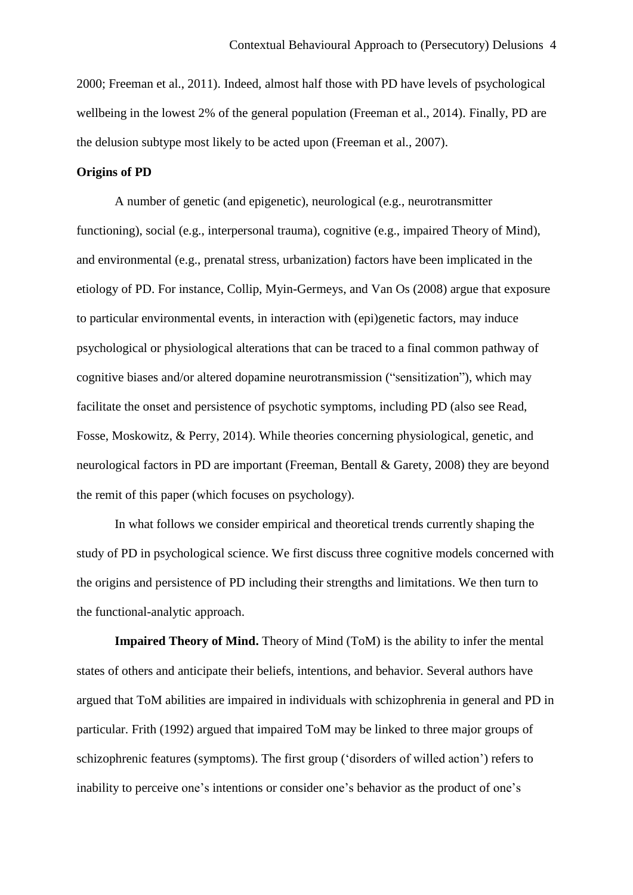2000; Freeman et al., 2011). Indeed, almost half those with PD have levels of psychological wellbeing in the lowest 2% of the general population (Freeman et al., 2014). Finally, PD are the delusion subtype most likely to be acted upon (Freeman et al., 2007).

**Origins of PD**

A number of genetic (and epigenetic), neurological (e.g., neurotransmitter functioning), social (e.g., interpersonal trauma), cognitive (e.g., impaired Theory of Mind), and environmental (e.g., prenatal stress, urbanization) factors have been implicated in the etiology of PD. For instance, Collip, Myin-Germeys, and Van Os (2008) argue that exposure to particular environmental events, in interaction with (epi)genetic factors, may induce psychological or physiological alterations that can be traced to a final common pathway of cognitive biases and/or altered dopamine neurotransmission ("sensitization"), which may facilitate the onset and persistence of psychotic symptoms, including PD (also see Read, Fosse, Moskowitz, & Perry, 2014). While theories concerning physiological, genetic, and neurological factors in PD are important (Freeman, Bentall & Garety, 2008) they are beyond the remit of this paper (which focuses on psychology).

In what follows we consider empirical and theoretical trends currently shaping the study of PD in psychological science. We first discuss three cognitive models concerned with the origins and persistence of PD including their strengths and limitations. We then turn to the functional-analytic approach.

**Impaired Theory of Mind.** Theory of Mind (ToM) is the ability to infer the mental states of others and anticipate their beliefs, intentions, and behavior. Several authors have argued that ToM abilities are impaired in individuals with schizophrenia in general and PD in particular. Frith (1992) argued that impaired ToM may be linked to three major groups of schizophrenic features (symptoms). The first group ('disorders of willed action') refers to inability to perceive one's intentions or consider one's behavior as the product of one's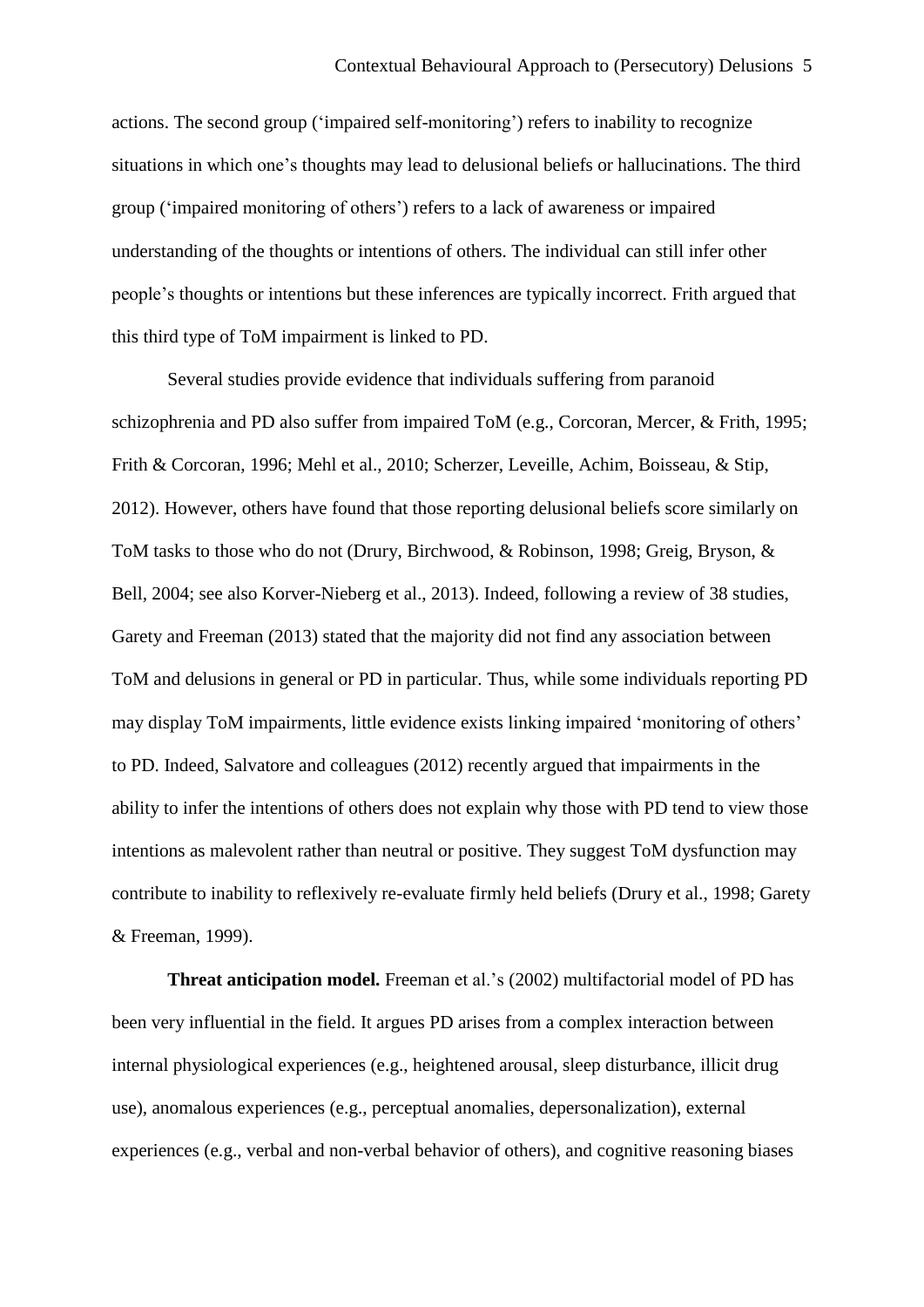actions. The second group ('impaired self-monitoring') refers to inability to recognize situations in which one's thoughts may lead to delusional beliefs or hallucinations. The third group ('impaired monitoring of others') refers to a lack of awareness or impaired understanding of the thoughts or intentions of others. The individual can still infer other people's thoughts or intentions but these inferences are typically incorrect. Frith argued that this third type of ToM impairment is linked to PD.

Several studies provide evidence that individuals suffering from paranoid schizophrenia and PD also suffer from impaired ToM (e.g., Corcoran, Mercer, & Frith, 1995; Frith & Corcoran, 1996; Mehl et al., 2010; Scherzer, Leveille, Achim, Boisseau, & Stip, 2012). However, others have found that those reporting delusional beliefs score similarly on ToM tasks to those who do not (Drury, Birchwood, & Robinson, 1998; Greig, Bryson, & Bell, 2004; see also Korver-Nieberg et al., 2013). Indeed, following a review of 38 studies, Garety and Freeman (2013) stated that the majority did not find any association between ToM and delusions in general or PD in particular. Thus, while some individuals reporting PD may display ToM impairments, little evidence exists linking impaired 'monitoring of others' to PD. Indeed, Salvatore and colleagues (2012) recently argued that impairments in the ability to infer the intentions of others does not explain why those with PD tend to view those intentions as malevolent rather than neutral or positive. They suggest ToM dysfunction may contribute to inability to reflexively re-evaluate firmly held beliefs (Drury et al., 1998; Garety & Freeman, 1999).

**Threat anticipation model.** Freeman et al.'s (2002) multifactorial model of PD has been very influential in the field. It argues PD arises from a complex interaction between internal physiological experiences (e.g., heightened arousal, sleep disturbance, illicit drug use), anomalous experiences (e.g., perceptual anomalies, depersonalization), external experiences (e.g., verbal and non-verbal behavior of others), and cognitive reasoning biases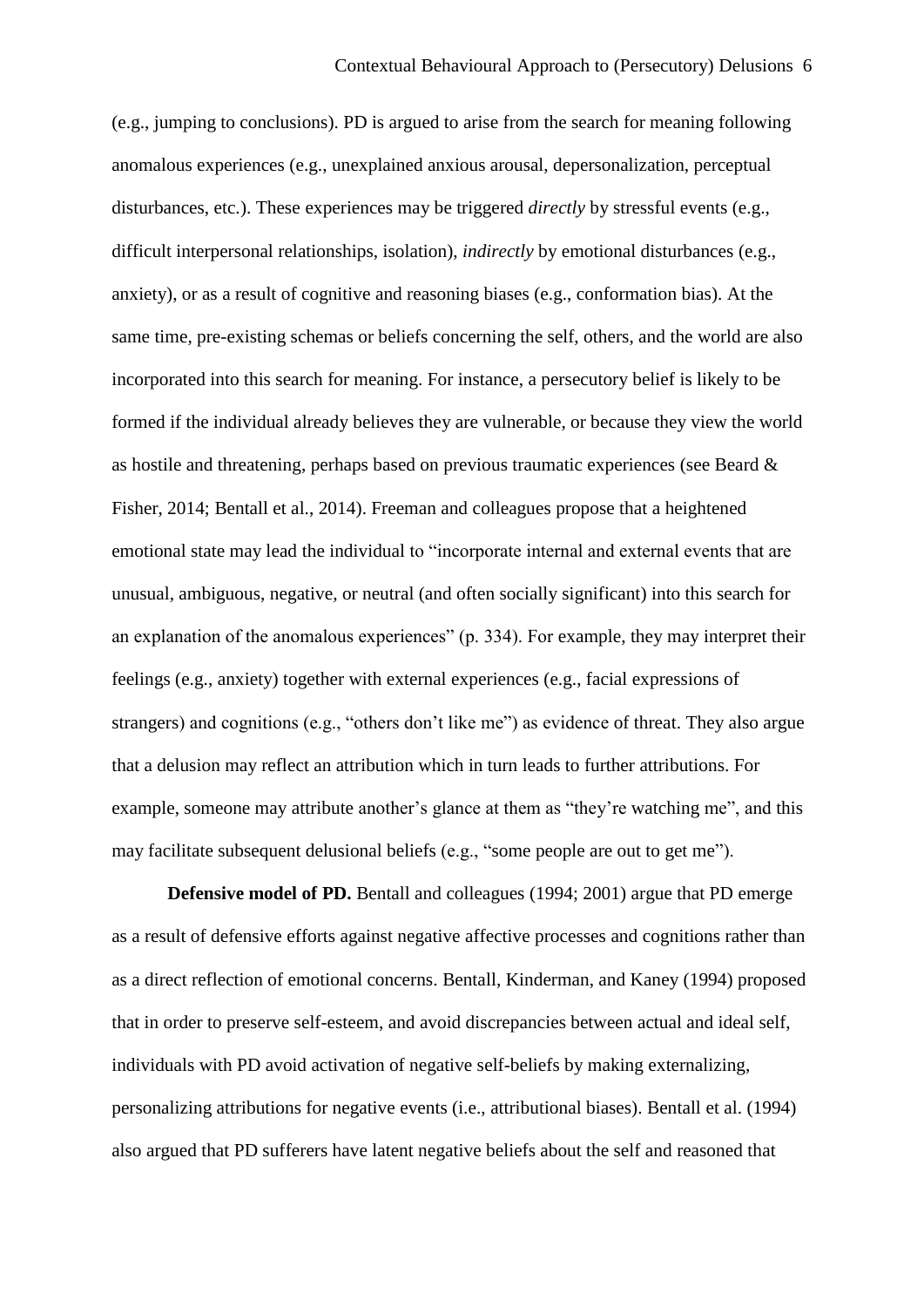(e.g., jumping to conclusions). PD is argued to arise from the search for meaning following anomalous experiences (e.g., unexplained anxious arousal, depersonalization, perceptual disturbances, etc.). These experiences may be triggered *directly* by stressful events (e.g., difficult interpersonal relationships, isolation), *indirectly* by emotional disturbances (e.g., anxiety), or as a result of cognitive and reasoning biases (e.g., conformation bias). At the same time, pre-existing schemas or beliefs concerning the self, others, and the world are also incorporated into this search for meaning. For instance, a persecutory belief is likely to be formed if the individual already believes they are vulnerable, or because they view the world as hostile and threatening, perhaps based on previous traumatic experiences (see Beard & Fisher, 2014; Bentall et al., 2014). Freeman and colleagues propose that a heightened emotional state may lead the individual to "incorporate internal and external events that are unusual, ambiguous, negative, or neutral (and often socially significant) into this search for an explanation of the anomalous experiences" (p. 334). For example, they may interpret their feelings (e.g., anxiety) together with external experiences (e.g., facial expressions of strangers) and cognitions (e.g., "others don't like me") as evidence of threat. They also argue that a delusion may reflect an attribution which in turn leads to further attributions. For example, someone may attribute another's glance at them as "they're watching me", and this may facilitate subsequent delusional beliefs (e.g., "some people are out to get me").

**Defensive model of PD.** Bentall and colleagues (1994; 2001) argue that PD emerge as a result of defensive efforts against negative affective processes and cognitions rather than as a direct reflection of emotional concerns. Bentall, Kinderman, and Kaney (1994) proposed that in order to preserve self-esteem, and avoid discrepancies between actual and ideal self, individuals with PD avoid activation of negative self-beliefs by making externalizing, personalizing attributions for negative events (i.e., attributional biases). Bentall et al. (1994) also argued that PD sufferers have latent negative beliefs about the self and reasoned that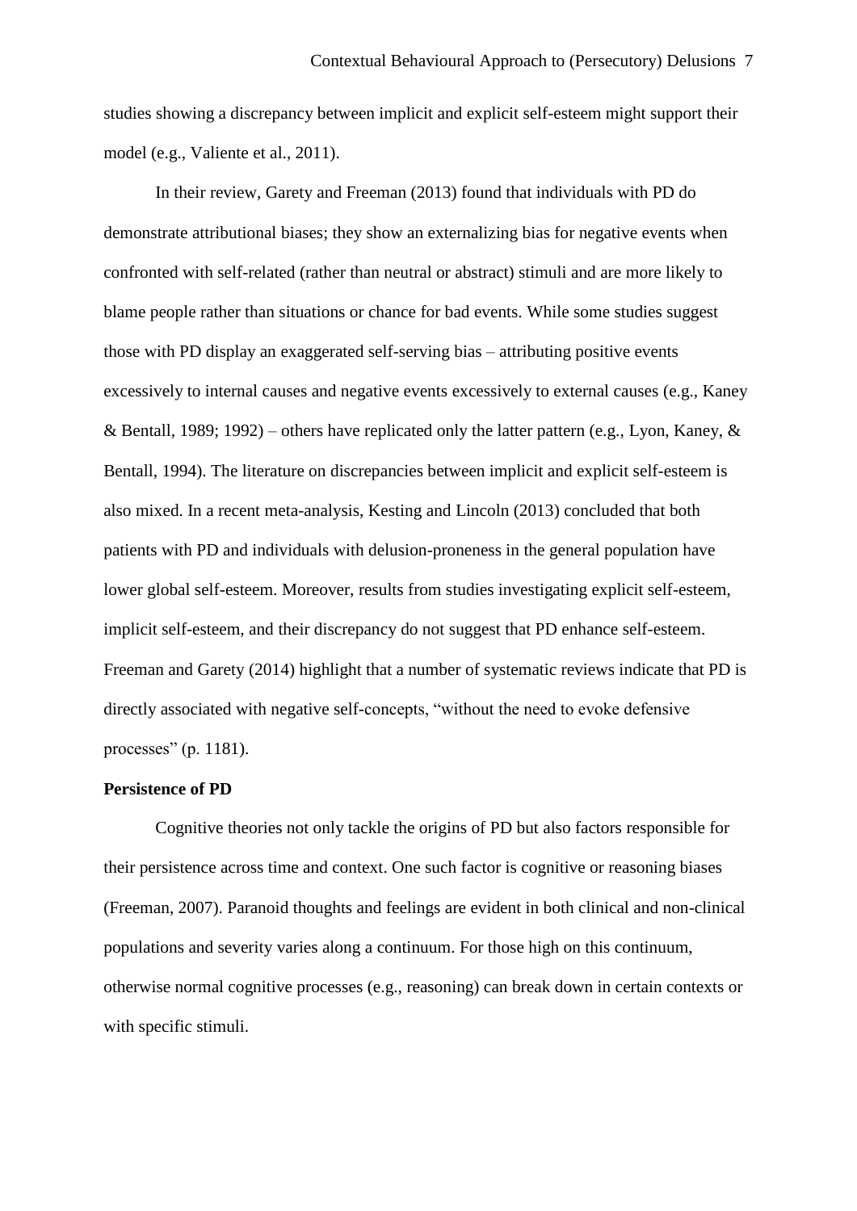studies showing a discrepancy between implicit and explicit self-esteem might support their model (e.g., Valiente et al., 2011).

In their review, Garety and Freeman (2013) found that individuals with PD do demonstrate attributional biases; they show an externalizing bias for negative events when confronted with self-related (rather than neutral or abstract) stimuli and are more likely to blame people rather than situations or chance for bad events. While some studies suggest those with PD display an exaggerated self-serving bias – attributing positive events excessively to internal causes and negative events excessively to external causes (e.g., Kaney & Bentall, 1989; 1992) – others have replicated only the latter pattern (e.g., Lyon, Kaney, & Bentall, 1994). The literature on discrepancies between implicit and explicit self-esteem is also mixed. In a recent meta-analysis, Kesting and Lincoln (2013) concluded that both patients with PD and individuals with delusion-proneness in the general population have lower global self-esteem. Moreover, results from studies investigating explicit self-esteem, implicit self-esteem, and their discrepancy do not suggest that PD enhance self-esteem. Freeman and Garety (2014) highlight that a number of systematic reviews indicate that PD is directly associated with negative self-concepts, "without the need to evoke defensive processes" (p. 1181).

**Persistence of PD**

Cognitive theories not only tackle the origins of PD but also factors responsible for their persistence across time and context. One such factor is cognitive or reasoning biases (Freeman, 2007). Paranoid thoughts and feelings are evident in both clinical and non-clinical populations and severity varies along a continuum. For those high on this continuum, otherwise normal cognitive processes (e.g., reasoning) can break down in certain contexts or with specific stimuli.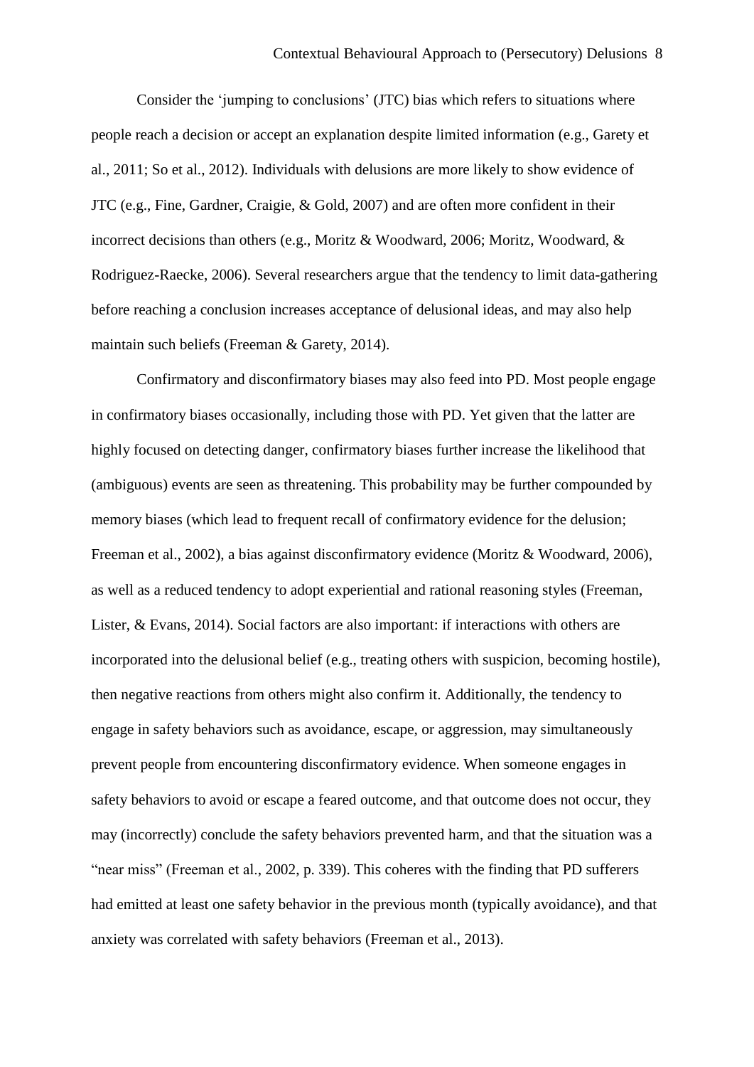Consider the 'jumping to conclusions' (JTC) bias which refers to situations where people reach a decision or accept an explanation despite limited information (e.g., Garety et al., 2011; So et al., 2012). Individuals with delusions are more likely to show evidence of JTC (e.g., Fine, Gardner, Craigie, & Gold, 2007) and are often more confident in their incorrect decisions than others (e.g., Moritz & Woodward, 2006; Moritz, Woodward, & Rodriguez-Raecke, 2006). Several researchers argue that the tendency to limit data-gathering before reaching a conclusion increases acceptance of delusional ideas, and may also help maintain such beliefs (Freeman & Garety, 2014).

Confirmatory and disconfirmatory biases may also feed into PD. Most people engage in confirmatory biases occasionally, including those with PD. Yet given that the latter are highly focused on detecting danger, confirmatory biases further increase the likelihood that (ambiguous) events are seen as threatening. This probability may be further compounded by memory biases (which lead to frequent recall of confirmatory evidence for the delusion; Freeman et al., 2002), a bias against disconfirmatory evidence (Moritz & Woodward, 2006), as well as a reduced tendency to adopt experiential and rational reasoning styles (Freeman, Lister, & Evans, 2014). Social factors are also important: if interactions with others are incorporated into the delusional belief (e.g., treating others with suspicion, becoming hostile), then negative reactions from others might also confirm it. Additionally, the tendency to engage in safety behaviors such as avoidance, escape, or aggression, may simultaneously prevent people from encountering disconfirmatory evidence. When someone engages in safety behaviors to avoid or escape a feared outcome, and that outcome does not occur, they may (incorrectly) conclude the safety behaviors prevented harm, and that the situation was a "near miss" (Freeman et al., 2002, p. 339). This coheres with the finding that PD sufferers had emitted at least one safety behavior in the previous month (typically avoidance), and that anxiety was correlated with safety behaviors (Freeman et al., 2013).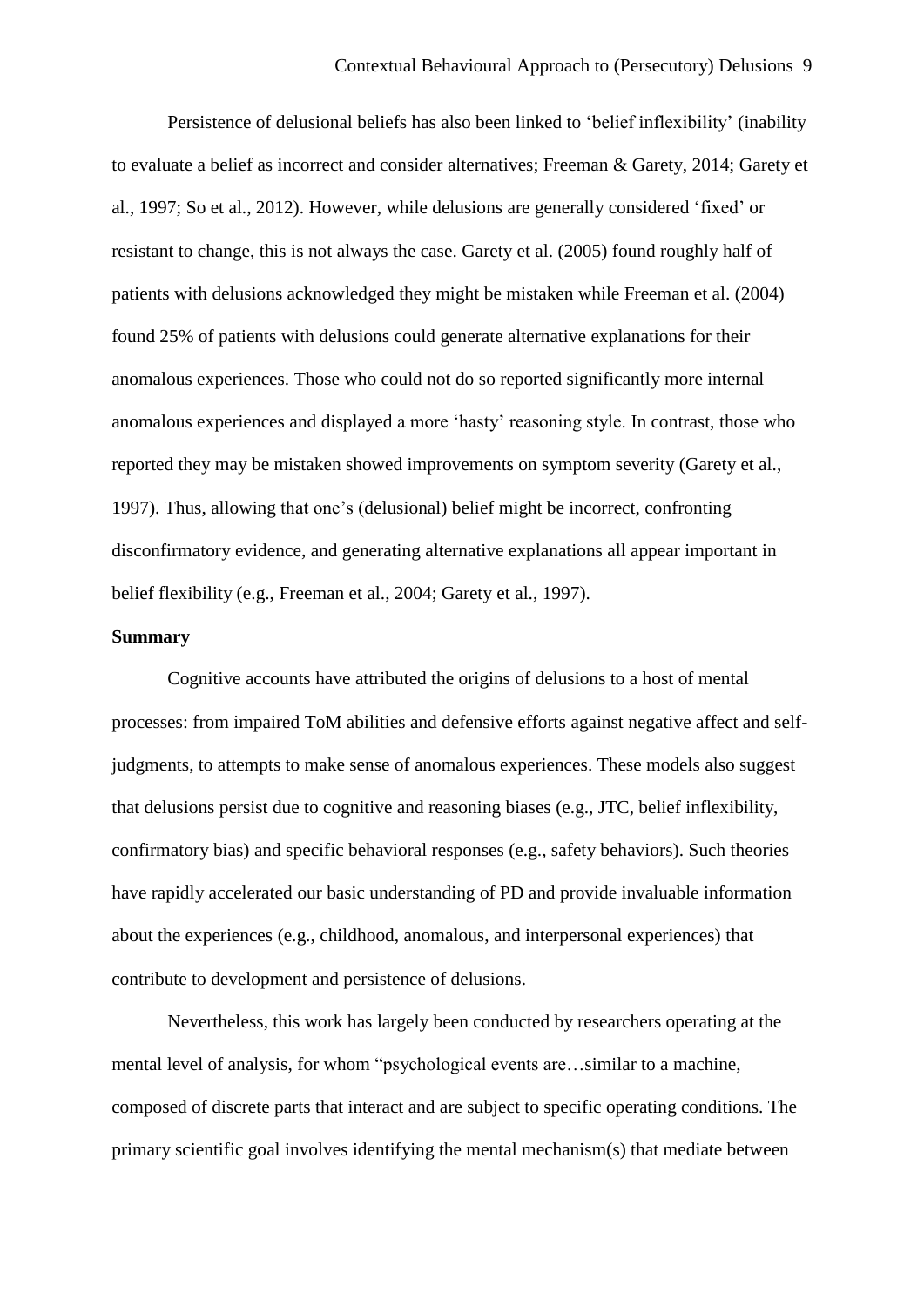Persistence of delusional beliefs has also been linked to ‘belief inflexibility’ (inability to evaluate a belief as incorrect and consider alternatives; Freeman & Garety, 2014; Garety et al., 1997; So et al., 2012). However, while delusions are generally considered ‘fixed’ or resistant to change, this is not always the case. Garety et al. (2005) found roughly half of patients with delusions acknowledged they might be mistaken while Freeman et al. (2004) found 25% of patients with delusions could generate alternative explanations for their anomalous experiences. Those who could not do so reported significantly more internal anomalous experiences and displayed a more ‘hasty’ reasoning style. In contrast, those who reported they may be mistaken showed improvements on symptom severity (Garety et al., 1997). Thus, allowing that one’s (delusional) belief might be incorrect, confronting disconfirmatory evidence, and generating alternative explanations all appear important in belief flexibility (e.g., Freeman et al., 2004; Garety et al., 1997).

**Summary**

Cognitive accounts have attributed the origins of delusions to a host of mental processes: from impaired ToM abilities and defensive efforts against negative affect and self-judgments, to attempts to make sense of anomalous experiences. These models also suggest that delusions persist due to cognitive and reasoning biases (e.g., JTC, belief inflexibility, confirmatory bias) and specific behavioral responses (e.g., safety behaviors). Such theories have rapidly accelerated our basic understanding of PD and provide invaluable information about the experiences (e.g., childhood, anomalous, and interpersonal experiences) that contribute to development and persistence of delusions.

Nevertheless, this work has largely been conducted by researchers operating at the mental level of analysis, for whom “psychological events are…similar to a machine, composed of discrete parts that interact and are subject to specific operating conditions. The primary scientific goal involves identifying the mental mechanism(s) that mediate between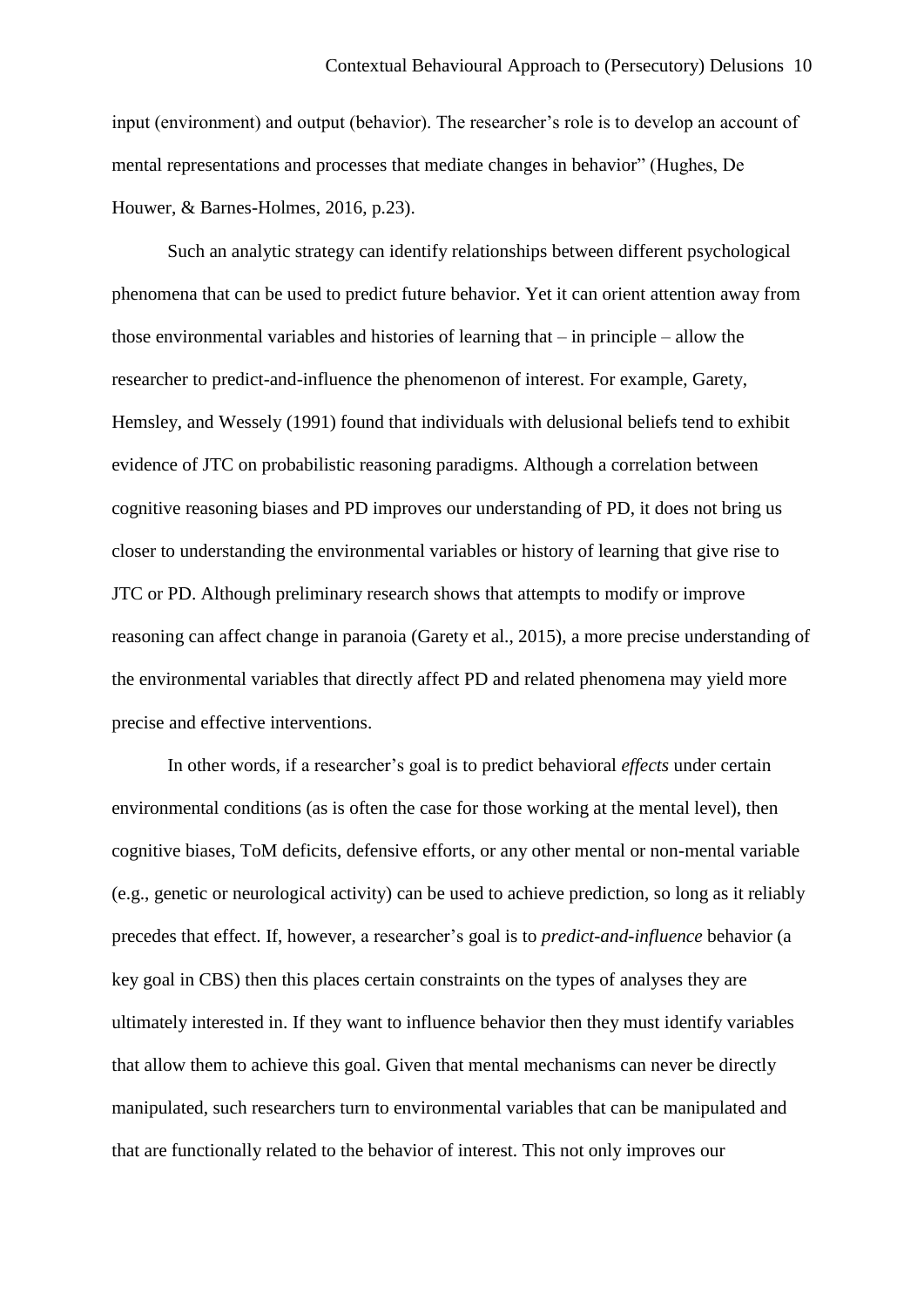input (environment) and output (behavior). The researcher's role is to develop an account of mental representations and processes that mediate changes in behavior" (Hughes, De Houwer, & Barnes-Holmes, 2016, p.23).

Such an analytic strategy can identify relationships between different psychological phenomena that can be used to predict future behavior. Yet it can orient attention away from those environmental variables and histories of learning that – in principle – allow the researcher to predict-and-influence the phenomenon of interest. For example, Garety, Hemsley, and Wessely (1991) found that individuals with delusional beliefs tend to exhibit evidence of JTC on probabilistic reasoning paradigms. Although a correlation between cognitive reasoning biases and PD improves our understanding of PD, it does not bring us closer to understanding the environmental variables or history of learning that give rise to JTC or PD. Although preliminary research shows that attempts to modify or improve reasoning can affect change in paranoia (Garety et al., 2015), a more precise understanding of the environmental variables that directly affect PD and related phenomena may yield more precise and effective interventions.

In other words, if a researcher's goal is to predict behavioral *effects* under certain environmental conditions (as is often the case for those working at the mental level), then cognitive biases, ToM deficits, defensive efforts, or any other mental or non-mental variable (e.g., genetic or neurological activity) can be used to achieve prediction, so long as it reliably precedes that effect. If, however, a researcher's goal is to *predict-and-influence* behavior (a key goal in CBS) then this places certain constraints on the types of analyses they are ultimately interested in. If they want to influence behavior then they must identify variables that allow them to achieve this goal. Given that mental mechanisms can never be directly manipulated, such researchers turn to environmental variables that can be manipulated and that are functionally related to the behavior of interest. This not only improves our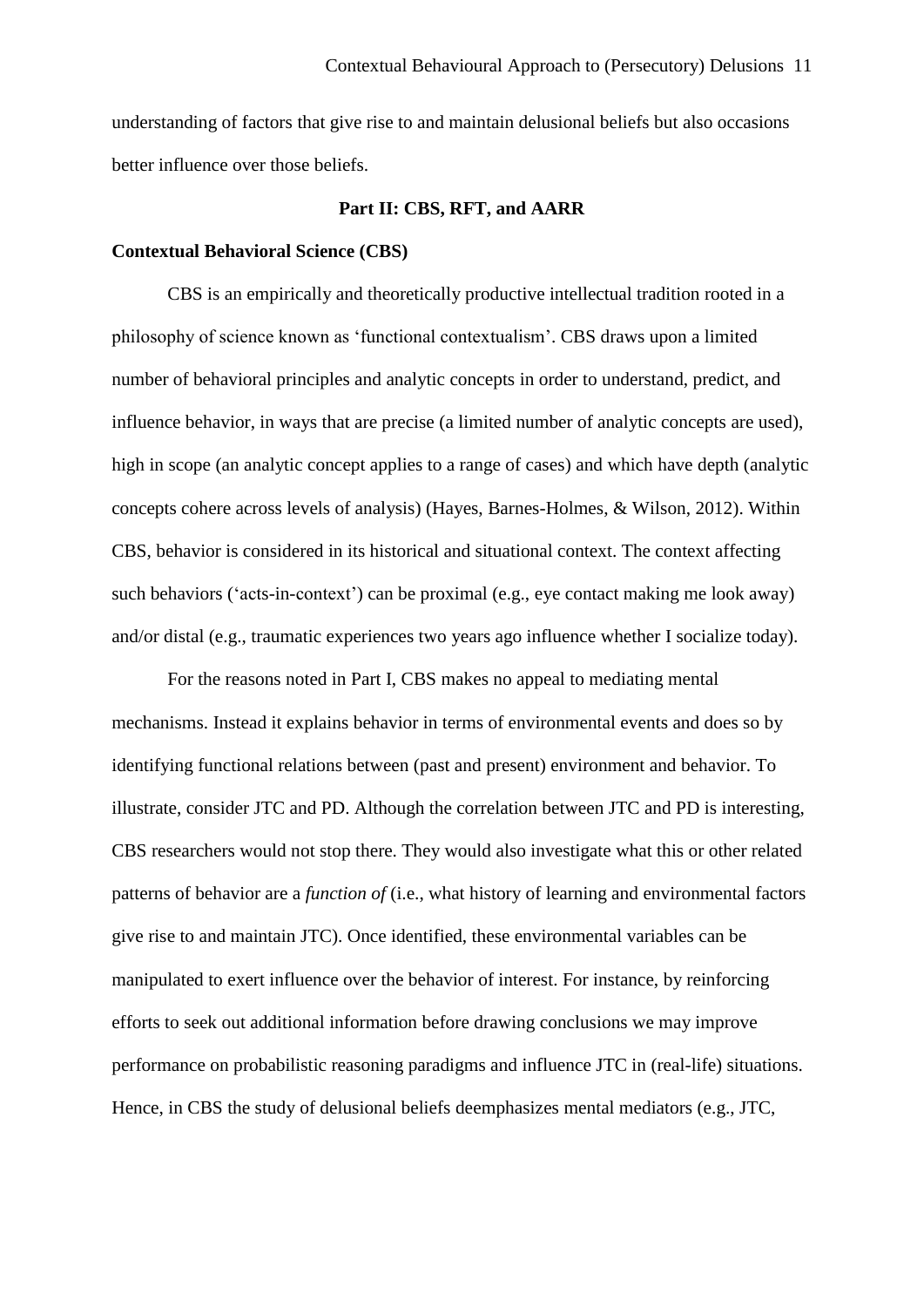understanding of factors that give rise to and maintain delusional beliefs but also occasions better influence over those beliefs.

## Part II: CBS, RFT, and AARR

### Contextual Behavioral Science (CBS)

CBS is an empirically and theoretically productive intellectual tradition rooted in a philosophy of science known as 'functional contextualism'. CBS draws upon a limited number of behavioral principles and analytic concepts in order to understand, predict, and influence behavior, in ways that are precise (a limited number of analytic concepts are used), high in scope (an analytic concept applies to a range of cases) and which have depth (analytic concepts cohere across levels of analysis) (Hayes, Barnes-Holmes, & Wilson, 2012). Within CBS, behavior is considered in its historical and situational context. The context affecting such behaviors ('acts-in-context') can be proximal (e.g., eye contact making me look away) and/or distal (e.g., traumatic experiences two years ago influence whether I socialize today).

For the reasons noted in Part I, CBS makes no appeal to mediating mental mechanisms. Instead it explains behavior in terms of environmental events and does so by identifying functional relations between (past and present) environment and behavior. To illustrate, consider JTC and PD. Although the correlation between JTC and PD is interesting, CBS researchers would not stop there. They would also investigate what this or other related patterns of behavior are a *function of* (i.e., what history of learning and environmental factors give rise to and maintain JTC). Once identified, these environmental variables can be manipulated to exert influence over the behavior of interest. For instance, by reinforcing efforts to seek out additional information before drawing conclusions we may improve performance on probabilistic reasoning paradigms and influence JTC in (real-life) situations. Hence, in CBS the study of delusional beliefs deemphasizes mental mediators (e.g., JTC,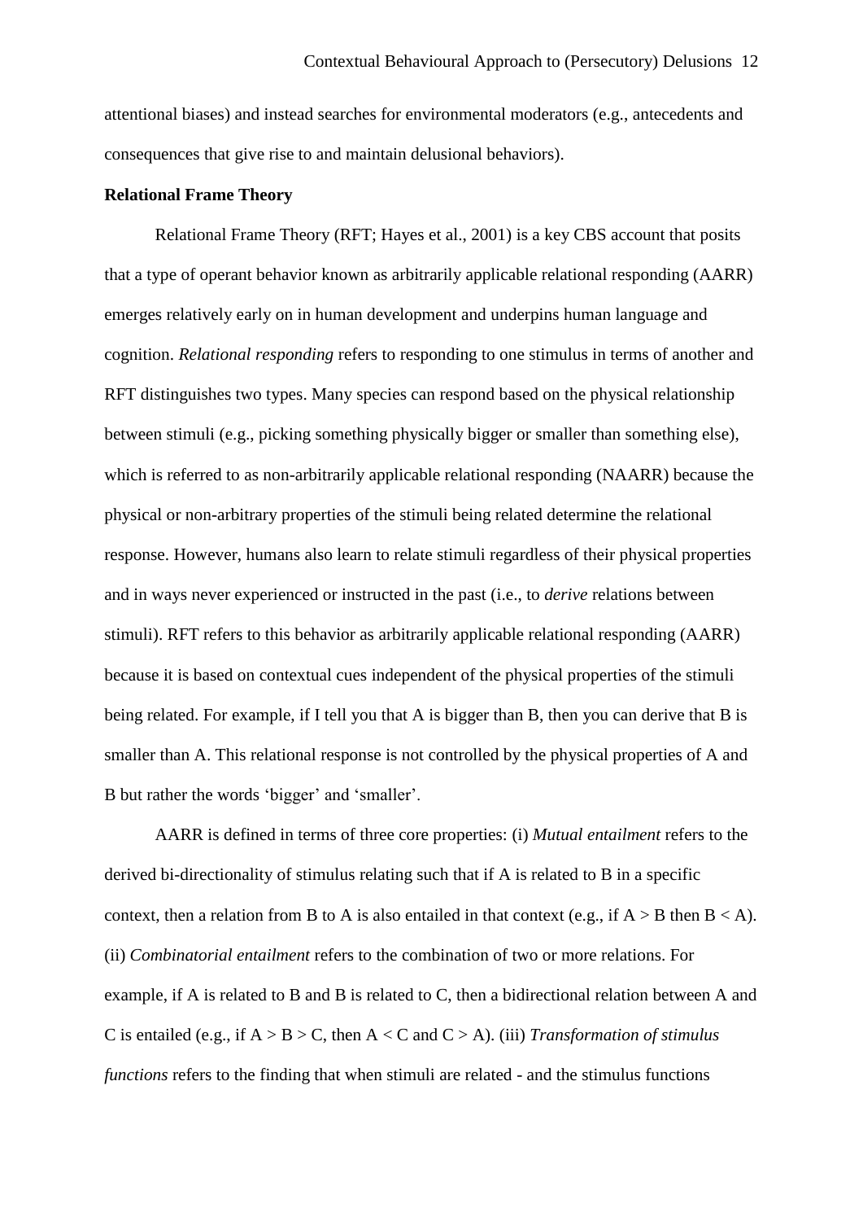attentional biases) and instead searches for environmental moderators (e.g., antecedents and consequences that give rise to and maintain delusional behaviors).

**Relational Frame Theory**

Relational Frame Theory (RFT; Hayes et al., 2001) is a key CBS account that posits that a type of operant behavior known as arbitrarily applicable relational responding (AARR) emerges relatively early on in human development and underpins human language and cognition. *Relational responding* refers to responding to one stimulus in terms of another and RFT distinguishes two types. Many species can respond based on the physical relationship between stimuli (e.g., picking something physically bigger or smaller than something else), which is referred to as non-arbitrarily applicable relational responding (NAARR) because the physical or non-arbitrary properties of the stimuli being related determine the relational response. However, humans also learn to relate stimuli regardless of their physical properties and in ways never experienced or instructed in the past (i.e., to *derive* relations between stimuli). RFT refers to this behavior as arbitrarily applicable relational responding (AARR) because it is based on contextual cues independent of the physical properties of the stimuli being related. For example, if I tell you that A is bigger than B, then you can derive that B is smaller than A. This relational response is not controlled by the physical properties of A and B but rather the words 'bigger' and 'smaller'.

AARR is defined in terms of three core properties: (i) *Mutual entailment* refers to the derived bi-directionality of stimulus relating such that if A is related to B in a specific context, then a relation from B to A is also entailed in that context (e.g., if $A > B$ then $B < A$). (ii) *Combinatorial entailment* refers to the combination of two or more relations. For example, if A is related to B and B is related to C, then a bidirectional relation between A and C is entailed (e.g., if $A > B > C$, then $A < C$ and $C > A$). (iii) *Transformation of stimulus functions* refers to the finding that when stimuli are related - and the stimulus functions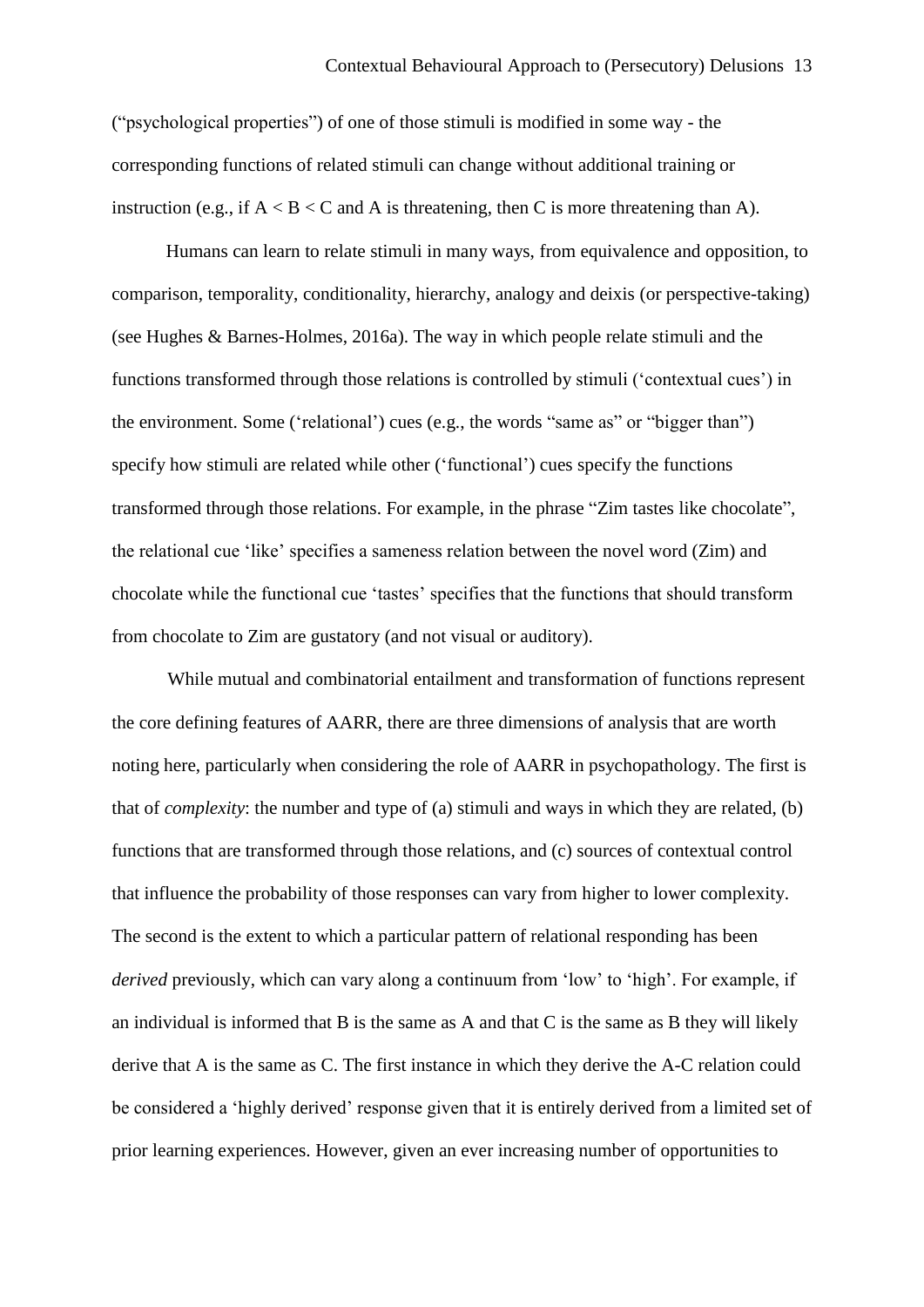("psychological properties") of one of those stimuli is modified in some way - the corresponding functions of related stimuli can change without additional training or instruction (e.g., if $A < B < C$ and A is threatening, then C is more threatening than A).

Humans can learn to relate stimuli in many ways, from equivalence and opposition, to comparison, temporality, conditionality, hierarchy, analogy and deixis (or perspective-taking) (see Hughes & Barnes-Holmes, 2016a). The way in which people relate stimuli and the functions transformed through those relations is controlled by stimuli ('contextual cues') in the environment. Some ('relational') cues (e.g., the words "same as" or "bigger than") specify how stimuli are related while other ('functional') cues specify the functions transformed through those relations. For example, in the phrase "Zim tastes like chocolate", the relational cue 'like' specifies a sameness relation between the novel word (Zim) and chocolate while the functional cue 'tastes' specifies that the functions that should transform from chocolate to Zim are gustatory (and not visual or auditory).

While mutual and combinatorial entailment and transformation of functions represent the core defining features of AARR, there are three dimensions of analysis that are worth noting here, particularly when considering the role of AARR in psychopathology. The first is that of *complexity*: the number and type of (a) stimuli and ways in which they are related, (b) functions that are transformed through those relations, and (c) sources of contextual control that influence the probability of those responses can vary from higher to lower complexity. The second is the extent to which a particular pattern of relational responding has been *derived* previously, which can vary along a continuum from 'low' to 'high'. For example, if an individual is informed that B is the same as A and that C is the same as B they will likely derive that A is the same as C. The first instance in which they derive the A-C relation could be considered a 'highly derived' response given that it is entirely derived from a limited set of prior learning experiences. However, given an ever increasing number of opportunities to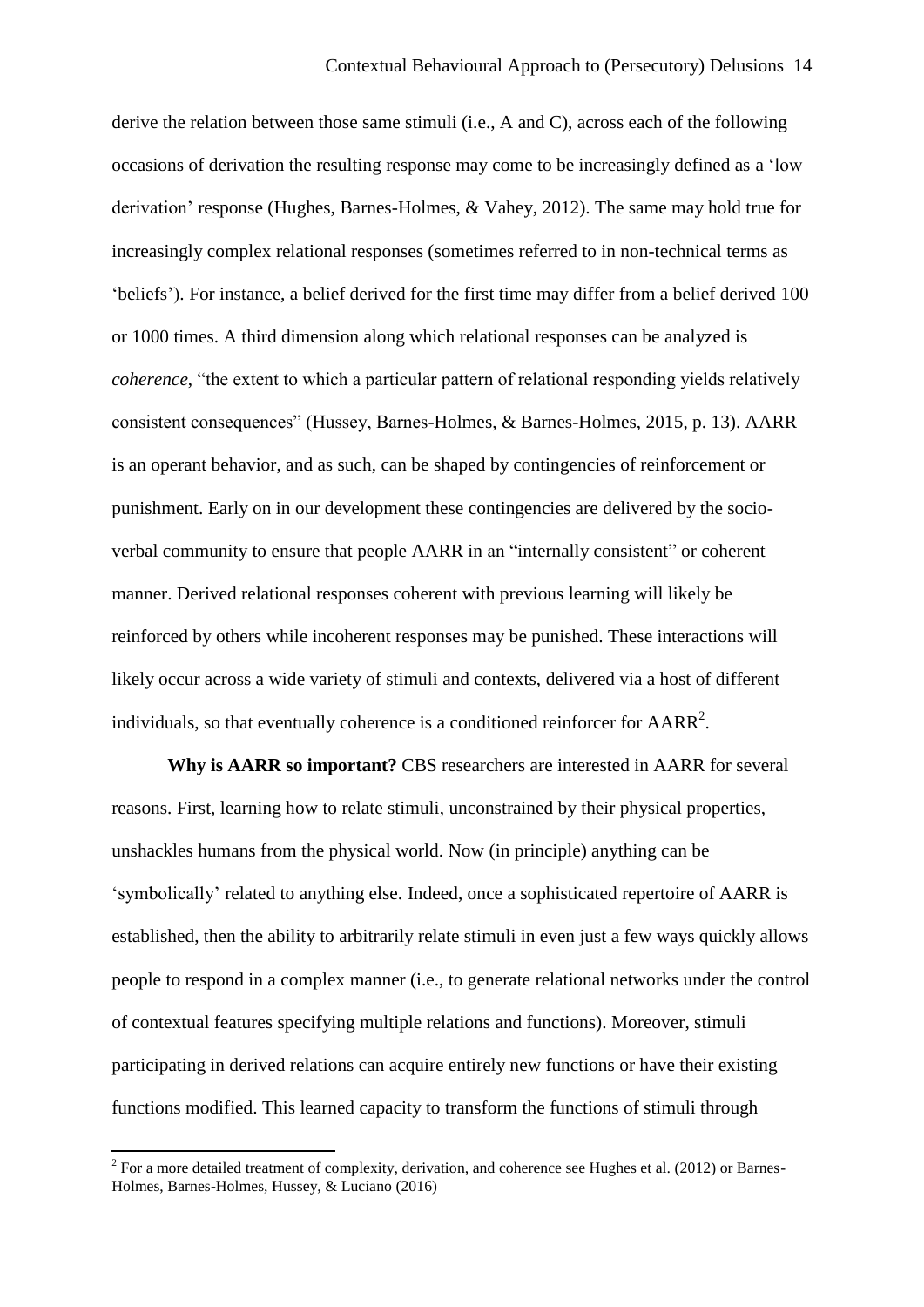derive the relation between those same stimuli (i.e., A and C), across each of the following occasions of derivation the resulting response may come to be increasingly defined as a 'low derivation' response (Hughes, Barnes-Holmes, & Vahey, 2012). The same may hold true for increasingly complex relational responses (sometimes referred to in non-technical terms as 'beliefs'). For instance, a belief derived for the first time may differ from a belief derived 100 or 1000 times. A third dimension along which relational responses can be analyzed is *coherence*, "the extent to which a particular pattern of relational responding yields relatively consistent consequences" (Hussey, Barnes-Holmes, & Barnes-Holmes, 2015, p. 13). AARR is an operant behavior, and as such, can be shaped by contingencies of reinforcement or punishment. Early on in our development these contingencies are delivered by the socio-verbal community to ensure that people AARR in an "internally consistent" or coherent manner. Derived relational responses coherent with previous learning will likely be reinforced by others while incoherent responses may be punished. These interactions will likely occur across a wide variety of stimuli and contexts, delivered via a host of different individuals, so that eventually coherence is a conditioned reinforcer for AARR[2].

**Why is AARR so important?** CBS researchers are interested in AARR for several reasons. First, learning how to relate stimuli, unconstrained by their physical properties, unshackles humans from the physical world. Now (in principle) anything can be 'symbolically' related to anything else. Indeed, once a sophisticated repertoire of AARR is established, then the ability to arbitrarily relate stimuli in even just a few ways quickly allows people to respond in a complex manner (i.e., to generate relational networks under the control of contextual features specifying multiple relations and functions). Moreover, stimuli participating in derived relations can acquire entirely new functions or have their existing functions modified. This learned capacity to transform the functions of stimuli through

[2] For a more detailed treatment of complexity, derivation, and coherence see Hughes et al. (2012) or Barnes-Holmes, Barnes-Holmes, Hussey, & Luciano (2016)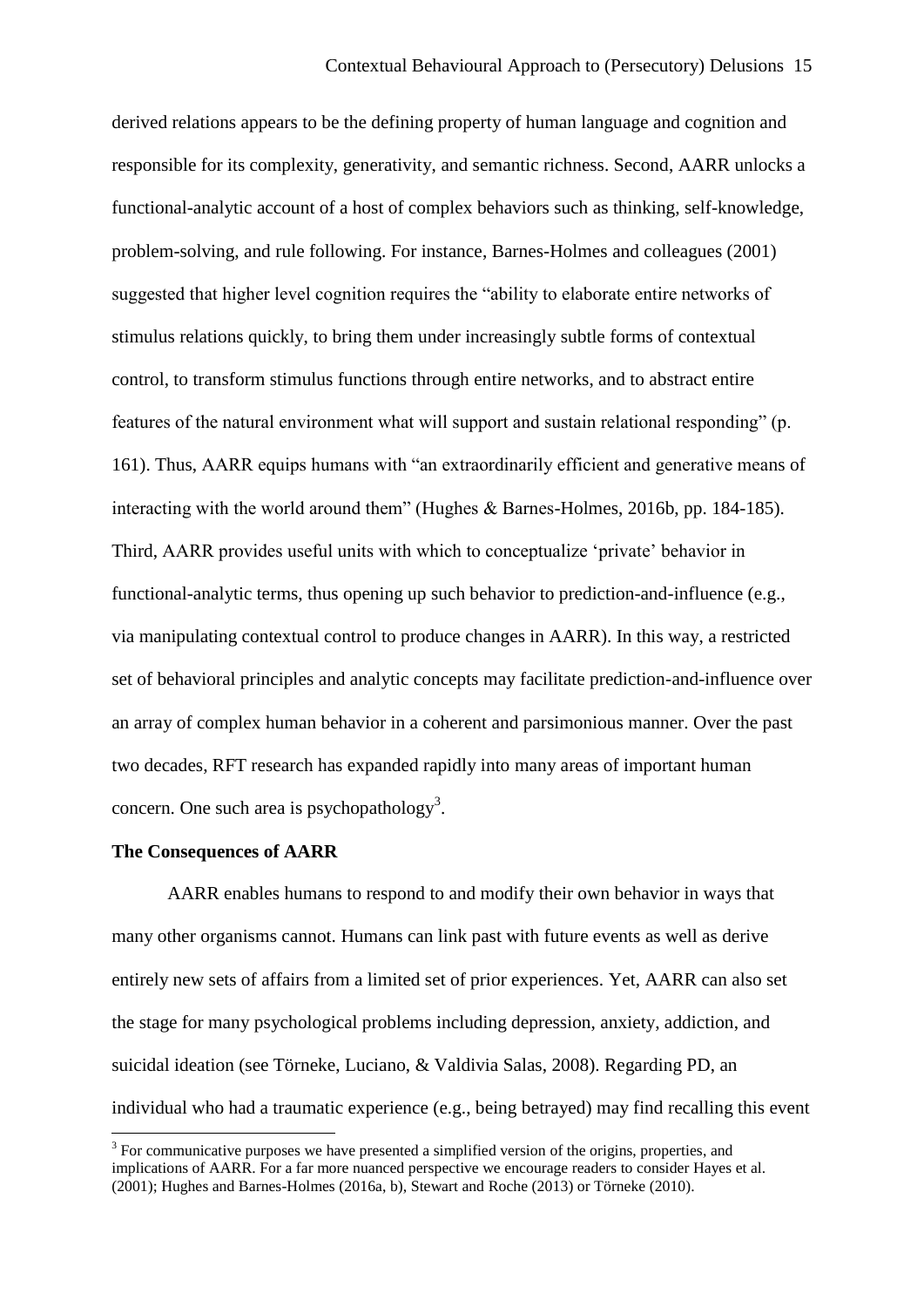derived relations appears to be the defining property of human language and cognition and responsible for its complexity, generativity, and semantic richness. Second, AARR unlocks a functional-analytic account of a host of complex behaviors such as thinking, self-knowledge, problem-solving, and rule following. For instance, Barnes-Holmes and colleagues (2001) suggested that higher level cognition requires the "ability to elaborate entire networks of stimulus relations quickly, to bring them under increasingly subtle forms of contextual control, to transform stimulus functions through entire networks, and to abstract entire features of the natural environment what will support and sustain relational responding" (p. 161). Thus, AARR equips humans with "an extraordinarily efficient and generative means of interacting with the world around them" (Hughes & Barnes-Holmes, 2016b, pp. 184-185). Third, AARR provides useful units with which to conceptualize 'private' behavior in functional-analytic terms, thus opening up such behavior to prediction-and-influence (e.g., via manipulating contextual control to produce changes in AARR). In this way, a restricted set of behavioral principles and analytic concepts may facilitate prediction-and-influence over an array of complex human behavior in a coherent and parsimonious manner. Over the past two decades, RFT research has expanded rapidly into many areas of important human concern. One such area is psychopathology[3].

**The Consequences of AARR**

AARR enables humans to respond to and modify their own behavior in ways that many other organisms cannot. Humans can link past with future events as well as derive entirely new sets of affairs from a limited set of prior experiences. Yet, AARR can also set the stage for many psychological problems including depression, anxiety, addiction, and suicidal ideation (see Törneke, Luciano, & Valdivia Salas, 2008). Regarding PD, an individual who had a traumatic experience (e.g., being betrayed) may find recalling this event

[3] For communicative purposes we have presented a simplified version of the origins, properties, and implications of AARR. For a far more nuanced perspective we encourage readers to consider Hayes et al. (2001); Hughes and Barnes-Holmes (2016a, b), Stewart and Roche (2013) or Törneke (2010).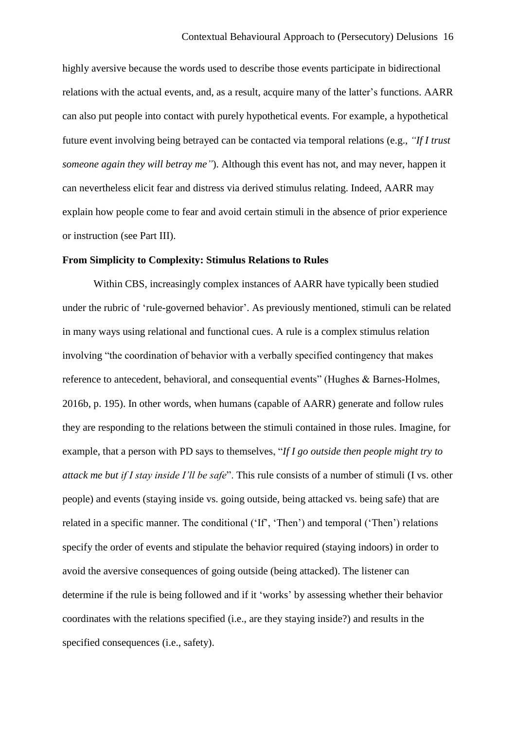highly aversive because the words used to describe those events participate in bidirectional relations with the actual events, and, as a result, acquire many of the latter's functions. AARR can also put people into contact with purely hypothetical events. For example, a hypothetical future event involving being betrayed can be contacted via temporal relations (e.g., *"If I trust someone again they will betray me"*). Although this event has not, and may never, happen it can nevertheless elicit fear and distress via derived stimulus relating. Indeed, AARR may explain how people come to fear and avoid certain stimuli in the absence of prior experience or instruction (see Part III).

**From Simplicity to Complexity: Stimulus Relations to Rules**

Within CBS, increasingly complex instances of AARR have typically been studied under the rubric of 'rule-governed behavior'. As previously mentioned, stimuli can be related in many ways using relational and functional cues. A rule is a complex stimulus relation involving "the coordination of behavior with a verbally specified contingency that makes reference to antecedent, behavioral, and consequential events" (Hughes & Barnes-Holmes, 2016b, p. 195). In other words, when humans (capable of AARR) generate and follow rules they are responding to the relations between the stimuli contained in those rules. Imagine, for example, that a person with PD says to themselves, "*If I go outside then people might try to attack me but if I stay inside I'll be safe*". This rule consists of a number of stimuli (I vs. other people) and events (staying inside vs. going outside, being attacked vs. being safe) that are related in a specific manner. The conditional ('If', 'Then') and temporal ('Then') relations specify the order of events and stipulate the behavior required (staying indoors) in order to avoid the aversive consequences of going outside (being attacked). The listener can determine if the rule is being followed and if it 'works' by assessing whether their behavior coordinates with the relations specified (i.e., are they staying inside?) and results in the specified consequences (i.e., safety).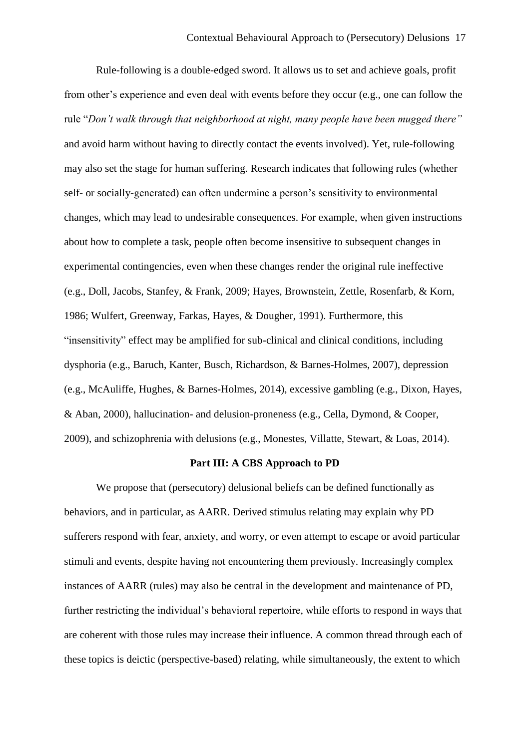Rule-following is a double-edged sword. It allows us to set and achieve goals, profit from other's experience and even deal with events before they occur (e.g., one can follow the rule "*Don't walk through that neighborhood at night, many people have been mugged there"* and avoid harm without having to directly contact the events involved). Yet, rule-following may also set the stage for human suffering. Research indicates that following rules (whether self- or socially-generated) can often undermine a person's sensitivity to environmental changes, which may lead to undesirable consequences. For example, when given instructions about how to complete a task, people often become insensitive to subsequent changes in experimental contingencies, even when these changes render the original rule ineffective (e.g., Doll, Jacobs, Stanfey, & Frank, 2009; Hayes, Brownstein, Zettle, Rosenfarb, & Korn, 1986; Wulfert, Greenway, Farkas, Hayes, & Dougher, 1991). Furthermore, this "insensitivity" effect may be amplified for sub-clinical and clinical conditions, including dysphoria (e.g., Baruch, Kanter, Busch, Richardson, & Barnes-Holmes, 2007), depression (e.g., McAuliffe, Hughes, & Barnes-Holmes, 2014), excessive gambling (e.g., Dixon, Hayes, & Aban, 2000), hallucination- and delusion-proneness (e.g., Cella, Dymond, & Cooper, 2009), and schizophrenia with delusions (e.g., Monestes, Villatte, Stewart, & Loas, 2014).

## Part III: A CBS Approach to PD

We propose that (persecutory) delusional beliefs can be defined functionally as behaviors, and in particular, as AARR. Derived stimulus relating may explain why PD sufferers respond with fear, anxiety, and worry, or even attempt to escape or avoid particular stimuli and events, despite having not encountering them previously. Increasingly complex instances of AARR (rules) may also be central in the development and maintenance of PD, further restricting the individual's behavioral repertoire, while efforts to respond in ways that are coherent with those rules may increase their influence. A common thread through each of these topics is deictic (perspective-based) relating, while simultaneously, the extent to which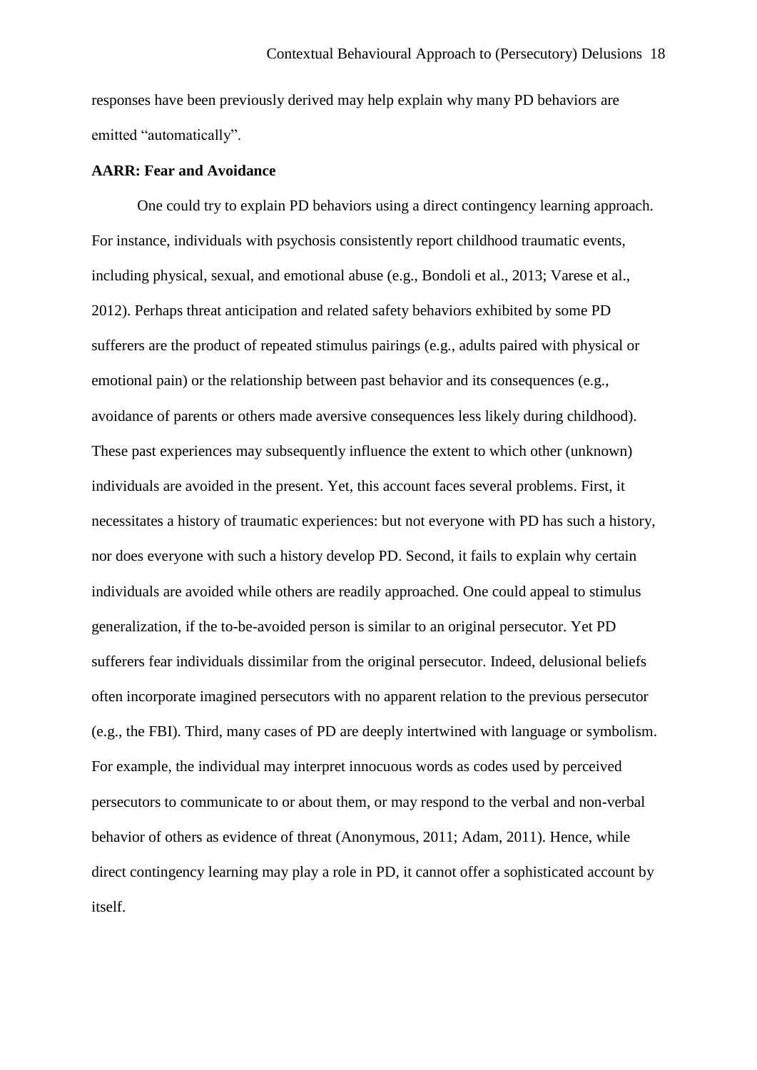responses have been previously derived may help explain why many PD behaviors are emitted "automatically".

### AARR: Fear and Avoidance

One could try to explain PD behaviors using a direct contingency learning approach. For instance, individuals with psychosis consistently report childhood traumatic events, including physical, sexual, and emotional abuse (e.g., Bondoli et al., 2013; Varese et al., 2012). Perhaps threat anticipation and related safety behaviors exhibited by some PD sufferers are the product of repeated stimulus pairings (e.g., adults paired with physical or emotional pain) or the relationship between past behavior and its consequences (e.g., avoidance of parents or others made aversive consequences less likely during childhood). These past experiences may subsequently influence the extent to which other (unknown) individuals are avoided in the present. Yet, this account faces several problems. First, it necessitates a history of traumatic experiences: but not everyone with PD has such a history, nor does everyone with such a history develop PD. Second, it fails to explain why certain individuals are avoided while others are readily approached. One could appeal to stimulus generalization, if the to-be-avoided person is similar to an original persecutor. Yet PD sufferers fear individuals dissimilar from the original persecutor. Indeed, delusional beliefs often incorporate imagined persecutors with no apparent relation to the previous persecutor (e.g., the FBI). Third, many cases of PD are deeply intertwined with language or symbolism. For example, the individual may interpret innocuous words as codes used by perceived persecutors to communicate to or about them, or may respond to the verbal and non-verbal behavior of others as evidence of threat (Anonymous, 2011; Adam, 2011). Hence, while direct contingency learning may play a role in PD, it cannot offer a sophisticated account by itself.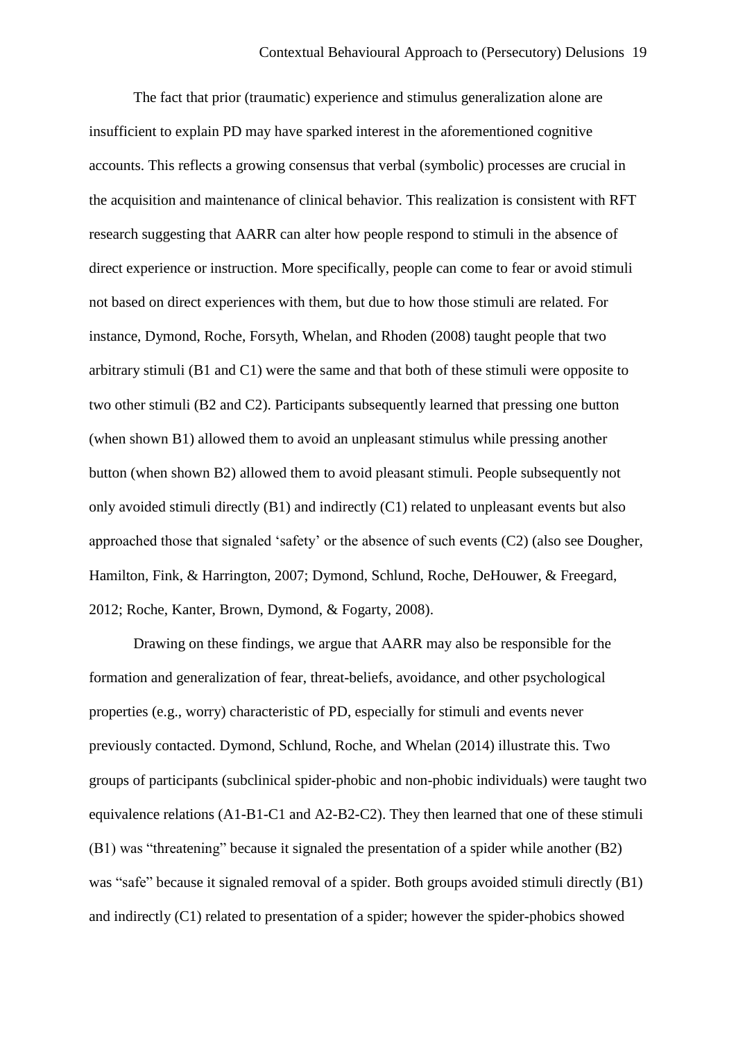The fact that prior (traumatic) experience and stimulus generalization alone are insufficient to explain PD may have sparked interest in the aforementioned cognitive accounts. This reflects a growing consensus that verbal (symbolic) processes are crucial in the acquisition and maintenance of clinical behavior. This realization is consistent with RFT research suggesting that AARR can alter how people respond to stimuli in the absence of direct experience or instruction. More specifically, people can come to fear or avoid stimuli not based on direct experiences with them, but due to how those stimuli are related. For instance, Dymond, Roche, Forsyth, Whelan, and Rhoden (2008) taught people that two arbitrary stimuli (B1 and C1) were the same and that both of these stimuli were opposite to two other stimuli (B2 and C2). Participants subsequently learned that pressing one button (when shown B1) allowed them to avoid an unpleasant stimulus while pressing another button (when shown B2) allowed them to avoid pleasant stimuli. People subsequently not only avoided stimuli directly (B1) and indirectly (C1) related to unpleasant events but also approached those that signaled 'safety' or the absence of such events (C2) (also see Dougher, Hamilton, Fink, & Harrington, 2007; Dymond, Schlund, Roche, DeHouwer, & Freegard, 2012; Roche, Kanter, Brown, Dymond, & Fogarty, 2008).

Drawing on these findings, we argue that AARR may also be responsible for the formation and generalization of fear, threat-beliefs, avoidance, and other psychological properties (e.g., worry) characteristic of PD, especially for stimuli and events never previously contacted. Dymond, Schlund, Roche, and Whelan (2014) illustrate this. Two groups of participants (subclinical spider-phobic and non-phobic individuals) were taught two equivalence relations (A1-B1-C1 and A2-B2-C2). They then learned that one of these stimuli (B1) was "threatening" because it signaled the presentation of a spider while another (B2) was "safe" because it signaled removal of a spider. Both groups avoided stimuli directly (B1) and indirectly (C1) related to presentation of a spider; however the spider-phobics showed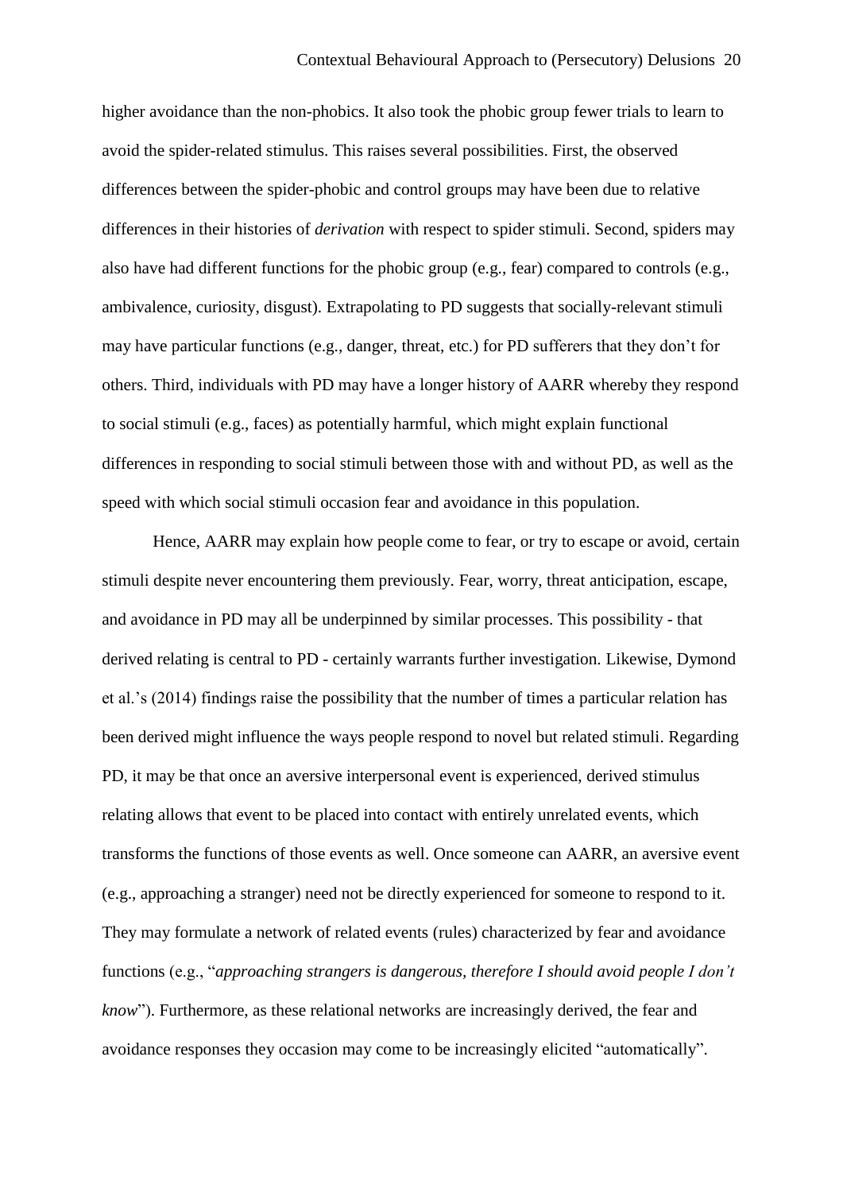higher avoidance than the non-phobics. It also took the phobic group fewer trials to learn to avoid the spider-related stimulus. This raises several possibilities. First, the observed differences between the spider-phobic and control groups may have been due to relative differences in their histories of *derivation* with respect to spider stimuli. Second, spiders may also have had different functions for the phobic group (e.g., fear) compared to controls (e.g., ambivalence, curiosity, disgust). Extrapolating to PD suggests that socially-relevant stimuli may have particular functions (e.g., danger, threat, etc.) for PD sufferers that they don't for others. Third, individuals with PD may have a longer history of AARR whereby they respond to social stimuli (e.g., faces) as potentially harmful, which might explain functional differences in responding to social stimuli between those with and without PD, as well as the speed with which social stimuli occasion fear and avoidance in this population.

Hence, AARR may explain how people come to fear, or try to escape or avoid, certain stimuli despite never encountering them previously. Fear, worry, threat anticipation, escape, and avoidance in PD may all be underpinned by similar processes. This possibility - that derived relating is central to PD - certainly warrants further investigation. Likewise, Dymond et al.'s (2014) findings raise the possibility that the number of times a particular relation has been derived might influence the ways people respond to novel but related stimuli. Regarding PD, it may be that once an aversive interpersonal event is experienced, derived stimulus relating allows that event to be placed into contact with entirely unrelated events, which transforms the functions of those events as well. Once someone can AARR, an aversive event (e.g., approaching a stranger) need not be directly experienced for someone to respond to it. They may formulate a network of related events (rules) characterized by fear and avoidance functions (e.g., "*approaching strangers is dangerous, therefore I should avoid people I don't know*"). Furthermore, as these relational networks are increasingly derived, the fear and avoidance responses they occasion may come to be increasingly elicited "automatically".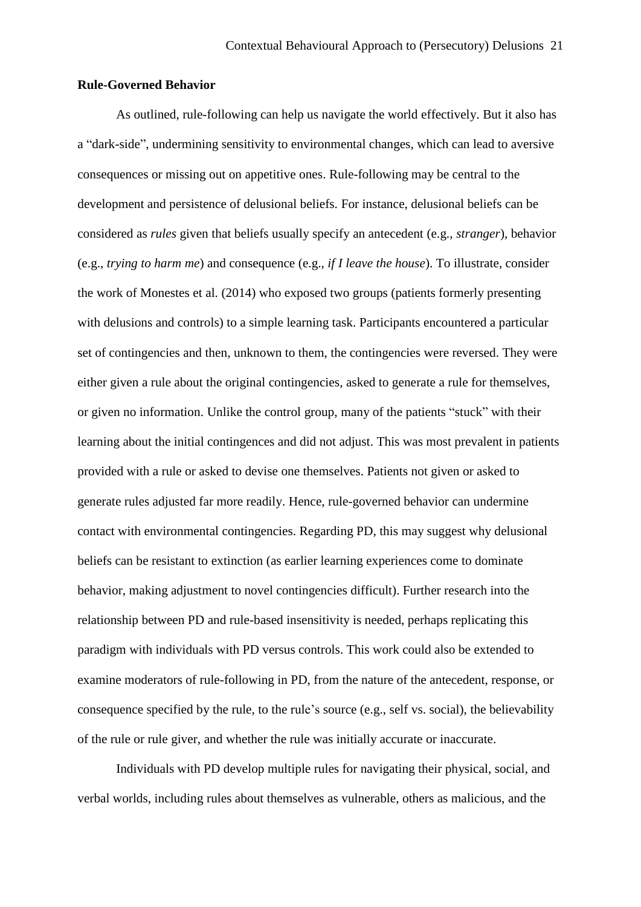**Rule-Governed Behavior**

As outlined, rule-following can help us navigate the world effectively. But it also has a "dark-side", undermining sensitivity to environmental changes, which can lead to aversive consequences or missing out on appetitive ones. Rule-following may be central to the development and persistence of delusional beliefs. For instance, delusional beliefs can be considered as *rules* given that beliefs usually specify an antecedent (e.g., *stranger*), behavior (e.g., *trying to harm me*) and consequence (e.g., *if I leave the house*). To illustrate, consider the work of Monestes et al. (2014) who exposed two groups (patients formerly presenting with delusions and controls) to a simple learning task. Participants encountered a particular set of contingencies and then, unknown to them, the contingencies were reversed. They were either given a rule about the original contingencies, asked to generate a rule for themselves, or given no information. Unlike the control group, many of the patients "stuck" with their learning about the initial contingences and did not adjust. This was most prevalent in patients provided with a rule or asked to devise one themselves. Patients not given or asked to generate rules adjusted far more readily. Hence, rule-governed behavior can undermine contact with environmental contingencies. Regarding PD, this may suggest why delusional beliefs can be resistant to extinction (as earlier learning experiences come to dominate behavior, making adjustment to novel contingencies difficult). Further research into the relationship between PD and rule-based insensitivity is needed, perhaps replicating this paradigm with individuals with PD versus controls. This work could also be extended to examine moderators of rule-following in PD, from the nature of the antecedent, response, or consequence specified by the rule, to the rule's source (e.g., self vs. social), the believability of the rule or rule giver, and whether the rule was initially accurate or inaccurate.

Individuals with PD develop multiple rules for navigating their physical, social, and verbal worlds, including rules about themselves as vulnerable, others as malicious, and the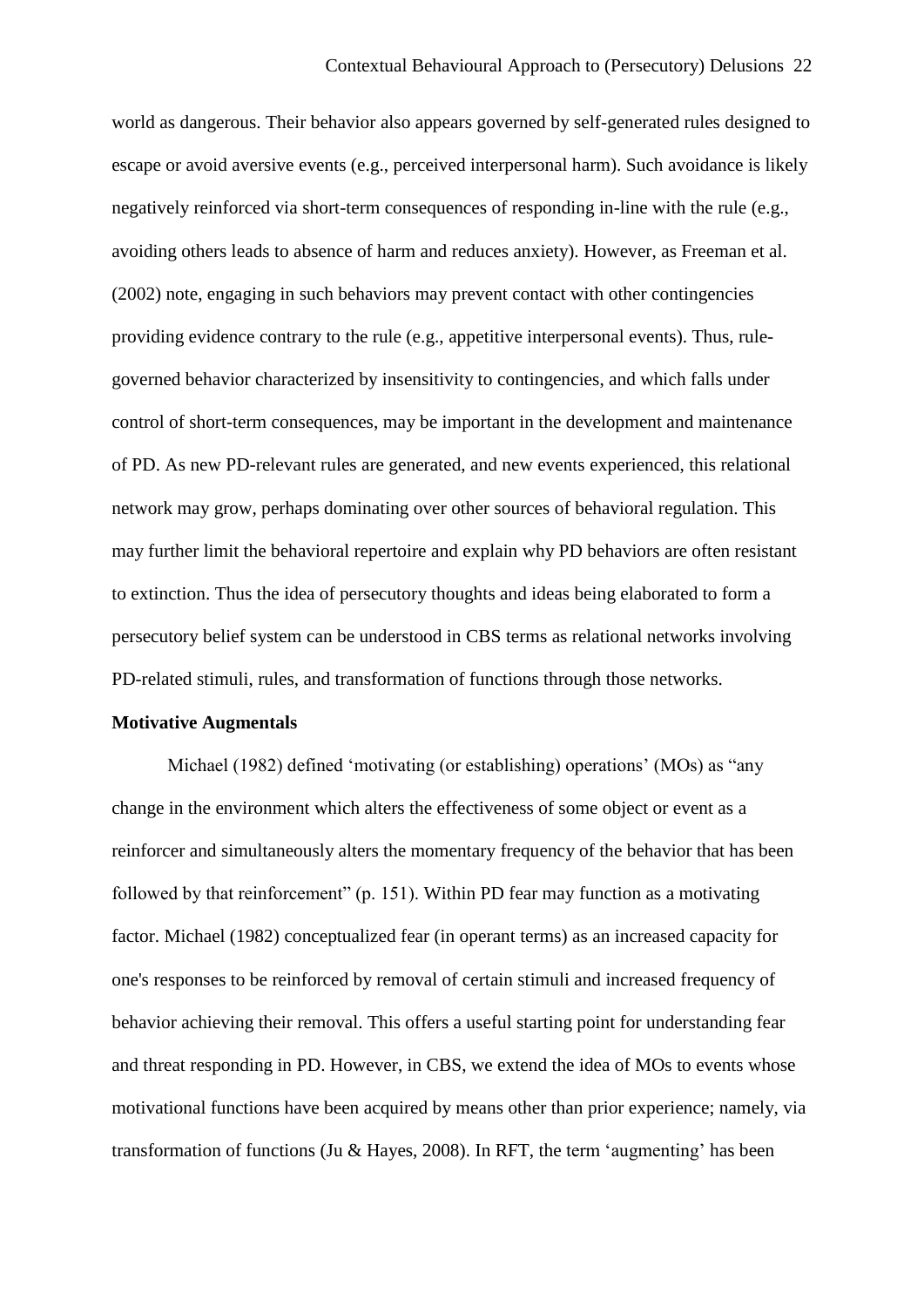world as dangerous. Their behavior also appears governed by self-generated rules designed to escape or avoid aversive events (e.g., perceived interpersonal harm). Such avoidance is likely negatively reinforced via short-term consequences of responding in-line with the rule (e.g., avoiding others leads to absence of harm and reduces anxiety). However, as Freeman et al. (2002) note, engaging in such behaviors may prevent contact with other contingencies providing evidence contrary to the rule (e.g., appetitive interpersonal events). Thus, rule-governed behavior characterized by insensitivity to contingencies, and which falls under control of short-term consequences, may be important in the development and maintenance of PD. As new PD-relevant rules are generated, and new events experienced, this relational network may grow, perhaps dominating over other sources of behavioral regulation. This may further limit the behavioral repertoire and explain why PD behaviors are often resistant to extinction. Thus the idea of persecutory thoughts and ideas being elaborated to form a persecutory belief system can be understood in CBS terms as relational networks involving PD-related stimuli, rules, and transformation of functions through those networks.

**Motivative Augmentals**

Michael (1982) defined 'motivating (or establishing) operations' (MOs) as "any change in the environment which alters the effectiveness of some object or event as a reinforcer and simultaneously alters the momentary frequency of the behavior that has been followed by that reinforcement" (p. 151). Within PD fear may function as a motivating factor. Michael (1982) conceptualized fear (in operant terms) as an increased capacity for one's responses to be reinforced by removal of certain stimuli and increased frequency of behavior achieving their removal. This offers a useful starting point for understanding fear and threat responding in PD. However, in CBS, we extend the idea of MOs to events whose motivational functions have been acquired by means other than prior experience; namely, via transformation of functions (Ju & Hayes, 2008). In RFT, the term 'augmenting' has been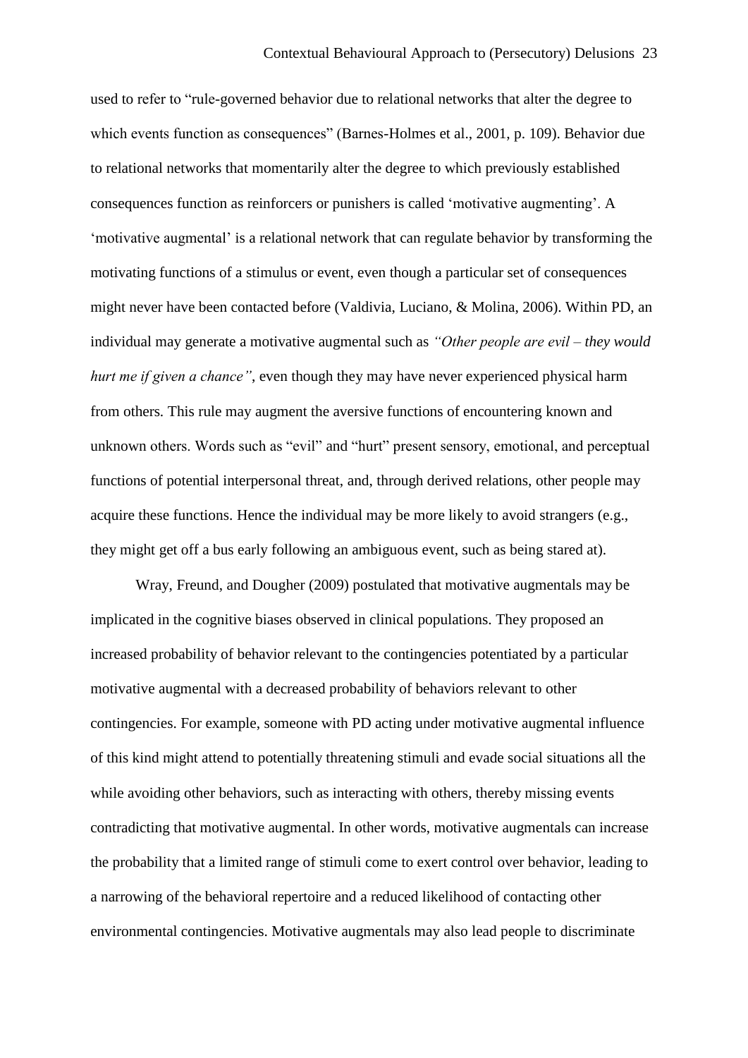used to refer to “rule-governed behavior due to relational networks that alter the degree to which events function as consequences” (Barnes-Holmes et al., 2001, p. 109). Behavior due to relational networks that momentarily alter the degree to which previously established consequences function as reinforcers or punishers is called ‘motivative augmenting’. A ‘motivative augmental’ is a relational network that can regulate behavior by transforming the motivating functions of a stimulus or event, even though a particular set of consequences might never have been contacted before (Valdivia, Luciano, & Molina, 2006). Within PD, an individual may generate a motivative augmental such as *“Other people are evil – they would hurt me if given a chance”*, even though they may have never experienced physical harm from others. This rule may augment the aversive functions of encountering known and unknown others. Words such as “evil” and “hurt” present sensory, emotional, and perceptual functions of potential interpersonal threat, and, through derived relations, other people may acquire these functions. Hence the individual may be more likely to avoid strangers (e.g., they might get off a bus early following an ambiguous event, such as being stared at).

Wray, Freund, and Dougher (2009) postulated that motivative augmentals may be implicated in the cognitive biases observed in clinical populations. They proposed an increased probability of behavior relevant to the contingencies potentiated by a particular motivative augmental with a decreased probability of behaviors relevant to other contingencies. For example, someone with PD acting under motivative augmental influence of this kind might attend to potentially threatening stimuli and evade social situations all the while avoiding other behaviors, such as interacting with others, thereby missing events contradicting that motivative augmental. In other words, motivative augmentals can increase the probability that a limited range of stimuli come to exert control over behavior, leading to a narrowing of the behavioral repertoire and a reduced likelihood of contacting other environmental contingencies. Motivative augmentals may also lead people to discriminate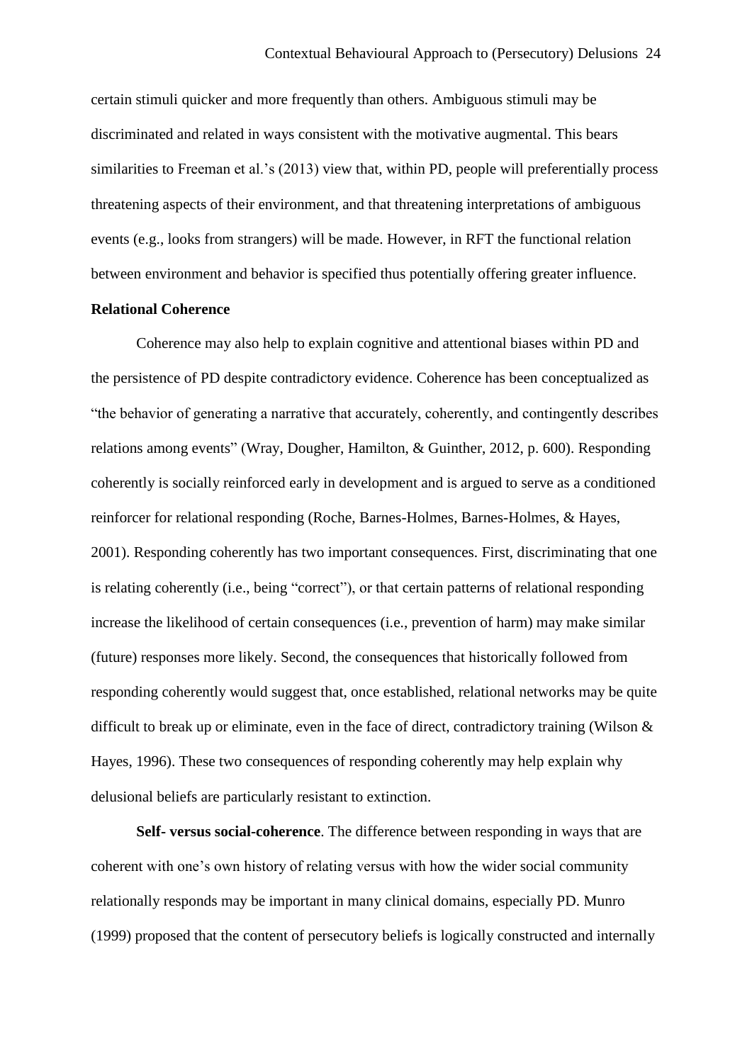certain stimuli quicker and more frequently than others. Ambiguous stimuli may be discriminated and related in ways consistent with the motivative augmental. This bears similarities to Freeman et al.'s (2013) view that, within PD, people will preferentially process threatening aspects of their environment, and that threatening interpretations of ambiguous events (e.g., looks from strangers) will be made. However, in RFT the functional relation between environment and behavior is specified thus potentially offering greater influence.

**Relational Coherence**

Coherence may also help to explain cognitive and attentional biases within PD and the persistence of PD despite contradictory evidence. Coherence has been conceptualized as "the behavior of generating a narrative that accurately, coherently, and contingently describes relations among events" (Wray, Dougher, Hamilton, & Guinther, 2012, p. 600). Responding coherently is socially reinforced early in development and is argued to serve as a conditioned reinforcer for relational responding (Roche, Barnes-Holmes, Barnes-Holmes, & Hayes, 2001). Responding coherently has two important consequences. First, discriminating that one is relating coherently (i.e., being "correct"), or that certain patterns of relational responding increase the likelihood of certain consequences (i.e., prevention of harm) may make similar (future) responses more likely. Second, the consequences that historically followed from responding coherently would suggest that, once established, relational networks may be quite difficult to break up or eliminate, even in the face of direct, contradictory training (Wilson & Hayes, 1996). These two consequences of responding coherently may help explain why delusional beliefs are particularly resistant to extinction.

**Self- versus social-coherence**. The difference between responding in ways that are coherent with one's own history of relating versus with how the wider social community relationally responds may be important in many clinical domains, especially PD. Munro (1999) proposed that the content of persecutory beliefs is logically constructed and internally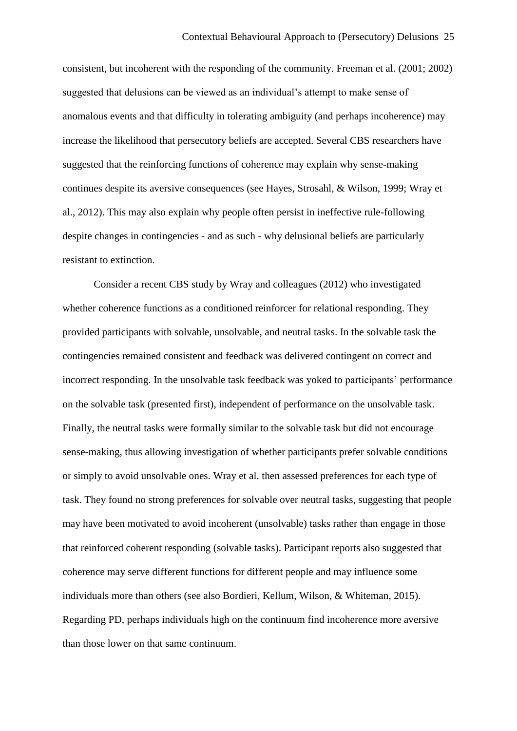consistent, but incoherent with the responding of the community. Freeman et al. (2001; 2002) suggested that delusions can be viewed as an individual's attempt to make sense of anomalous events and that difficulty in tolerating ambiguity (and perhaps incoherence) may increase the likelihood that persecutory beliefs are accepted. Several CBS researchers have suggested that the reinforcing functions of coherence may explain why sense-making continues despite its aversive consequences (see Hayes, Strosahl, & Wilson, 1999; Wray et al., 2012). This may also explain why people often persist in ineffective rule-following despite changes in contingencies - and as such - why delusional beliefs are particularly resistant to extinction.

Consider a recent CBS study by Wray and colleagues (2012) who investigated whether coherence functions as a conditioned reinforcer for relational responding. They provided participants with solvable, unsolvable, and neutral tasks. In the solvable task the contingencies remained consistent and feedback was delivered contingent on correct and incorrect responding. In the unsolvable task feedback was yoked to participants' performance on the solvable task (presented first), independent of performance on the unsolvable task. Finally, the neutral tasks were formally similar to the solvable task but did not encourage sense-making, thus allowing investigation of whether participants prefer solvable conditions or simply to avoid unsolvable ones. Wray et al. then assessed preferences for each type of task. They found no strong preferences for solvable over neutral tasks, suggesting that people may have been motivated to avoid incoherent (unsolvable) tasks rather than engage in those that reinforced coherent responding (solvable tasks). Participant reports also suggested that coherence may serve different functions for different people and may influence some individuals more than others (see also Bordieri, Kellum, Wilson, & Whiteman, 2015). Regarding PD, perhaps individuals high on the continuum find incoherence more aversive than those lower on that same continuum.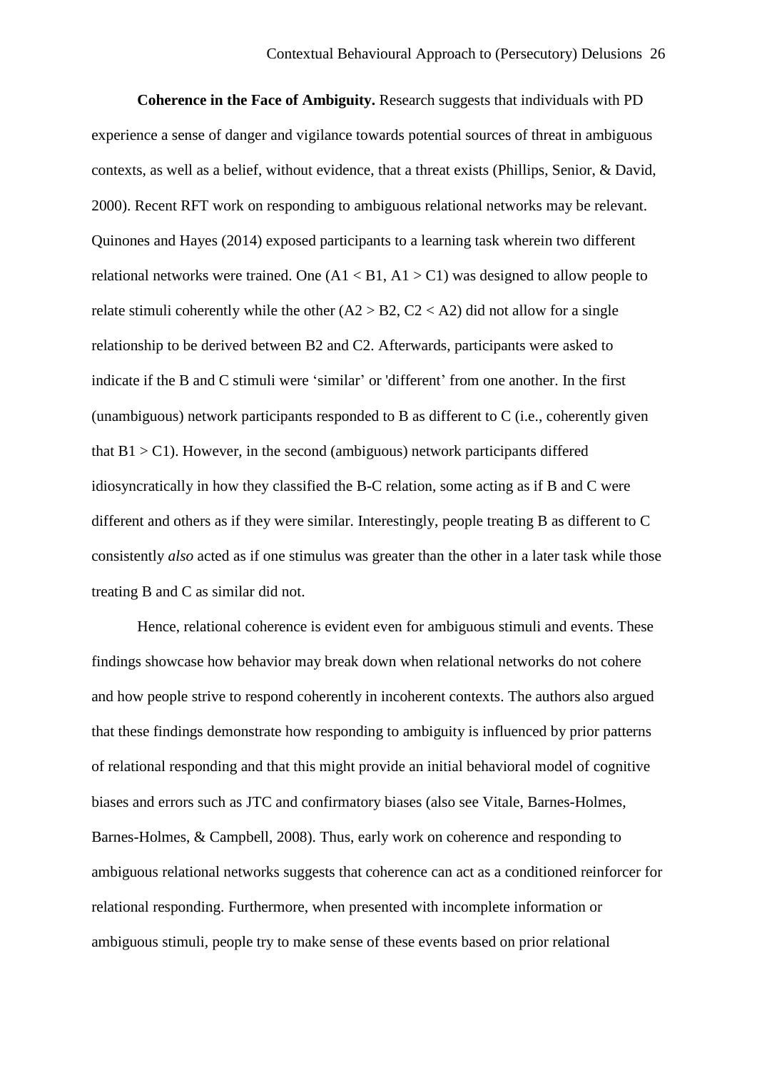**Coherence in the Face of Ambiguity.** Research suggests that individuals with PD experience a sense of danger and vigilance towards potential sources of threat in ambiguous contexts, as well as a belief, without evidence, that a threat exists (Phillips, Senior, & David, 2000). Recent RFT work on responding to ambiguous relational networks may be relevant. Quinones and Hayes (2014) exposed participants to a learning task wherein two different relational networks were trained. One ($A1 < B1$, $A1 > C1$) was designed to allow people to relate stimuli coherently while the other ($A2 > B2$, $C2 < A2$) did not allow for a single relationship to be derived between B2 and C2. Afterwards, participants were asked to indicate if the B and C stimuli were 'similar' or 'different' from one another. In the first (unambiguous) network participants responded to B as different to C (i.e., coherently given that $B1 > C1$). However, in the second (ambiguous) network participants differed idiosyncratically in how they classified the B-C relation, some acting as if B and C were different and others as if they were similar. Interestingly, people treating B as different to C consistently *also* acted as if one stimulus was greater than the other in a later task while those treating B and C as similar did not.

Hence, relational coherence is evident even for ambiguous stimuli and events. These findings showcase how behavior may break down when relational networks do not cohere and how people strive to respond coherently in incoherent contexts. The authors also argued that these findings demonstrate how responding to ambiguity is influenced by prior patterns of relational responding and that this might provide an initial behavioral model of cognitive biases and errors such as JTC and confirmatory biases (also see Vitale, Barnes-Holmes, Barnes-Holmes, & Campbell, 2008). Thus, early work on coherence and responding to ambiguous relational networks suggests that coherence can act as a conditioned reinforcer for relational responding. Furthermore, when presented with incomplete information or ambiguous stimuli, people try to make sense of these events based on prior relational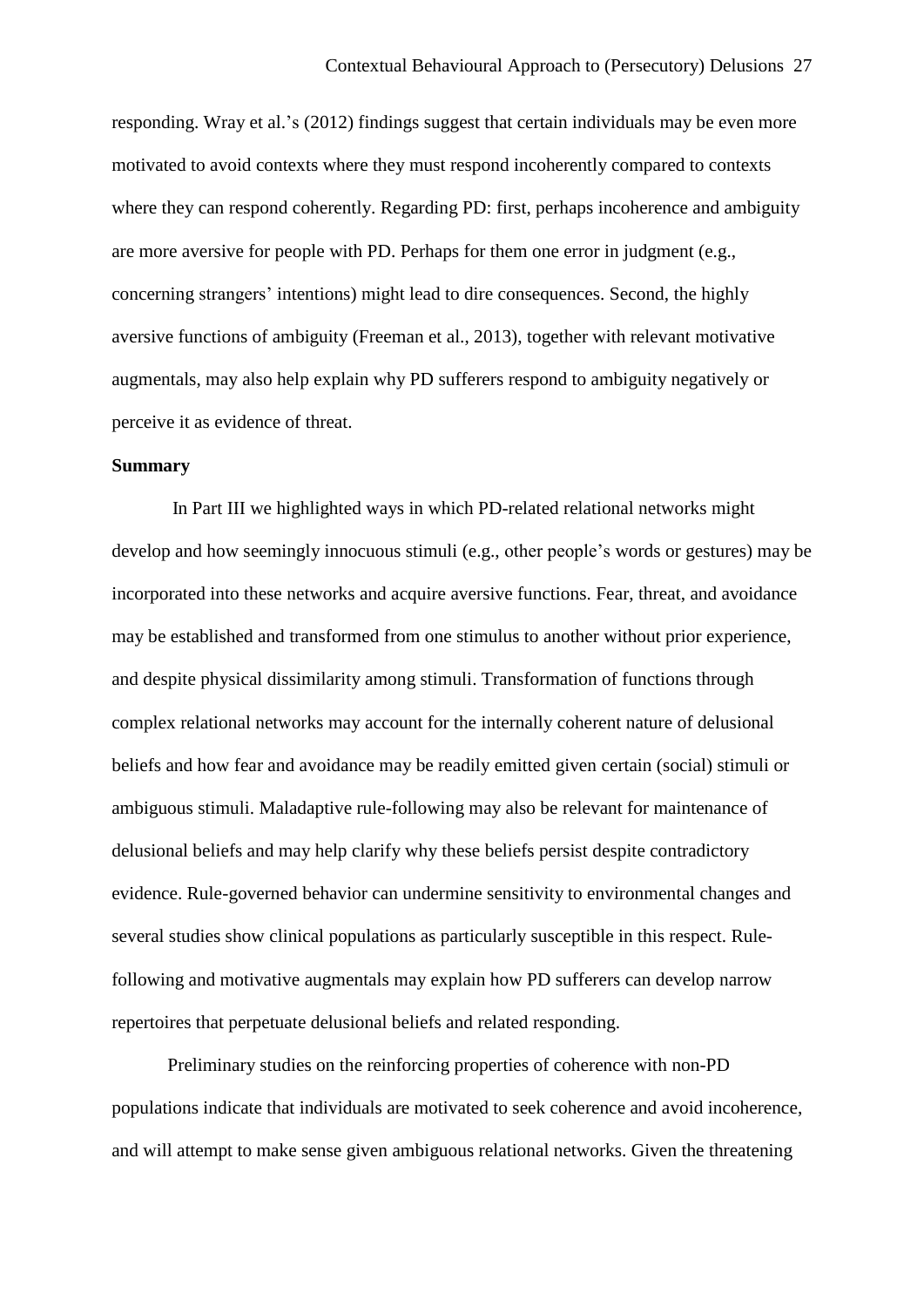responding. Wray et al.'s (2012) findings suggest that certain individuals may be even more motivated to avoid contexts where they must respond incoherently compared to contexts where they can respond coherently. Regarding PD: first, perhaps incoherence and ambiguity are more aversive for people with PD. Perhaps for them one error in judgment (e.g., concerning strangers' intentions) might lead to dire consequences. Second, the highly aversive functions of ambiguity (Freeman et al., 2013), together with relevant motivative augmentals, may also help explain why PD sufferers respond to ambiguity negatively or perceive it as evidence of threat.

**Summary**

In Part III we highlighted ways in which PD-related relational networks might develop and how seemingly innocuous stimuli (e.g., other people's words or gestures) may be incorporated into these networks and acquire aversive functions. Fear, threat, and avoidance may be established and transformed from one stimulus to another without prior experience, and despite physical dissimilarity among stimuli. Transformation of functions through complex relational networks may account for the internally coherent nature of delusional beliefs and how fear and avoidance may be readily emitted given certain (social) stimuli or ambiguous stimuli. Maladaptive rule-following may also be relevant for maintenance of delusional beliefs and may help clarify why these beliefs persist despite contradictory evidence. Rule-governed behavior can undermine sensitivity to environmental changes and several studies show clinical populations as particularly susceptible in this respect. Rule-following and motivative augmentals may explain how PD sufferers can develop narrow repertoires that perpetuate delusional beliefs and related responding.

Preliminary studies on the reinforcing properties of coherence with non-PD populations indicate that individuals are motivated to seek coherence and avoid incoherence, and will attempt to make sense given ambiguous relational networks. Given the threatening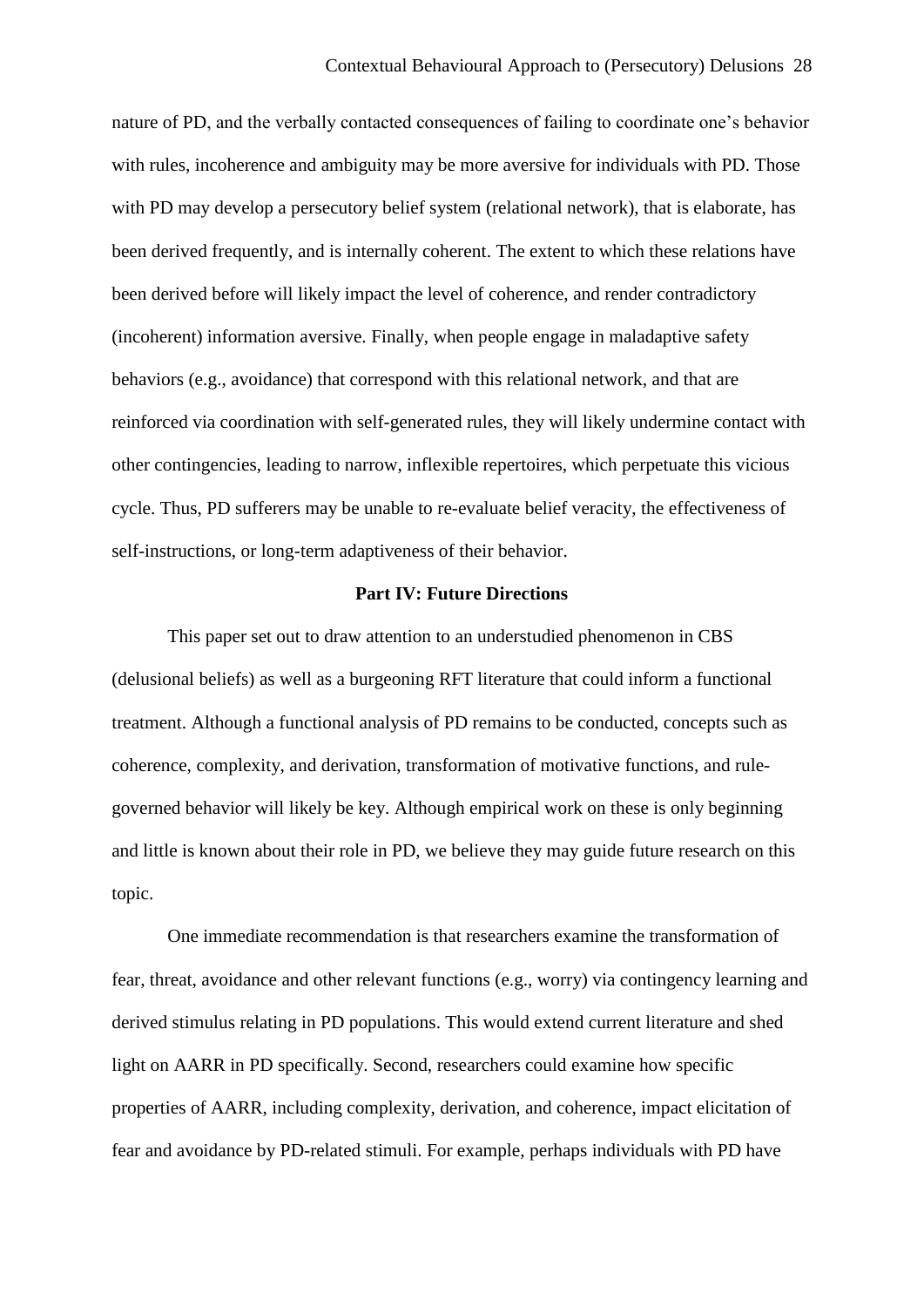nature of PD, and the verbally contacted consequences of failing to coordinate one's behavior with rules, incoherence and ambiguity may be more aversive for individuals with PD. Those with PD may develop a persecutory belief system (relational network), that is elaborate, has been derived frequently, and is internally coherent. The extent to which these relations have been derived before will likely impact the level of coherence, and render contradictory (incoherent) information aversive. Finally, when people engage in maladaptive safety behaviors (e.g., avoidance) that correspond with this relational network, and that are reinforced via coordination with self-generated rules, they will likely undermine contact with other contingencies, leading to narrow, inflexible repertoires, which perpetuate this vicious cycle. Thus, PD sufferers may be unable to re-evaluate belief veracity, the effectiveness of self-instructions, or long-term adaptiveness of their behavior.

## Part IV: Future Directions

This paper set out to draw attention to an understudied phenomenon in CBS (delusional beliefs) as well as a burgeoning RFT literature that could inform a functional treatment. Although a functional analysis of PD remains to be conducted, concepts such as coherence, complexity, and derivation, transformation of motivative functions, and rule-governed behavior will likely be key. Although empirical work on these is only beginning and little is known about their role in PD, we believe they may guide future research on this topic.

One immediate recommendation is that researchers examine the transformation of fear, threat, avoidance and other relevant functions (e.g., worry) via contingency learning and derived stimulus relating in PD populations. This would extend current literature and shed light on AARR in PD specifically. Second, researchers could examine how specific properties of AARR, including complexity, derivation, and coherence, impact elicitation of fear and avoidance by PD-related stimuli. For example, perhaps individuals with PD have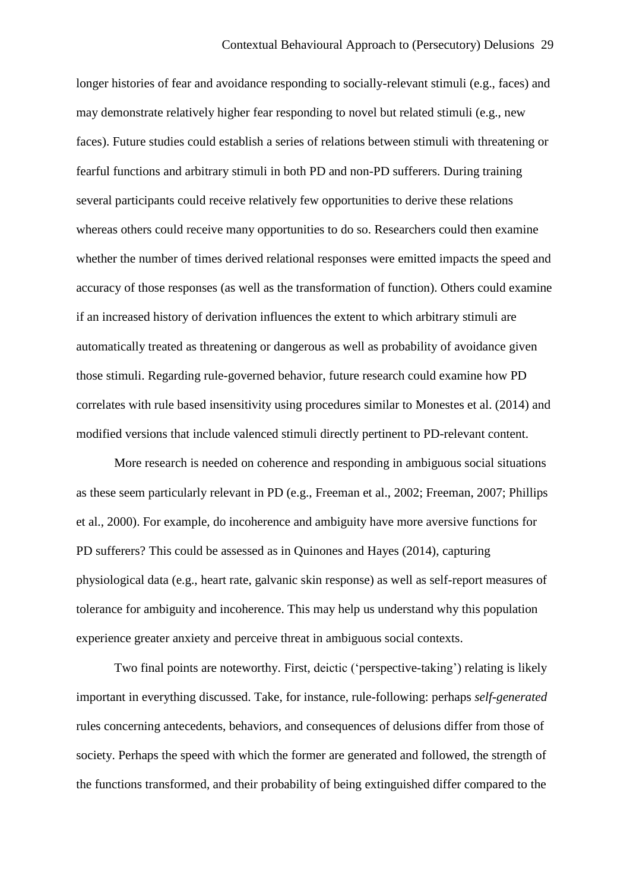longer histories of fear and avoidance responding to socially-relevant stimuli (e.g., faces) and may demonstrate relatively higher fear responding to novel but related stimuli (e.g., new faces). Future studies could establish a series of relations between stimuli with threatening or fearful functions and arbitrary stimuli in both PD and non-PD sufferers. During training several participants could receive relatively few opportunities to derive these relations whereas others could receive many opportunities to do so. Researchers could then examine whether the number of times derived relational responses were emitted impacts the speed and accuracy of those responses (as well as the transformation of function). Others could examine if an increased history of derivation influences the extent to which arbitrary stimuli are automatically treated as threatening or dangerous as well as probability of avoidance given those stimuli. Regarding rule-governed behavior, future research could examine how PD correlates with rule based insensitivity using procedures similar to Monestes et al. (2014) and modified versions that include valenced stimuli directly pertinent to PD-relevant content.

More research is needed on coherence and responding in ambiguous social situations as these seem particularly relevant in PD (e.g., Freeman et al., 2002; Freeman, 2007; Phillips et al., 2000). For example, do incoherence and ambiguity have more aversive functions for PD sufferers? This could be assessed as in Quinones and Hayes (2014), capturing physiological data (e.g., heart rate, galvanic skin response) as well as self-report measures of tolerance for ambiguity and incoherence. This may help us understand why this population experience greater anxiety and perceive threat in ambiguous social contexts.

Two final points are noteworthy. First, deictic ('perspective-taking') relating is likely important in everything discussed. Take, for instance, rule-following: perhaps *self-generated* rules concerning antecedents, behaviors, and consequences of delusions differ from those of society. Perhaps the speed with which the former are generated and followed, the strength of the functions transformed, and their probability of being extinguished differ compared to the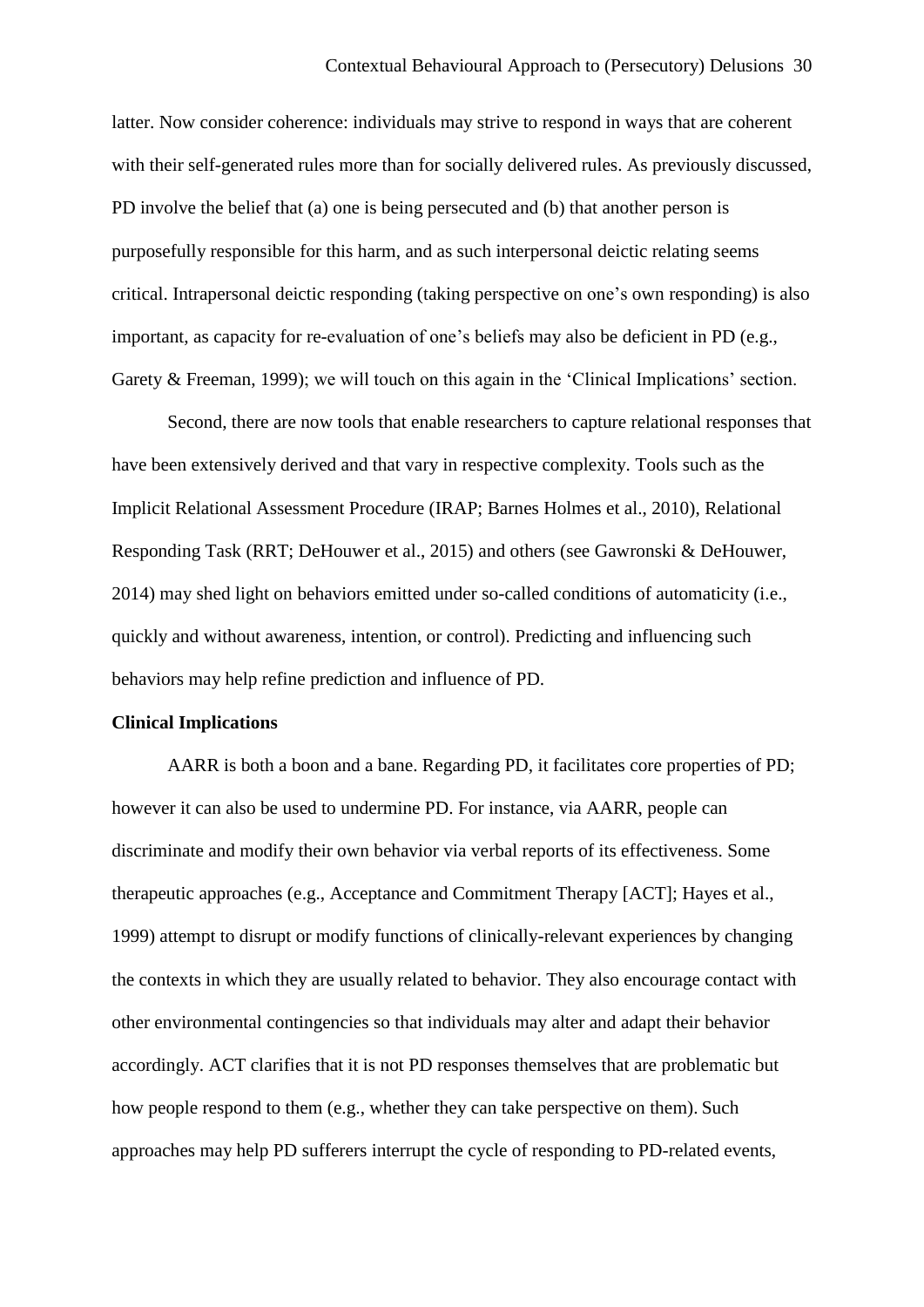latter. Now consider coherence: individuals may strive to respond in ways that are coherent with their self-generated rules more than for socially delivered rules. As previously discussed, PD involve the belief that (a) one is being persecuted and (b) that another person is purposefully responsible for this harm, and as such interpersonal deictic relating seems critical. Intrapersonal deictic responding (taking perspective on one's own responding) is also important, as capacity for re-evaluation of one's beliefs may also be deficient in PD (e.g., Garety & Freeman, 1999); we will touch on this again in the 'Clinical Implications' section.

Second, there are now tools that enable researchers to capture relational responses that have been extensively derived and that vary in respective complexity. Tools such as the Implicit Relational Assessment Procedure (IRAP; Barnes Holmes et al., 2010), Relational Responding Task (RRT; DeHouwer et al., 2015) and others (see Gawronski & DeHouwer, 2014) may shed light on behaviors emitted under so-called conditions of automaticity (i.e., quickly and without awareness, intention, or control). Predicting and influencing such behaviors may help refine prediction and influence of PD.

**Clinical Implications**

AARR is both a boon and a bane. Regarding PD, it facilitates core properties of PD; however it can also be used to undermine PD. For instance, via AARR, people can discriminate and modify their own behavior via verbal reports of its effectiveness. Some therapeutic approaches (e.g., Acceptance and Commitment Therapy [ACT]; Hayes et al., 1999) attempt to disrupt or modify functions of clinically-relevant experiences by changing the contexts in which they are usually related to behavior. They also encourage contact with other environmental contingencies so that individuals may alter and adapt their behavior accordingly. ACT clarifies that it is not PD responses themselves that are problematic but how people respond to them (e.g., whether they can take perspective on them). Such approaches may help PD sufferers interrupt the cycle of responding to PD-related events,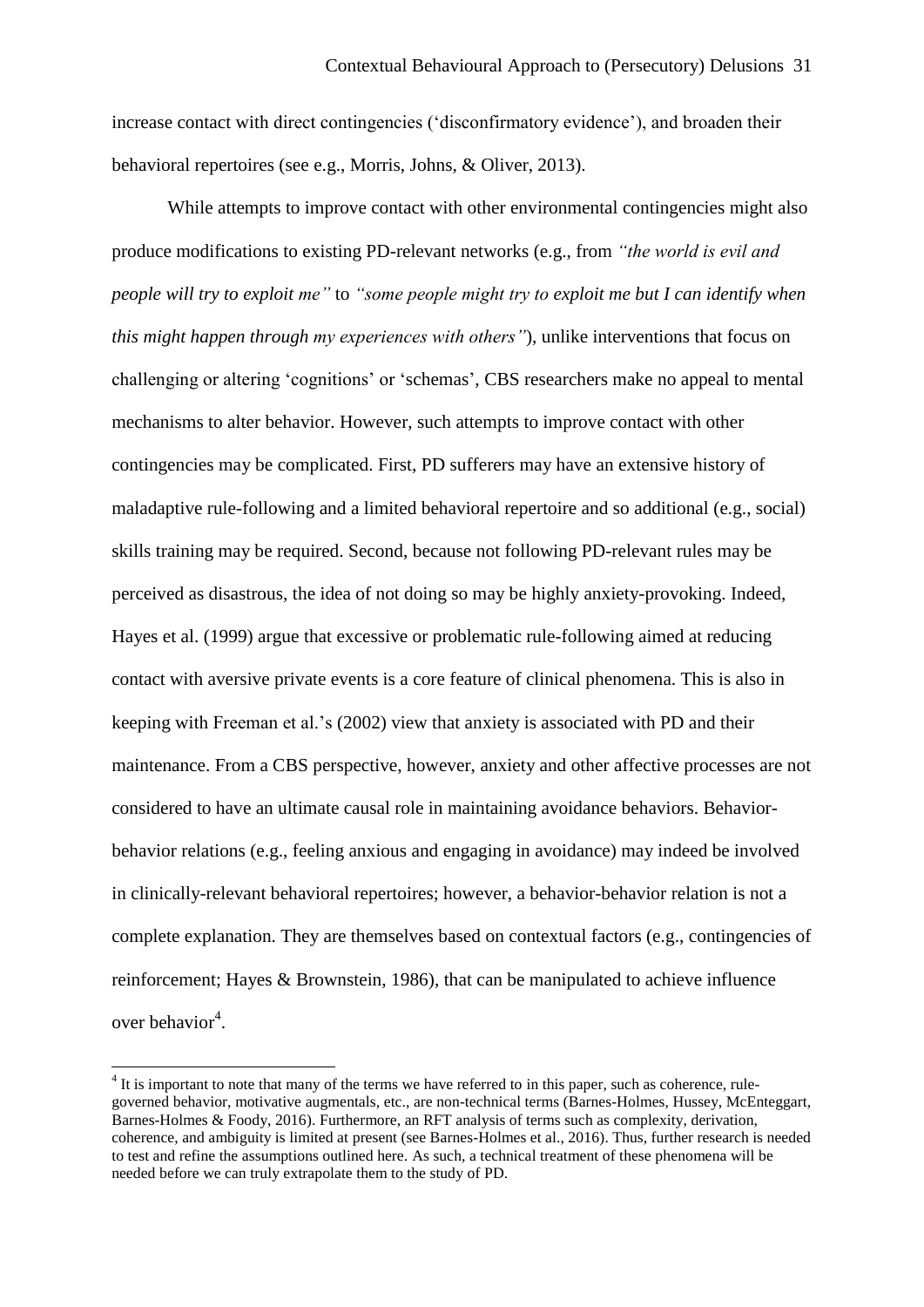increase contact with direct contingencies ('disconfirmatory evidence'), and broaden their behavioral repertoires (see e.g., Morris, Johns, & Oliver, 2013).

While attempts to improve contact with other environmental contingencies might also produce modifications to existing PD-relevant networks (e.g., from *"the world is evil and people will try to exploit me"* to *"some people might try to exploit me but I can identify when this might happen through my experiences with others"*), unlike interventions that focus on challenging or altering 'cognitions' or 'schemas', CBS researchers make no appeal to mental mechanisms to alter behavior. However, such attempts to improve contact with other contingencies may be complicated. First, PD sufferers may have an extensive history of maladaptive rule-following and a limited behavioral repertoire and so additional (e.g., social) skills training may be required. Second, because not following PD-relevant rules may be perceived as disastrous, the idea of not doing so may be highly anxiety-provoking. Indeed, Hayes et al. (1999) argue that excessive or problematic rule-following aimed at reducing contact with aversive private events is a core feature of clinical phenomena. This is also in keeping with Freeman et al.'s (2002) view that anxiety is associated with PD and their maintenance. From a CBS perspective, however, anxiety and other affective processes are not considered to have an ultimate causal role in maintaining avoidance behaviors. Behavior-behavior relations (e.g., feeling anxious and engaging in avoidance) may indeed be involved in clinically-relevant behavioral repertoires; however, a behavior-behavior relation is not a complete explanation. They are themselves based on contextual factors (e.g., contingencies of reinforcement; Hayes & Brownstein, 1986), that can be manipulated to achieve influence over behavior[4].

---

[4] It is important to note that many of the terms we have referred to in this paper, such as coherence, rule-governed behavior, motivative augmentals, etc., are non-technical terms (Barnes-Holmes, Hussey, McEnteggart, Barnes-Holmes & Foody, 2016). Furthermore, an RFT analysis of terms such as complexity, derivation, coherence, and ambiguity is limited at present (see Barnes-Holmes et al., 2016). Thus, further research is needed to test and refine the assumptions outlined here. As such, a technical treatment of these phenomena will be needed before we can truly extrapolate them to the study of PD.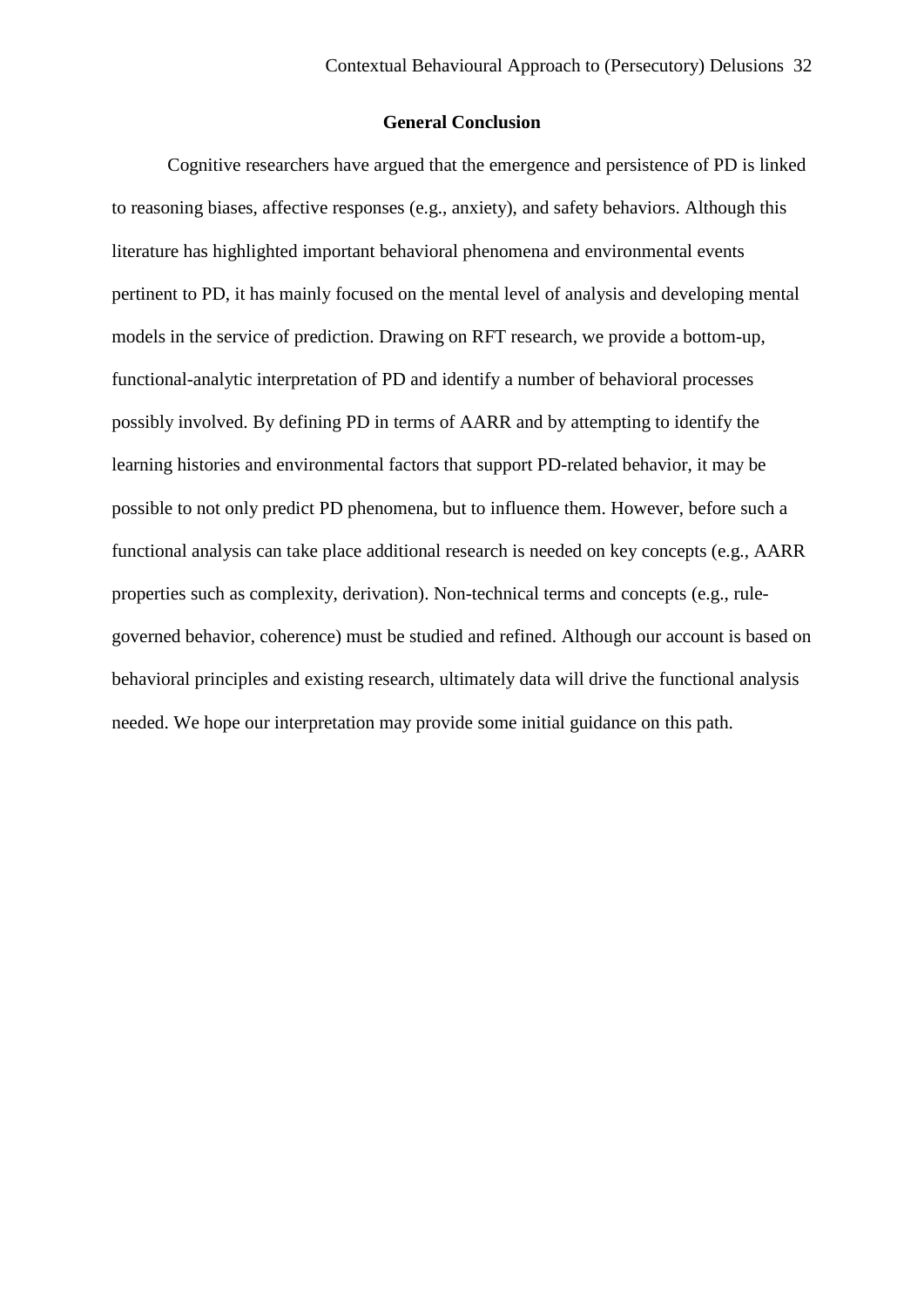## General Conclusion

Cognitive researchers have argued that the emergence and persistence of PD is linked to reasoning biases, affective responses (e.g., anxiety), and safety behaviors. Although this literature has highlighted important behavioral phenomena and environmental events pertinent to PD, it has mainly focused on the mental level of analysis and developing mental models in the service of prediction. Drawing on RFT research, we provide a bottom-up, functional-analytic interpretation of PD and identify a number of behavioral processes possibly involved. By defining PD in terms of AARR and by attempting to identify the learning histories and environmental factors that support PD-related behavior, it may be possible to not only predict PD phenomena, but to influence them. However, before such a functional analysis can take place additional research is needed on key concepts (e.g., AARR properties such as complexity, derivation). Non-technical terms and concepts (e.g., rule-governed behavior, coherence) must be studied and refined. Although our account is based on behavioral principles and existing research, ultimately data will drive the functional analysis needed. We hope our interpretation may provide some initial guidance on this path.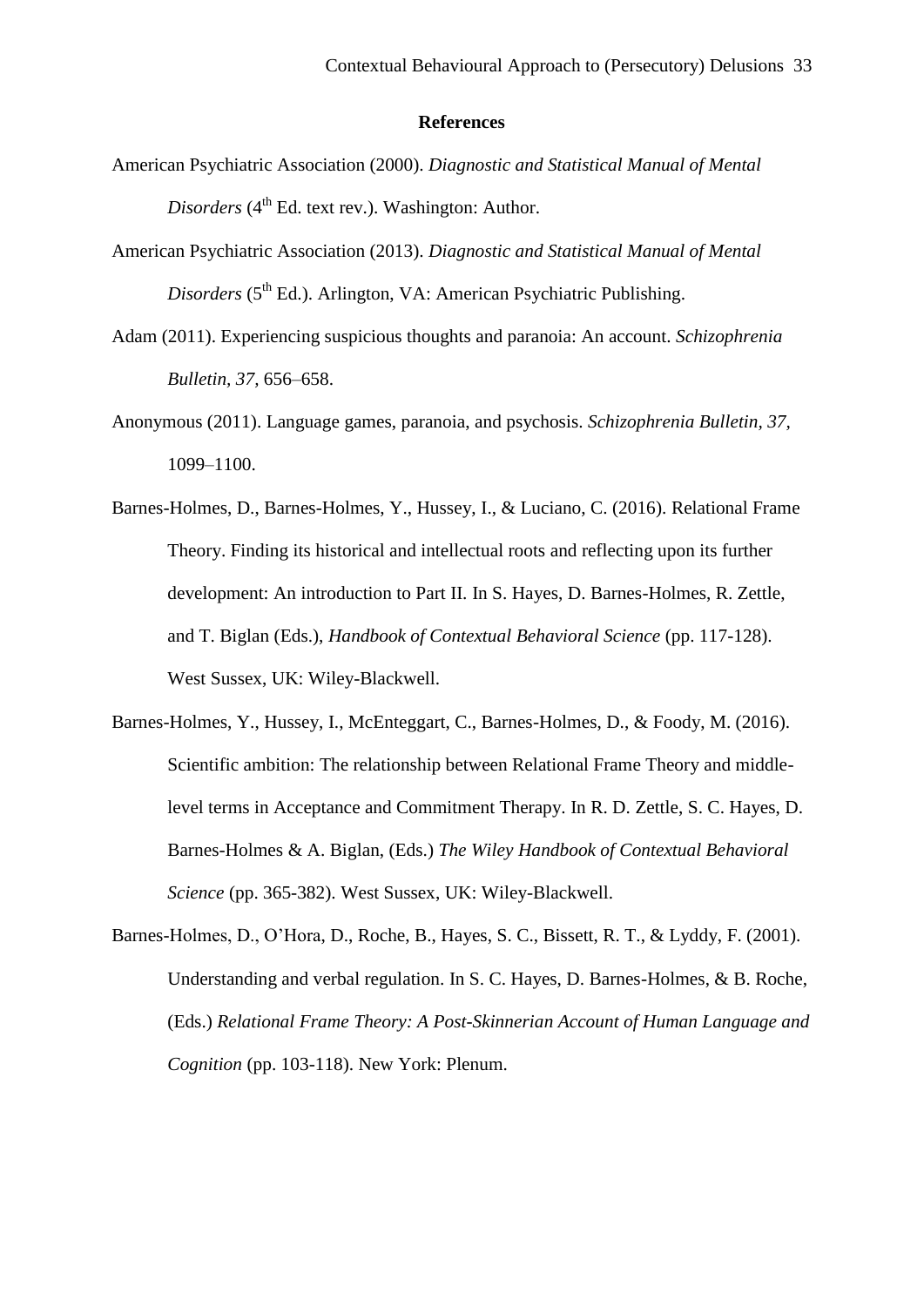## References

American Psychiatric Association (2000). *Diagnostic and Statistical Manual of Mental Disorders* (4th Ed. text rev.). Washington: Author.

American Psychiatric Association (2013). *Diagnostic and Statistical Manual of Mental Disorders* (5th Ed.). Arlington, VA: American Psychiatric Publishing.

Adam (2011). Experiencing suspicious thoughts and paranoia: An account. *Schizophrenia Bulletin, 37,* 656–658.

Anonymous (2011). Language games, paranoia, and psychosis. *Schizophrenia Bulletin, 37,* 1099–1100.

Barnes-Holmes, D., Barnes-Holmes, Y., Hussey, I., & Luciano, C. (2016). Relational Frame Theory. Finding its historical and intellectual roots and reflecting upon its further development: An introduction to Part II. In S. Hayes, D. Barnes-Holmes, R. Zettle, and T. Biglan (Eds.), *Handbook of Contextual Behavioral Science* (pp. 117-128). West Sussex, UK: Wiley-Blackwell.

Barnes-Holmes, Y., Hussey, I., McEnteggart, C., Barnes-Holmes, D., & Foody, M. (2016). Scientific ambition: The relationship between Relational Frame Theory and middle-level terms in Acceptance and Commitment Therapy. In R. D. Zettle, S. C. Hayes, D. Barnes-Holmes & A. Biglan, (Eds.) *The Wiley Handbook of Contextual Behavioral Science* (pp. 365-382). West Sussex, UK: Wiley-Blackwell.

Barnes-Holmes, D., O'Hora, D., Roche, B., Hayes, S. C., Bissett, R. T., & Lyddy, F. (2001). Understanding and verbal regulation. In S. C. Hayes, D. Barnes-Holmes, & B. Roche, (Eds.) *Relational Frame Theory: A Post-Skinnerian Account of Human Language and Cognition* (pp. 103-118). New York: Plenum.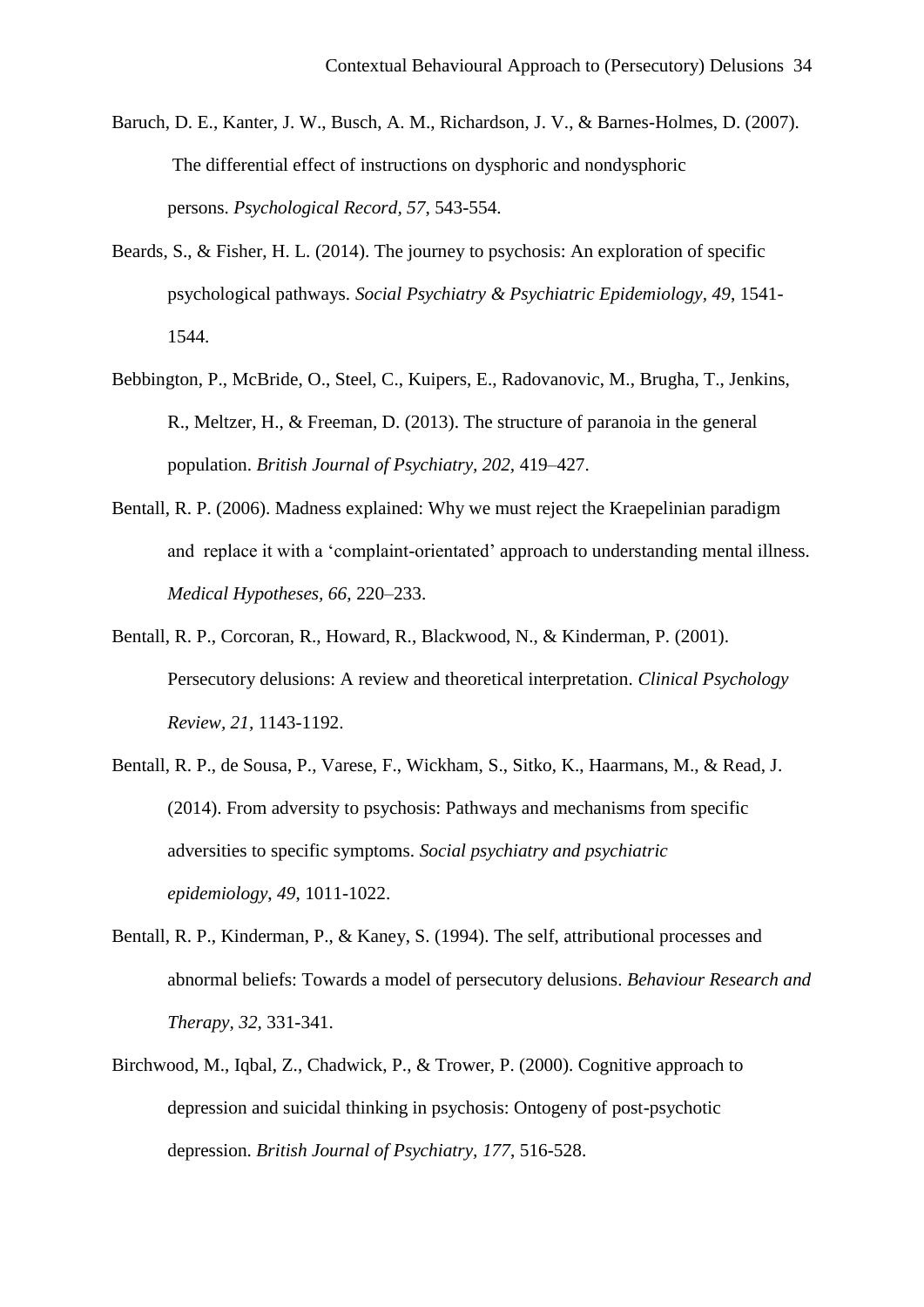Baruch, D. E., Kanter, J. W., Busch, A. M., Richardson, J. V., & Barnes-Holmes, D. (2007). The differential effect of instructions on dysphoric and nondysphoric persons. *Psychological Record, 57*, 543-554.

Beards, S., & Fisher, H. L. (2014). The journey to psychosis: An exploration of specific psychological pathways. *Social Psychiatry & Psychiatric Epidemiology, 49*, 1541-1544.

Bebbington, P., McBride, O., Steel, C., Kuipers, E., Radovanovic, M., Brugha, T., Jenkins, R., Meltzer, H., & Freeman, D. (2013). The structure of paranoia in the general population. *British Journal of Psychiatry, 202*, 419–427.

Bentall, R. P. (2006). Madness explained: Why we must reject the Kraepelinian paradigm and replace it with a 'complaint-orientated' approach to understanding mental illness. *Medical Hypotheses, 66*, 220–233.

Bentall, R. P., Corcoran, R., Howard, R., Blackwood, N., & Kinderman, P. (2001). Persecutory delusions: A review and theoretical interpretation. *Clinical Psychology Review, 21,* 1143-1192.

Bentall, R. P., de Sousa, P., Varese, F., Wickham, S., Sitko, K., Haarmans, M., & Read, J. (2014). From adversity to psychosis: Pathways and mechanisms from specific adversities to specific symptoms. *Social psychiatry and psychiatric epidemiology, 49*, 1011-1022.

Bentall, R. P., Kinderman, P., & Kaney, S. (1994). The self, attributional processes and abnormal beliefs: Towards a model of persecutory delusions. *Behaviour Research and Therapy, 32,* 331-341.

Birchwood, M., Iqbal, Z., Chadwick, P., & Trower, P. (2000). Cognitive approach to depression and suicidal thinking in psychosis: Ontogeny of post-psychotic depression. *British Journal of Psychiatry, 177*, 516-528.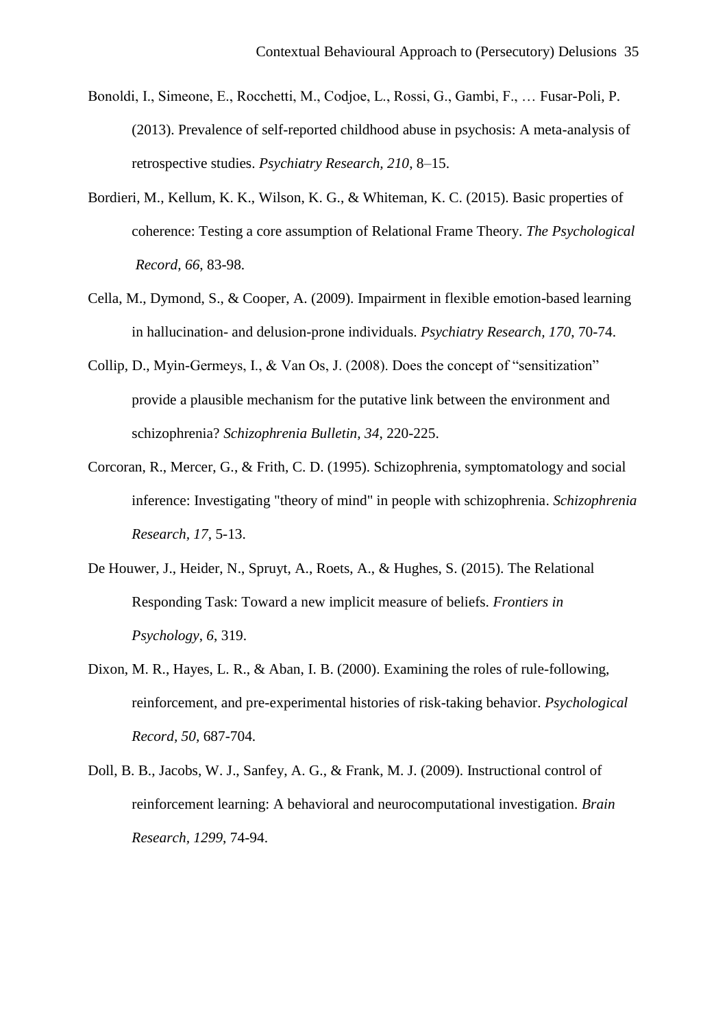Bonoldi, I., Simeone, E., Rocchetti, M., Codjoe, L., Rossi, G., Gambi, F., … Fusar-Poli, P. (2013). Prevalence of self-reported childhood abuse in psychosis: A meta-analysis of retrospective studies. *Psychiatry Research, 210*, 8–15.

Bordieri, M., Kellum, K. K., Wilson, K. G., & Whiteman, K. C. (2015). Basic properties of coherence: Testing a core assumption of Relational Frame Theory. *The Psychological Record, 66*, 83-98.

Cella, M., Dymond, S., & Cooper, A. (2009). Impairment in flexible emotion-based learning in hallucination- and delusion-prone individuals. *Psychiatry Research, 170*, 70-74.

Collip, D., Myin-Germeys, I., & Van Os, J. (2008). Does the concept of "sensitization" provide a plausible mechanism for the putative link between the environment and schizophrenia? *Schizophrenia Bulletin, 34*, 220-225.

Corcoran, R., Mercer, G., & Frith, C. D. (1995). Schizophrenia, symptomatology and social inference: Investigating "theory of mind" in people with schizophrenia. *Schizophrenia Research, 17*, 5-13.

De Houwer, J., Heider, N., Spruyt, A., Roets, A., & Hughes, S. (2015). The Relational Responding Task: Toward a new implicit measure of beliefs. *Frontiers in Psychology, 6*, 319.

Dixon, M. R., Hayes, L. R., & Aban, I. B. (2000). Examining the roles of rule-following, reinforcement, and pre-experimental histories of risk-taking behavior. *Psychological Record, 50*, 687-704.

Doll, B. B., Jacobs, W. J., Sanfey, A. G., & Frank, M. J. (2009). Instructional control of reinforcement learning: A behavioral and neurocomputational investigation. *Brain Research, 1299*, 74-94.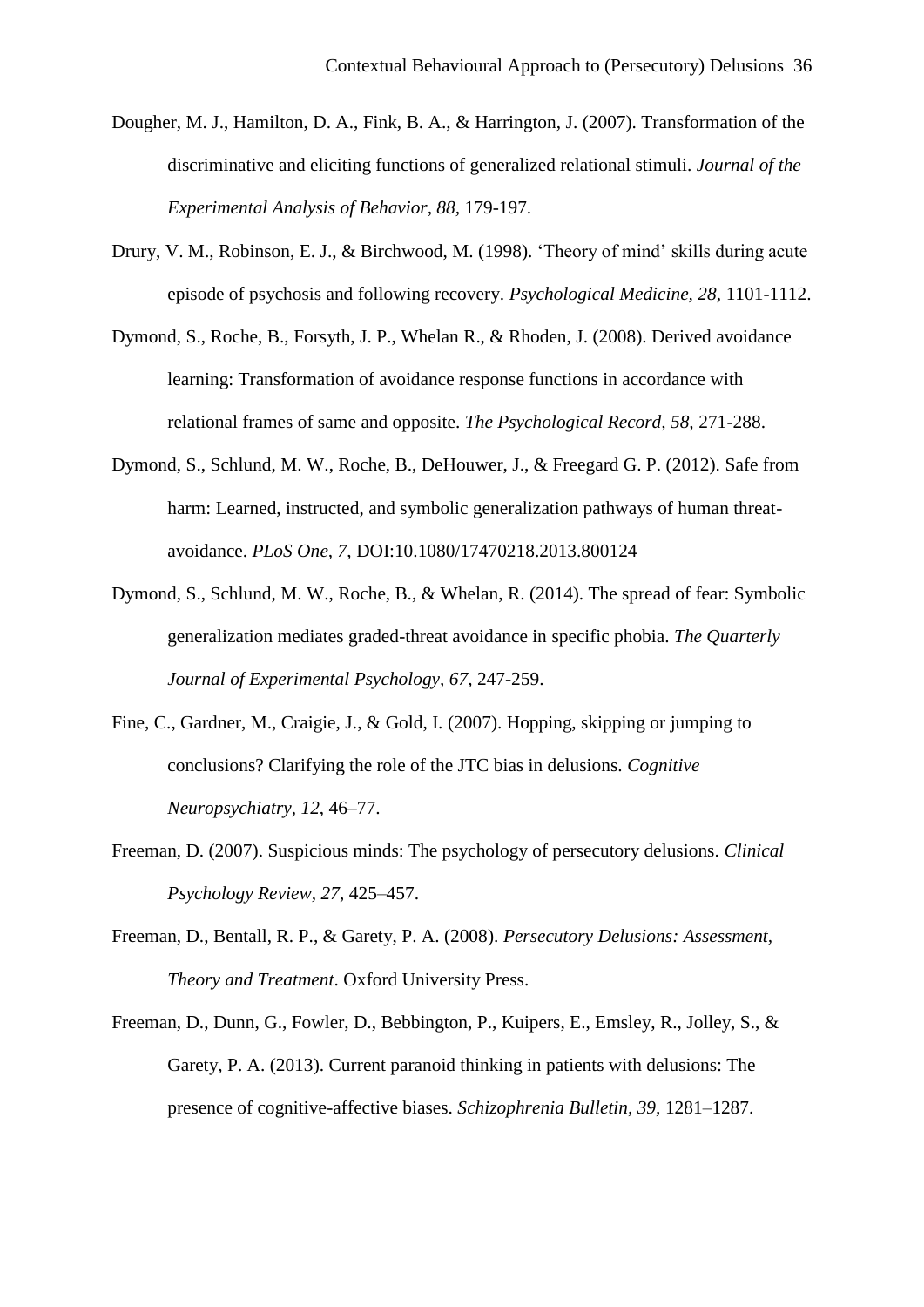Dougher, M. J., Hamilton, D. A., Fink, B. A., & Harrington, J. (2007). Transformation of the discriminative and eliciting functions of generalized relational stimuli. *Journal of the Experimental Analysis of Behavior, 88*, 179-197.

Drury, V. M., Robinson, E. J., & Birchwood, M. (1998). 'Theory of mind' skills during acute episode of psychosis and following recovery. *Psychological Medicine, 28*, 1101-1112.

Dymond, S., Roche, B., Forsyth, J. P., Whelan R., & Rhoden, J. (2008). Derived avoidance learning: Transformation of avoidance response functions in accordance with relational frames of same and opposite. *The Psychological Record, 58,* 271-288.

Dymond, S., Schlund, M. W., Roche, B., DeHouwer, J., & Freegard G. P. (2012). Safe from harm: Learned, instructed, and symbolic generalization pathways of human threat-avoidance. *PLoS One, 7*, DOI:10.1080/17470218.2013.800124

Dymond, S., Schlund, M. W., Roche, B., & Whelan, R. (2014). The spread of fear: Symbolic generalization mediates graded-threat avoidance in specific phobia. *The Quarterly Journal of Experimental Psychology, 67,* 247-259.

Fine, C., Gardner, M., Craigie, J., & Gold, I. (2007). Hopping, skipping or jumping to conclusions? Clarifying the role of the JTC bias in delusions. *Cognitive Neuropsychiatry*, *12*, 46–77.

Freeman, D. (2007). Suspicious minds: The psychology of persecutory delusions. *Clinical Psychology Review*, *27*, 425–457.

Freeman, D., Bentall, R. P., & Garety, P. A. (2008). *Persecutory Delusions: Assessment, Theory and Treatment*. Oxford University Press.

Freeman, D., Dunn, G., Fowler, D., Bebbington, P., Kuipers, E., Emsley, R., Jolley, S., & Garety, P. A. (2013). Current paranoid thinking in patients with delusions: The presence of cognitive-affective biases. *Schizophrenia Bulletin, 39,* 1281–1287.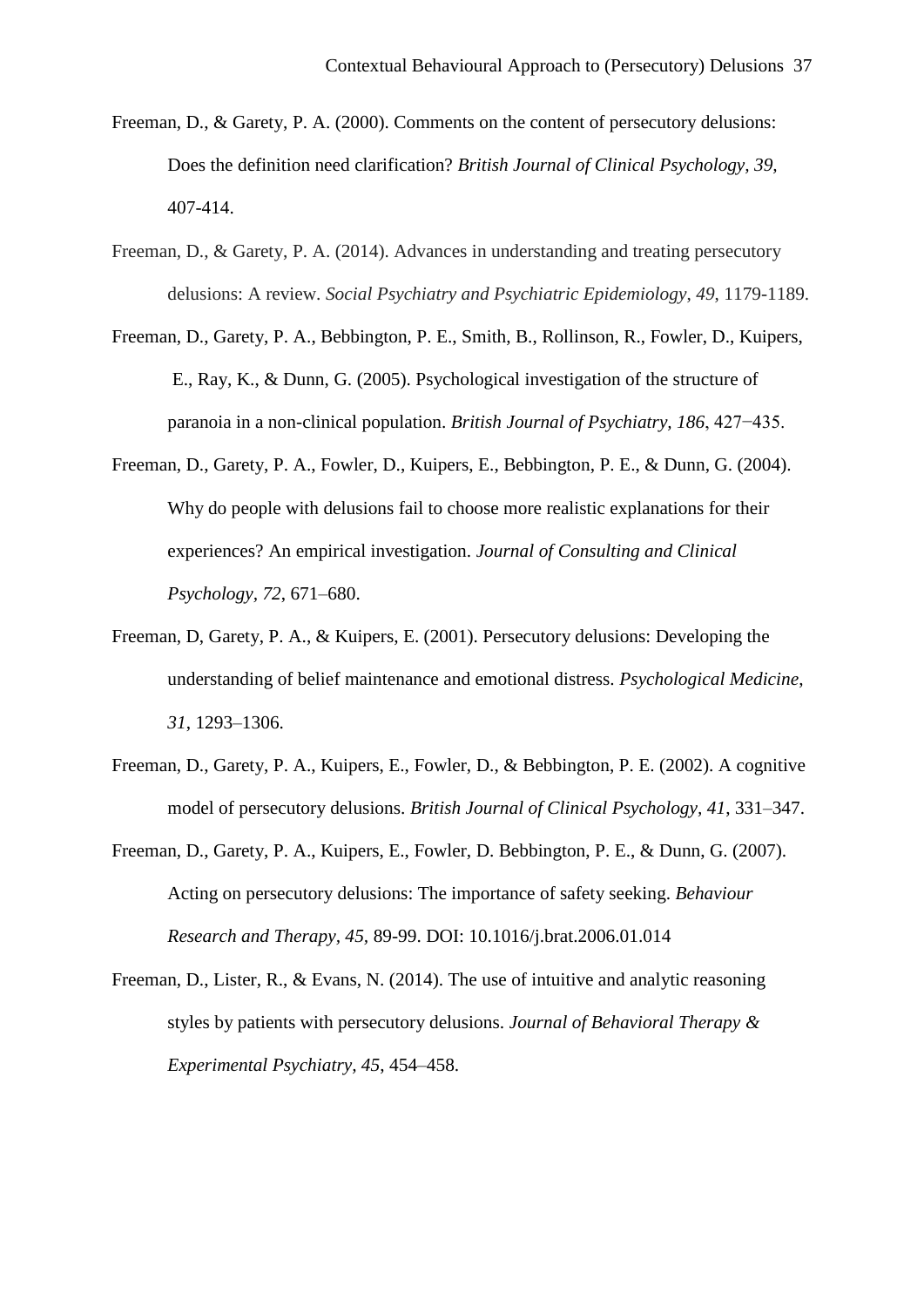Freeman, D., & Garety, P. A. (2000). Comments on the content of persecutory delusions: Does the definition need clarification? *British Journal of Clinical Psychology, 39,* 407-414.

Freeman, D., & Garety, P. A. (2014). Advances in understanding and treating persecutory delusions: A review. *Social Psychiatry and Psychiatric Epidemiology*, *49*, 1179-1189.

Freeman, D., Garety, P. A., Bebbington, P. E., Smith, B., Rollinson, R., Fowler, D., Kuipers, E., Ray, K., & Dunn, G. (2005). Psychological investigation of the structure of paranoia in a non-clinical population. *British Journal of Psychiatry, 186*, 427−435.

Freeman, D., Garety, P. A., Fowler, D., Kuipers, E., Bebbington, P. E., & Dunn, G. (2004). Why do people with delusions fail to choose more realistic explanations for their experiences? An empirical investigation. *Journal of Consulting and Clinical Psychology, 72*, 671–680.

Freeman, D, Garety, P. A., & Kuipers, E. (2001). Persecutory delusions: Developing the understanding of belief maintenance and emotional distress. *Psychological Medicine*, *31*, 1293–1306.

Freeman, D., Garety, P. A., Kuipers, E., Fowler, D., & Bebbington, P. E. (2002). A cognitive model of persecutory delusions. *British Journal of Clinical Psychology*, *41*, 331–347.

Freeman, D., Garety, P. A., Kuipers, E., Fowler, D. Bebbington, P. E., & Dunn, G. (2007). Acting on persecutory delusions: The importance of safety seeking. *Behaviour Research and Therapy, 45,* 89-99. DOI: 10.1016/j.brat.2006.01.014

Freeman, D., Lister, R., & Evans, N. (2014). The use of intuitive and analytic reasoning styles by patients with persecutory delusions. *Journal of Behavioral Therapy & Experimental Psychiatry, 45*, 454–458.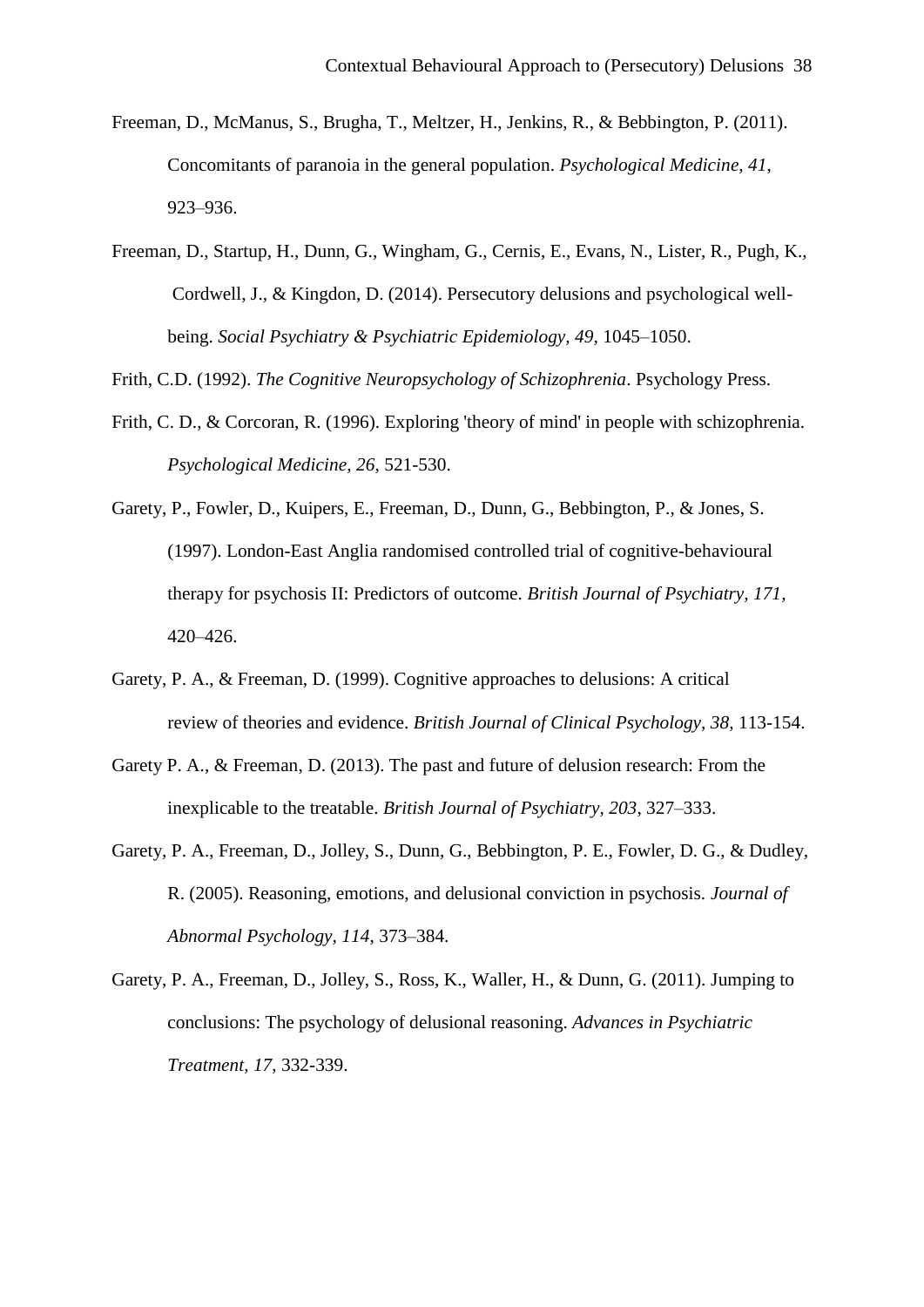Freeman, D., McManus, S., Brugha, T., Meltzer, H., Jenkins, R., & Bebbington, P. (2011). Concomitants of paranoia in the general population. *Psychological Medicine, 41*, 923–936.

Freeman, D., Startup, H., Dunn, G., Wingham, G., Cernis, E., Evans, N., Lister, R., Pugh, K., Cordwell, J., & Kingdon, D. (2014). Persecutory delusions and psychological well-being. *Social Psychiatry & Psychiatric Epidemiology, 49*, 1045–1050.

Frith, C.D. (1992). *The Cognitive Neuropsychology of Schizophrenia*. Psychology Press.

Frith, C. D., & Corcoran, R. (1996). Exploring 'theory of mind' in people with schizophrenia. *Psychological Medicine, 26*, 521-530.

Garety, P., Fowler, D., Kuipers, E., Freeman, D., Dunn, G., Bebbington, P., & Jones, S. (1997). London-East Anglia randomised controlled trial of cognitive-behavioural therapy for psychosis II: Predictors of outcome. *British Journal of Psychiatry, 171*, 420–426.

Garety, P. A., & Freeman, D. (1999). Cognitive approaches to delusions: A critical review of theories and evidence. *British Journal of Clinical Psychology, 38*, 113-154.

Garety P. A., & Freeman, D. (2013). The past and future of delusion research: From the inexplicable to the treatable. *British Journal of Psychiatry, 203*, 327–333.

Garety, P. A., Freeman, D., Jolley, S., Dunn, G., Bebbington, P. E., Fowler, D. G., & Dudley, R. (2005). Reasoning, emotions, and delusional conviction in psychosis. *Journal of Abnormal Psychology, 114*, 373–384.

Garety, P. A., Freeman, D., Jolley, S., Ross, K., Waller, H., & Dunn, G. (2011). Jumping to conclusions: The psychology of delusional reasoning. *Advances in Psychiatric Treatment, 17*, 332-339.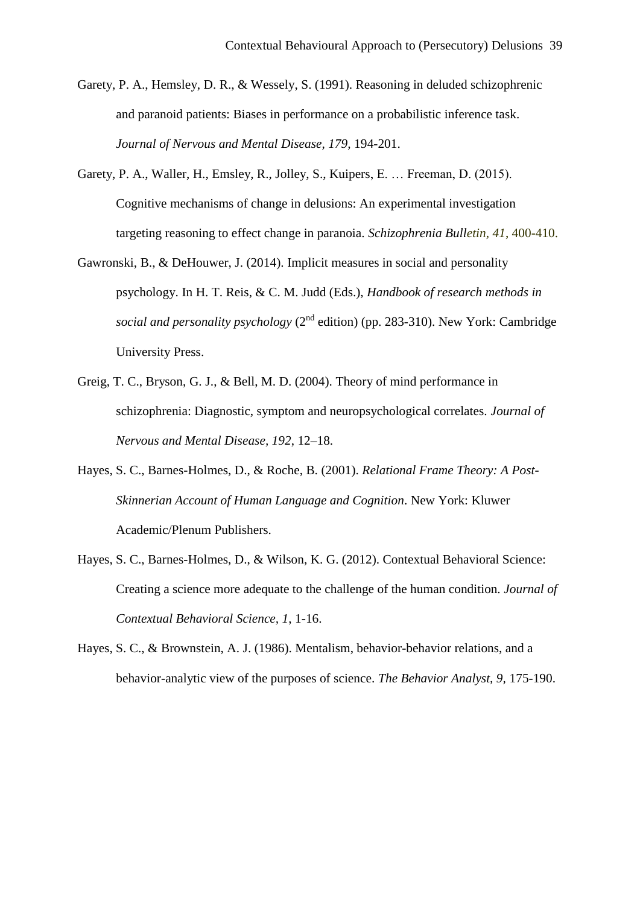Garety, P. A., Hemsley, D. R., & Wessely, S. (1991). Reasoning in deluded schizophrenic and paranoid patients: Biases in performance on a probabilistic inference task. *Journal of Nervous and Mental Disease, 179,* 194-201.

Garety, P. A., Waller, H., Emsley, R., Jolley, S., Kuipers, E. … Freeman, D. (2015). Cognitive mechanisms of change in delusions: An experimental investigation targeting reasoning to effect change in paranoia. *Schizophrenia Bulletin, 41,* 400-410.

Gawronski, B., & DeHouwer, J. (2014). Implicit measures in social and personality psychology. In H. T. Reis, & C. M. Judd (Eds.), *Handbook of research methods in social and personality psychology* (2nd edition) (pp. 283-310). New York: Cambridge University Press.

Greig, T. C., Bryson, G. J., & Bell, M. D. (2004). Theory of mind performance in schizophrenia: Diagnostic, symptom and neuropsychological correlates. *Journal of Nervous and Mental Disease, 192*, 12–18.

Hayes, S. C., Barnes-Holmes, D., & Roche, B. (2001). *Relational Frame Theory: A Post-Skinnerian Account of Human Language and Cognition*. New York: Kluwer Academic/Plenum Publishers.

Hayes, S. C., Barnes-Holmes, D., & Wilson, K. G. (2012). Contextual Behavioral Science: Creating a science more adequate to the challenge of the human condition. *Journal of Contextual Behavioral Science, 1,* 1-16.

Hayes, S. C., & Brownstein, A. J. (1986). Mentalism, behavior-behavior relations, and a behavior-analytic view of the purposes of science. *The Behavior Analyst, 9,* 175-190.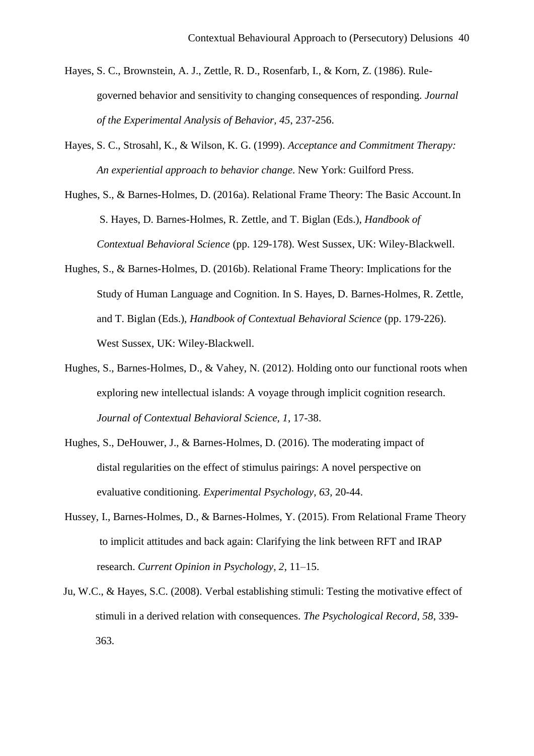Hayes, S. C., Brownstein, A. J., Zettle, R. D., Rosenfarb, I., & Korn, Z. (1986). Rule-governed behavior and sensitivity to changing consequences of responding. *Journal of the Experimental Analysis of Behavior, 45*, 237-256.

Hayes, S. C., Strosahl, K., & Wilson, K. G. (1999). *Acceptance and Commitment Therapy: An experiential approach to behavior change*. New York: Guilford Press.

Hughes, S., & Barnes-Holmes, D. (2016a). Relational Frame Theory: The Basic Account. In S. Hayes, D. Barnes-Holmes, R. Zettle, and T. Biglan (Eds.), *Handbook of Contextual Behavioral Science* (pp. 129-178). West Sussex, UK: Wiley-Blackwell.

Hughes, S., & Barnes-Holmes, D. (2016b). Relational Frame Theory: Implications for the Study of Human Language and Cognition. In S. Hayes, D. Barnes-Holmes, R. Zettle, and T. Biglan (Eds.), *Handbook of Contextual Behavioral Science* (pp. 179-226). West Sussex, UK: Wiley-Blackwell.

Hughes, S., Barnes-Holmes, D., & Vahey, N. (2012). Holding onto our functional roots when exploring new intellectual islands: A voyage through implicit cognition research. *Journal of Contextual Behavioral Science, 1,* 17-38.

Hughes, S., DeHouwer, J., & Barnes-Holmes, D. (2016). The moderating impact of distal regularities on the effect of stimulus pairings: A novel perspective on evaluative conditioning. *Experimental Psychology, 63*, 20-44.

Hussey, I., Barnes-Holmes, D., & Barnes-Holmes, Y. (2015). From Relational Frame Theory to implicit attitudes and back again: Clarifying the link between RFT and IRAP research. *Current Opinion in Psychology, 2*, 11–15.

Ju, W.C., & Hayes, S.C. (2008). Verbal establishing stimuli: Testing the motivative effect of stimuli in a derived relation with consequences. *The Psychological Record, 58*, 339-363.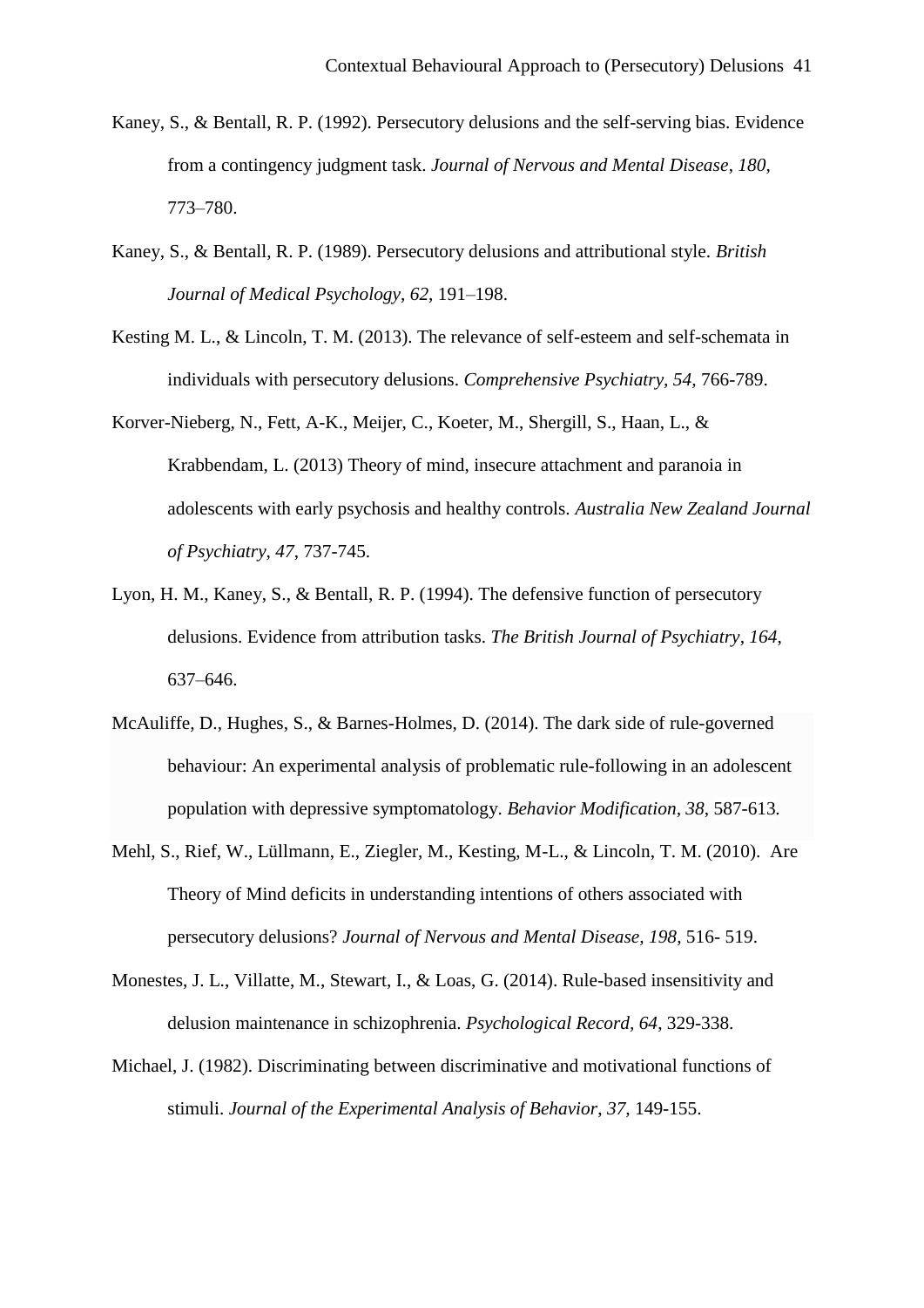Kaney, S., & Bentall, R. P. (1992). Persecutory delusions and the self-serving bias. Evidence from a contingency judgment task. *Journal of Nervous and Mental Disease*, *180*, 773–780.

Kaney, S., & Bentall, R. P. (1989). Persecutory delusions and attributional style. *British Journal of Medical Psychology*, *62*, 191–198.

Kesting M. L., & Lincoln, T. M. (2013). The relevance of self-esteem and self-schemata in individuals with persecutory delusions. *Comprehensive Psychiatry, 54*, 766-789.

Korver-Nieberg, N., Fett, A-K., Meijer, C., Koeter, M., Shergill, S., Haan, L., & Krabbendam, L. (2013) Theory of mind, insecure attachment and paranoia in adolescents with early psychosis and healthy controls. *Australia New Zealand Journal of Psychiatry, 47*, 737-745.

Lyon, H. M., Kaney, S., & Bentall, R. P. (1994). The defensive function of persecutory delusions. Evidence from attribution tasks. *The British Journal of Psychiatry*, *164*, 637–646.

McAuliffe, D., Hughes, S., & Barnes-Holmes, D. (2014). The dark side of rule-governed behaviour: An experimental analysis of problematic rule-following in an adolescent population with depressive symptomatology. *Behavior Modification, 38*, 587-613.

Mehl, S., Rief, W., Lüllmann, E., Ziegler, M., Kesting, M-L., & Lincoln, T. M. (2010). Are Theory of Mind deficits in understanding intentions of others associated with persecutory delusions? *Journal of Nervous and Mental Disease, 198*, 516- 519.

Monestes, J. L., Villatte, M., Stewart, I., & Loas, G. (2014). Rule-based insensitivity and delusion maintenance in schizophrenia. *Psychological Record*, *64*, 329-338.

Michael, J. (1982). Discriminating between discriminative and motivational functions of stimuli. *Journal of the Experimental Analysis of Behavior*, *37*, 149-155.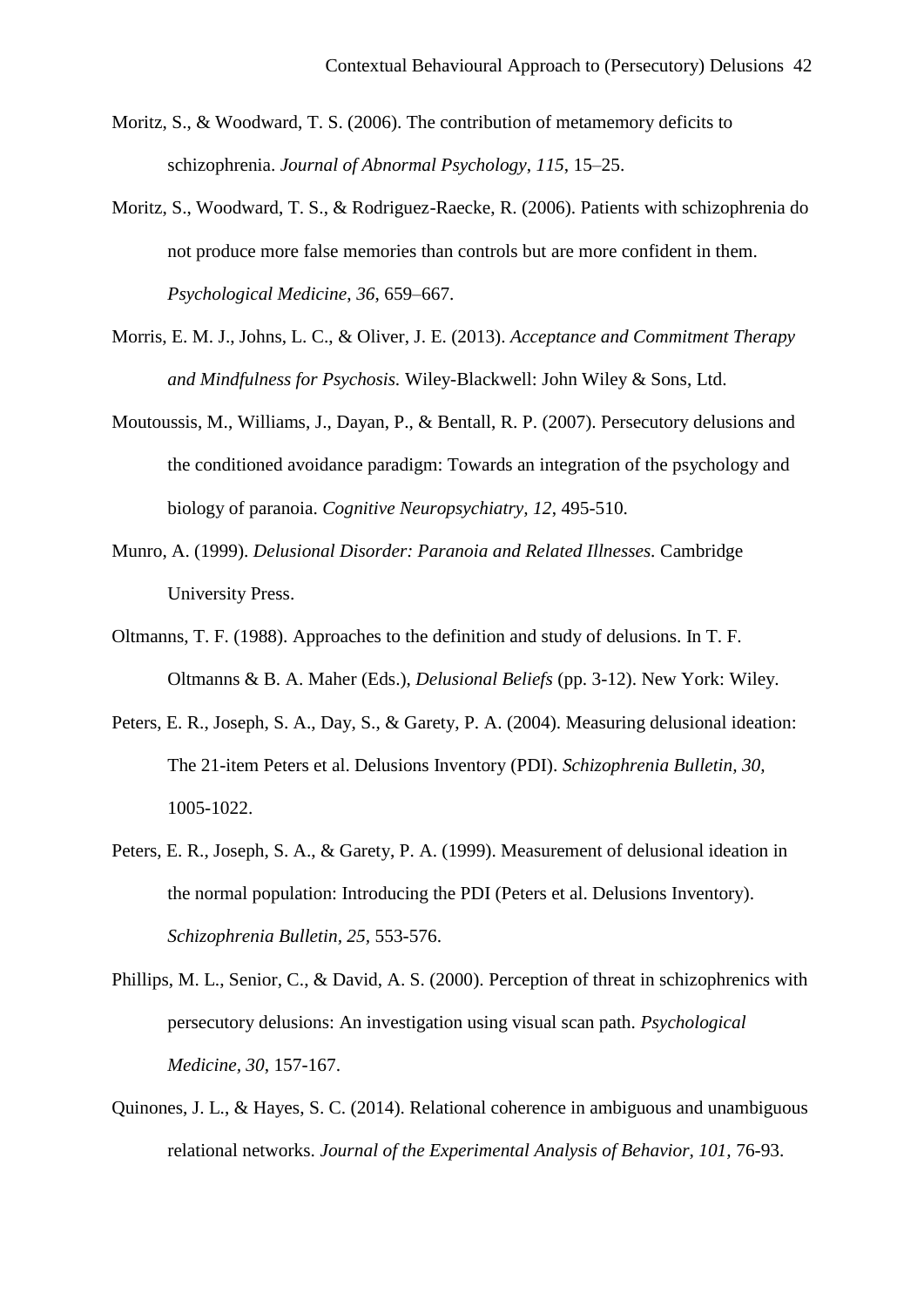Moritz, S., & Woodward, T. S. (2006). The contribution of metamemory deficits to schizophrenia. *Journal of Abnormal Psychology, 115*, 15–25.

Moritz, S., Woodward, T. S., & Rodriguez-Raecke, R. (2006). Patients with schizophrenia do not produce more false memories than controls but are more confident in them. *Psychological Medicine, 36*, 659–667.

Morris, E. M. J., Johns, L. C., & Oliver, J. E. (2013). *Acceptance and Commitment Therapy and Mindfulness for Psychosis.* Wiley-Blackwell: John Wiley & Sons, Ltd.

Moutoussis, M., Williams, J., Dayan, P., & Bentall, R. P. (2007). Persecutory delusions and the conditioned avoidance paradigm: Towards an integration of the psychology and biology of paranoia. *Cognitive Neuropsychiatry, 12*, 495-510.

Munro, A. (1999). *Delusional Disorder: Paranoia and Related Illnesses.* Cambridge University Press.

Oltmanns, T. F. (1988). Approaches to the definition and study of delusions. In T. F. Oltmanns & B. A. Maher (Eds.), *Delusional Beliefs* (pp. 3-12). New York: Wiley.

Peters, E. R., Joseph, S. A., Day, S., & Garety, P. A. (2004). Measuring delusional ideation: The 21-item Peters et al. Delusions Inventory (PDI). *Schizophrenia Bulletin, 30*, 1005-1022.

Peters, E. R., Joseph, S. A., & Garety, P. A. (1999). Measurement of delusional ideation in the normal population: Introducing the PDI (Peters et al. Delusions Inventory). *Schizophrenia Bulletin, 25*, 553-576.

Phillips, M. L., Senior, C., & David, A. S. (2000). Perception of threat in schizophrenics with persecutory delusions: An investigation using visual scan path. *Psychological Medicine, 30*, 157-167.

Quinones, J. L., & Hayes, S. C. (2014). Relational coherence in ambiguous and unambiguous relational networks. *Journal of the Experimental Analysis of Behavior, 101*, 76-93.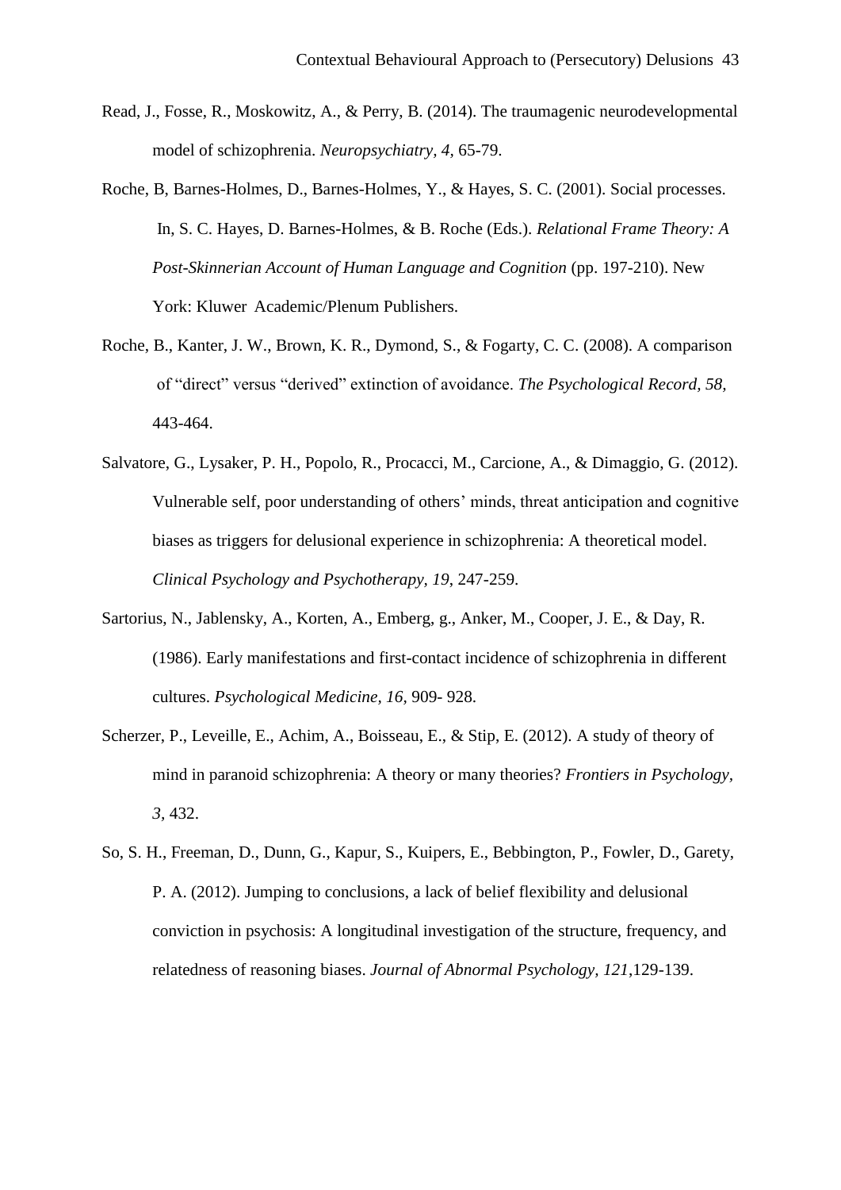Read, J., Fosse, R., Moskowitz, A., & Perry, B. (2014). The traumagenic neurodevelopmental model of schizophrenia. *Neuropsychiatry, 4,* 65-79.

Roche, B, Barnes-Holmes, D., Barnes-Holmes, Y., & Hayes, S. C. (2001). Social processes. In, S. C. Hayes, D. Barnes-Holmes, & B. Roche (Eds.). *Relational Frame Theory: A Post-Skinnerian Account of Human Language and Cognition* (pp. 197-210). New York: Kluwer Academic/Plenum Publishers.

Roche, B., Kanter, J. W., Brown, K. R., Dymond, S., & Fogarty, C. C. (2008). A comparison of "direct" versus "derived" extinction of avoidance. *The Psychological Record, 58,* 443-464.

Salvatore, G., Lysaker, P. H., Popolo, R., Procacci, M., Carcione, A., & Dimaggio, G. (2012). Vulnerable self, poor understanding of others' minds, threat anticipation and cognitive biases as triggers for delusional experience in schizophrenia: A theoretical model. *Clinical Psychology and Psychotherapy, 19*, 247-259.

Sartorius, N., Jablensky, A., Korten, A., Emberg, g., Anker, M., Cooper, J. E., & Day, R. (1986). Early manifestations and first-contact incidence of schizophrenia in different cultures. *Psychological Medicine, 16,* 909- 928.

Scherzer, P., Leveille, E., Achim, A., Boisseau, E., & Stip, E. (2012). A study of theory of mind in paranoid schizophrenia: A theory or many theories? *Frontiers in Psychology, 3,* 432.

So, S. H., Freeman, D., Dunn, G., Kapur, S., Kuipers, E., Bebbington, P., Fowler, D., Garety, P. A. (2012). Jumping to conclusions, a lack of belief flexibility and delusional conviction in psychosis: A longitudinal investigation of the structure, frequency, and relatedness of reasoning biases. *Journal of Abnormal Psychology, 121*,129-139.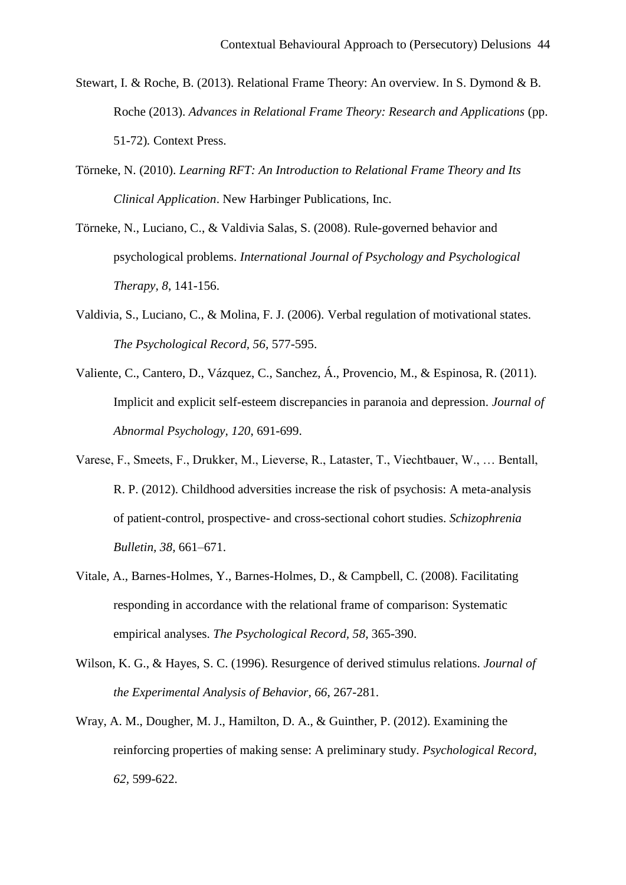Stewart, I. & Roche, B. (2013). Relational Frame Theory: An overview. In S. Dymond & B. Roche (2013). *Advances in Relational Frame Theory: Research and Applications* (pp. 51-72). Context Press.

Törneke, N. (2010). *Learning RFT: An Introduction to Relational Frame Theory and Its Clinical Application*. New Harbinger Publications, Inc.

Törneke, N., Luciano, C., & Valdivia Salas, S. (2008). Rule-governed behavior and psychological problems. *International Journal of Psychology and Psychological Therapy, 8*, 141-156.

Valdivia, S., Luciano, C., & Molina, F. J. (2006). Verbal regulation of motivational states. *The Psychological Record, 56*, 577-595.

Valiente, C., Cantero, D., Vázquez, C., Sanchez, Á., Provencio, M., & Espinosa, R. (2011). Implicit and explicit self-esteem discrepancies in paranoia and depression. *Journal of Abnormal Psychology, 120*, 691-699.

Varese, F., Smeets, F., Drukker, M., Lieverse, R., Lataster, T., Viechtbauer, W., … Bentall, R. P. (2012). Childhood adversities increase the risk of psychosis: A meta-analysis of patient-control, prospective- and cross-sectional cohort studies. *Schizophrenia Bulletin, 38*, 661–671.

Vitale, A., Barnes-Holmes, Y., Barnes-Holmes, D., & Campbell, C. (2008). Facilitating responding in accordance with the relational frame of comparison: Systematic empirical analyses. *The Psychological Record, 58*, 365-390.

Wilson, K. G., & Hayes, S. C. (1996). Resurgence of derived stimulus relations. *Journal of the Experimental Analysis of Behavior, 66*, 267-281.

Wray, A. M., Dougher, M. J., Hamilton, D. A., & Guinther, P. (2012). Examining the reinforcing properties of making sense: A preliminary study. *Psychological Record, 62*, 599-622.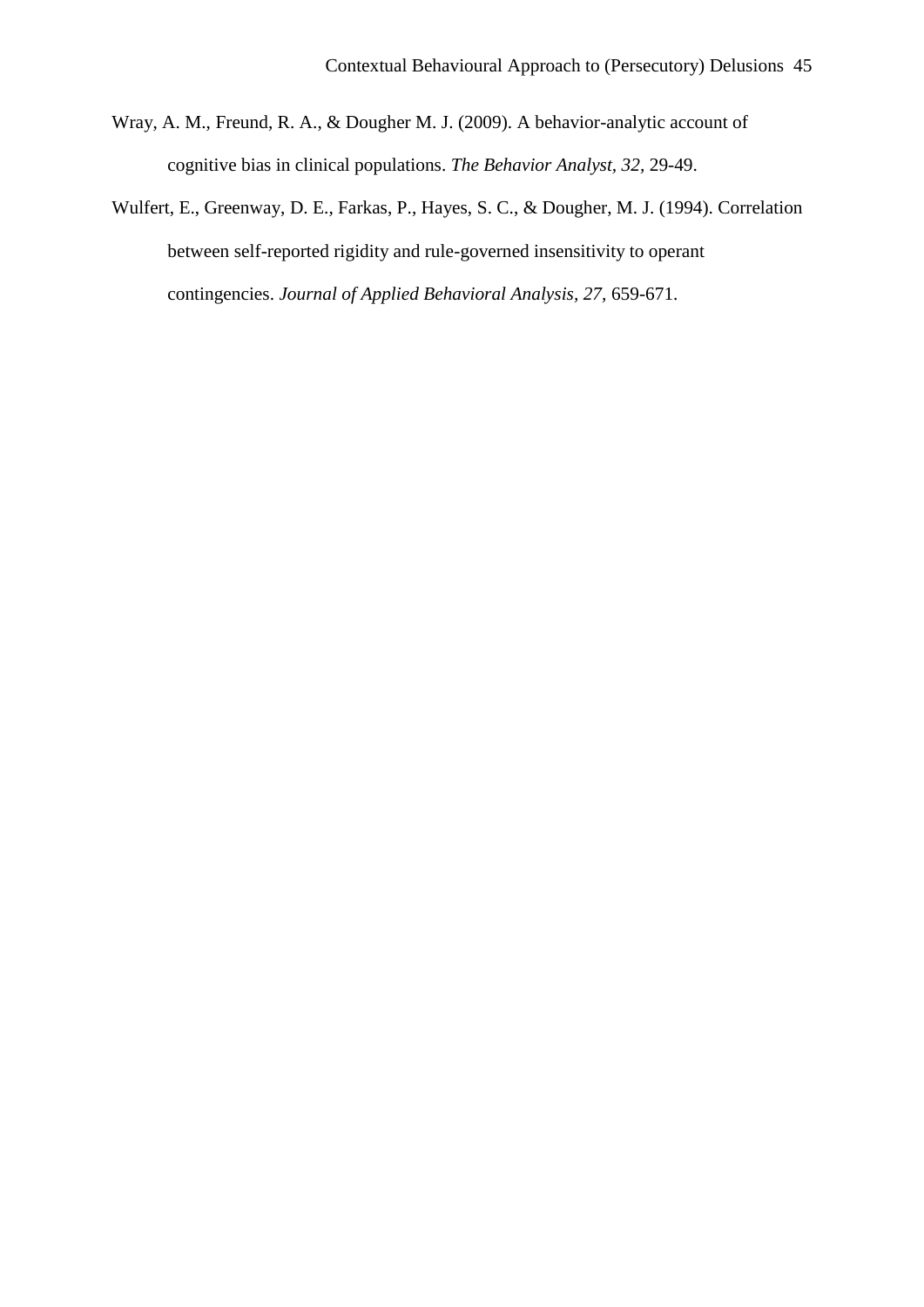Wray, A. M., Freund, R. A., & Dougher M. J. (2009). A behavior-analytic account of cognitive bias in clinical populations. *The Behavior Analyst, 32,* 29-49.

Wulfert, E., Greenway, D. E., Farkas, P., Hayes, S. C., & Dougher, M. J. (1994). Correlation between self-reported rigidity and rule-governed insensitivity to operant contingencies. *Journal of Applied Behavioral Analysis, 27,* 659-671.